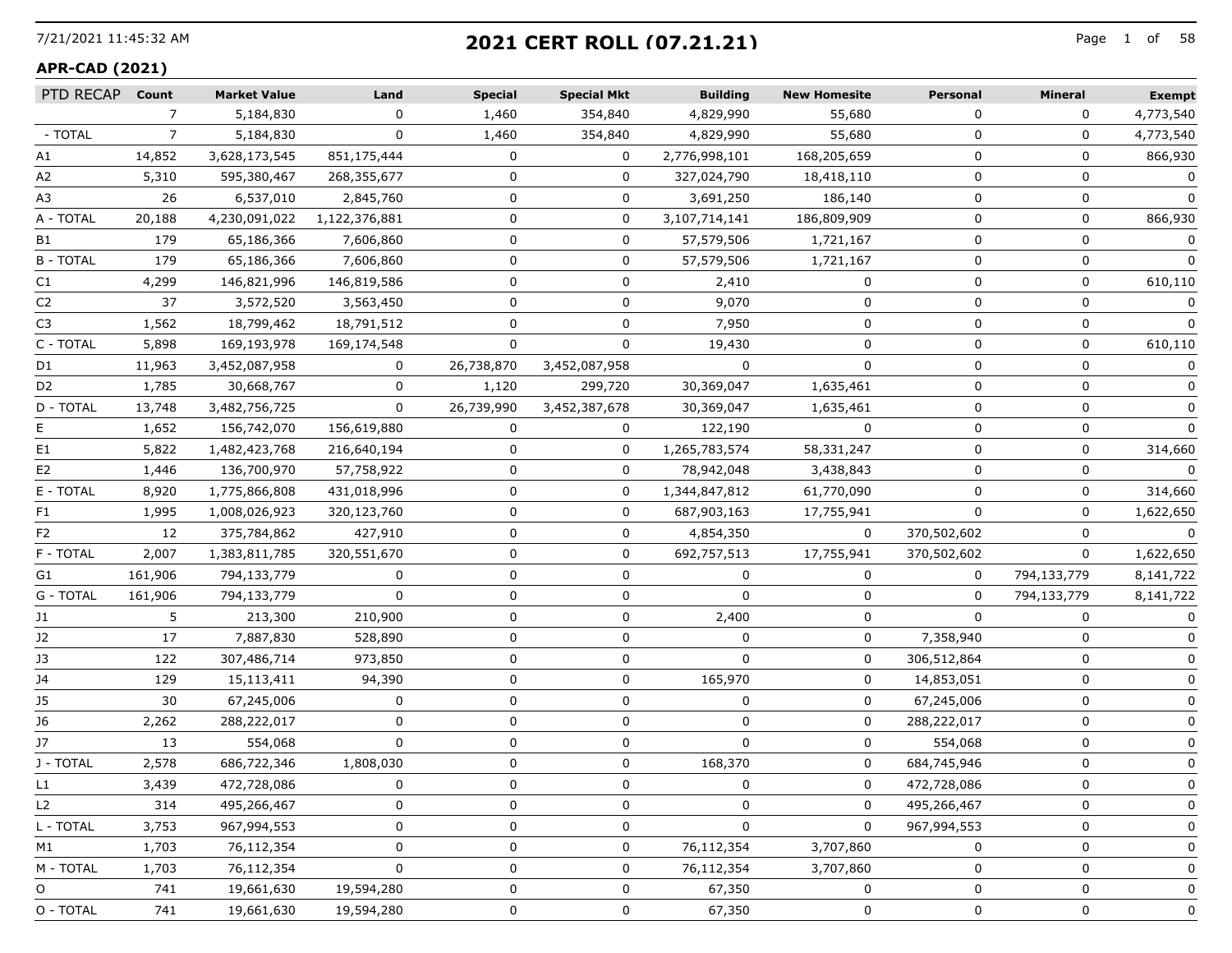7/21/2021 11:45:32 AM

# 2021 CERT ROLL (07.21.21)

**APR-CAD (2021)**

| PTD RECAP | Count | Market Value | Land | Special | Special Mkt | Building | New Homesite | Personal | Mineral | Exempt |
|---|---|---|---|---|---|---|---|---|---|---|
| | 7 | 5,184,830 | 0 | 1,460 | 354,840 | 4,829,990 | 55,680 | 0 | 0 | 4,773,540 |
| - TOTAL | 7 | 5,184,830 | 0 | 1,460 | 354,840 | 4,829,990 | 55,680 | 0 | 0 | 4,773,540 |
| A1 | 14,852 | 3,628,173,545 | 851,175,444 | 0 | 0 | 2,776,998,101 | 168,205,659 | 0 | 0 | 866,930 |
| A2 | 5,310 | 595,380,467 | 268,355,677 | 0 | 0 | 327,024,790 | 18,418,110 | 0 | 0 | 0 |
| A3 | 26 | 6,537,010 | 2,845,760 | 0 | 0 | 3,691,250 | 186,140 | 0 | 0 | 0 |
| A - TOTAL | 20,188 | 4,230,091,022 | 1,122,376,881 | 0 | 0 | 3,107,714,141 | 186,809,909 | 0 | 0 | 866,930 |
| B1 | 179 | 65,186,366 | 7,606,860 | 0 | 0 | 57,579,506 | 1,721,167 | 0 | 0 | 0 |
| B - TOTAL | 179 | 65,186,366 | 7,606,860 | 0 | 0 | 57,579,506 | 1,721,167 | 0 | 0 | 0 |
| C1 | 4,299 | 146,821,996 | 146,819,586 | 0 | 0 | 2,410 | 0 | 0 | 0 | 610,110 |
| C2 | 37 | 3,572,520 | 3,563,450 | 0 | 0 | 9,070 | 0 | 0 | 0 | 0 |
| C3 | 1,562 | 18,799,462 | 18,791,512 | 0 | 0 | 7,950 | 0 | 0 | 0 | 0 |
| C - TOTAL | 5,898 | 169,193,978 | 169,174,548 | 0 | 0 | 19,430 | 0 | 0 | 0 | 610,110 |
| D1 | 11,963 | 3,452,087,958 | 0 | 26,738,870 | 3,452,087,958 | 0 | 0 | 0 | 0 | 0 |
| D2 | 1,785 | 30,668,767 | 0 | 1,120 | 299,720 | 30,369,047 | 1,635,461 | 0 | 0 | 0 |
| D - TOTAL | 13,748 | 3,482,756,725 | 0 | 26,739,990 | 3,452,387,678 | 30,369,047 | 1,635,461 | 0 | 0 | 0 |
| E | 1,652 | 156,742,070 | 156,619,880 | 0 | 0 | 122,190 | 0 | 0 | 0 | 0 |
| E1 | 5,822 | 1,482,423,768 | 216,640,194 | 0 | 0 | 1,265,783,574 | 58,331,247 | 0 | 0 | 314,660 |
| E2 | 1,446 | 136,700,970 | 57,758,922 | 0 | 0 | 78,942,048 | 3,438,843 | 0 | 0 | 0 |
| E - TOTAL | 8,920 | 1,775,866,808 | 431,018,996 | 0 | 0 | 1,344,847,812 | 61,770,090 | 0 | 0 | 314,660 |
| F1 | 1,995 | 1,008,026,923 | 320,123,760 | 0 | 0 | 687,903,163 | 17,755,941 | 0 | 0 | 1,622,650 |
| F2 | 12 | 375,784,862 | 427,910 | 0 | 0 | 4,854,350 | 0 | 370,502,602 | 0 | 0 |
| F - TOTAL | 2,007 | 1,383,811,785 | 320,551,670 | 0 | 0 | 692,757,513 | 17,755,941 | 370,502,602 | 0 | 1,622,650 |
| G1 | 161,906 | 794,133,779 | 0 | 0 | 0 | 0 | 0 | 0 | 794,133,779 | 8,141,722 |
| G - TOTAL | 161,906 | 794,133,779 | 0 | 0 | 0 | 0 | 0 | 0 | 794,133,779 | 8,141,722 |
| J1 | 5 | 213,300 | 210,900 | 0 | 0 | 2,400 | 0 | 0 | 0 | 0 |
| J2 | 17 | 7,887,830 | 528,890 | 0 | 0 | 0 | 0 | 7,358,940 | 0 | 0 |
| J3 | 122 | 307,486,714 | 973,850 | 0 | 0 | 0 | 0 | 306,512,864 | 0 | 0 |
| J4 | 129 | 15,113,411 | 94,390 | 0 | 0 | 165,970 | 0 | 14,853,051 | 0 | 0 |
| J5 | 30 | 67,245,006 | 0 | 0 | 0 | 0 | 0 | 67,245,006 | 0 | 0 |
| J6 | 2,262 | 288,222,017 | 0 | 0 | 0 | 0 | 0 | 288,222,017 | 0 | 0 |
| J7 | 13 | 554,068 | 0 | 0 | 0 | 0 | 0 | 554,068 | 0 | 0 |
| J - TOTAL | 2,578 | 686,722,346 | 1,808,030 | 0 | 0 | 168,370 | 0 | 684,745,946 | 0 | 0 |
| L1 | 3,439 | 472,728,086 | 0 | 0 | 0 | 0 | 0 | 472,728,086 | 0 | 0 |
| L2 | 314 | 495,266,467 | 0 | 0 | 0 | 0 | 0 | 495,266,467 | 0 | 0 |
| L - TOTAL | 3,753 | 967,994,553 | 0 | 0 | 0 | 0 | 0 | 967,994,553 | 0 | 0 |
| M1 | 1,703 | 76,112,354 | 0 | 0 | 0 | 76,112,354 | 3,707,860 | 0 | 0 | 0 |
| M - TOTAL | 1,703 | 76,112,354 | 0 | 0 | 0 | 76,112,354 | 3,707,860 | 0 | 0 | 0 |
| O | 741 | 19,661,630 | 19,594,280 | 0 | 0 | 67,350 | 0 | 0 | 0 | 0 |
| O - TOTAL | 741 | 19,661,630 | 19,594,280 | 0 | 0 | 67,350 | 0 | 0 | 0 | 0 |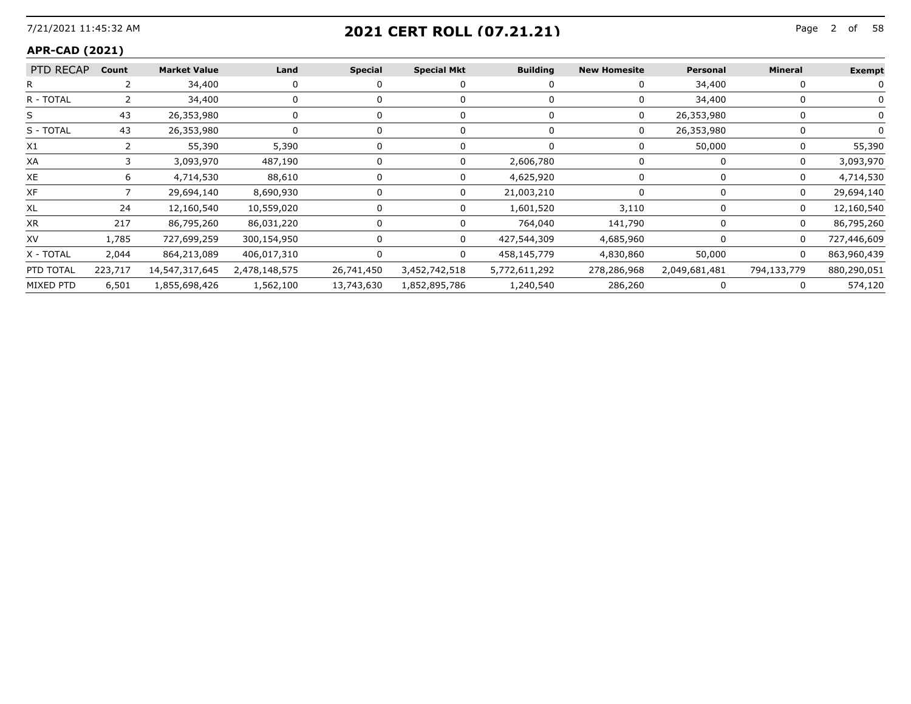## 2021 CERT ROLL (07.21.21)

**APR-CAD (2021)**

| PTD RECAP | Count | Market Value | Land | Special | Special Mkt | Building | New Homesite | Personal | Mineral | Exempt |
|---|---|---|---|---|---|---|---|---|---|---|
| R | 2 | 34,400 | 0 | 0 | 0 | 0 | 0 | 34,400 | 0 | 0 |
| R - TOTAL | 2 | 34,400 | 0 | 0 | 0 | 0 | 0 | 34,400 | 0 | 0 |
| S | 43 | 26,353,980 | 0 | 0 | 0 | 0 | 0 | 26,353,980 | 0 | 0 |
| S - TOTAL | 43 | 26,353,980 | 0 | 0 | 0 | 0 | 0 | 26,353,980 | 0 | 0 |
| X1 | 2 | 55,390 | 5,390 | 0 | 0 | 0 | 0 | 50,000 | 0 | 55,390 |
| XA | 3 | 3,093,970 | 487,190 | 0 | 0 | 2,606,780 | 0 | 0 | 0 | 3,093,970 |
| XE | 6 | 4,714,530 | 88,610 | 0 | 0 | 4,625,920 | 0 | 0 | 0 | 4,714,530 |
| XF | 7 | 29,694,140 | 8,690,930 | 0 | 0 | 21,003,210 | 0 | 0 | 0 | 29,694,140 |
| XL | 24 | 12,160,540 | 10,559,020 | 0 | 0 | 1,601,520 | 3,110 | 0 | 0 | 12,160,540 |
| XR | 217 | 86,795,260 | 86,031,220 | 0 | 0 | 764,040 | 141,790 | 0 | 0 | 86,795,260 |
| XV | 1,785 | 727,699,259 | 300,154,950 | 0 | 0 | 427,544,309 | 4,685,960 | 0 | 0 | 727,446,609 |
| X - TOTAL | 2,044 | 864,213,089 | 406,017,310 | 0 | 0 | 458,145,779 | 4,830,860 | 50,000 | 0 | 863,960,439 |
| PTD TOTAL | 223,717 | 14,547,317,645 | 2,478,148,575 | 26,741,450 | 3,452,742,518 | 5,772,611,292 | 278,286,968 | 2,049,681,481 | 794,133,779 | 880,290,051 |
| MIXED PTD | 6,501 | 1,855,698,426 | 1,562,100 | 13,743,630 | 1,852,895,786 | 1,240,540 | 286,260 | 0 | 0 | 574,120 |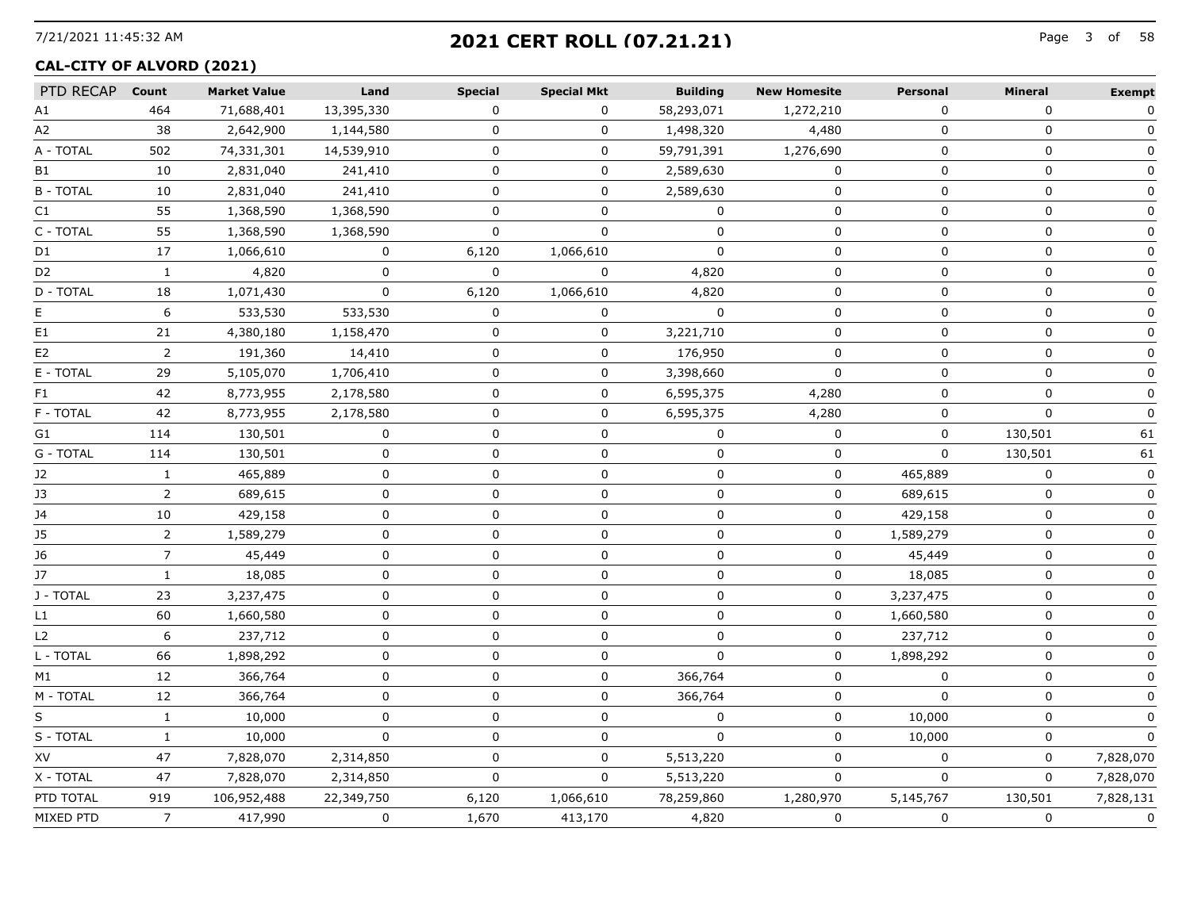## 2021 CERT ROLL (07.21.21)

### CAL-CITY OF ALVORD (2021)

| PTD RECAP | Count | Market Value | Land | Special | Special Mkt | Building | New Homesite | Personal | Mineral | Exempt |
|---|---|---|---|---|---|---|---|---|---|---|
| A1 | 464 | 71,688,401 | 13,395,330 | 0 | 0 | 58,293,071 | 1,272,210 | 0 | 0 | 0 |
| A2 | 38 | 2,642,900 | 1,144,580 | 0 | 0 | 1,498,320 | 4,480 | 0 | 0 | 0 |
| A - TOTAL | 502 | 74,331,301 | 14,539,910 | 0 | 0 | 59,791,391 | 1,276,690 | 0 | 0 | 0 |
| B1 | 10 | 2,831,040 | 241,410 | 0 | 0 | 2,589,630 | 0 | 0 | 0 | 0 |
| B - TOTAL | 10 | 2,831,040 | 241,410 | 0 | 0 | 2,589,630 | 0 | 0 | 0 | 0 |
| C1 | 55 | 1,368,590 | 1,368,590 | 0 | 0 | 0 | 0 | 0 | 0 | 0 |
| C - TOTAL | 55 | 1,368,590 | 1,368,590 | 0 | 0 | 0 | 0 | 0 | 0 | 0 |
| D1 | 17 | 1,066,610 | 0 | 6,120 | 1,066,610 | 0 | 0 | 0 | 0 | 0 |
| D2 | 1 | 4,820 | 0 | 0 | 0 | 4,820 | 0 | 0 | 0 | 0 |
| D - TOTAL | 18 | 1,071,430 | 0 | 6,120 | 1,066,610 | 4,820 | 0 | 0 | 0 | 0 |
| E | 6 | 533,530 | 533,530 | 0 | 0 | 0 | 0 | 0 | 0 | 0 |
| E1 | 21 | 4,380,180 | 1,158,470 | 0 | 0 | 3,221,710 | 0 | 0 | 0 | 0 |
| E2 | 2 | 191,360 | 14,410 | 0 | 0 | 176,950 | 0 | 0 | 0 | 0 |
| E - TOTAL | 29 | 5,105,070 | 1,706,410 | 0 | 0 | 3,398,660 | 0 | 0 | 0 | 0 |
| F1 | 42 | 8,773,955 | 2,178,580 | 0 | 0 | 6,595,375 | 4,280 | 0 | 0 | 0 |
| F - TOTAL | 42 | 8,773,955 | 2,178,580 | 0 | 0 | 6,595,375 | 4,280 | 0 | 0 | 0 |
| G1 | 114 | 130,501 | 0 | 0 | 0 | 0 | 0 | 0 | 130,501 | 61 |
| G - TOTAL | 114 | 130,501 | 0 | 0 | 0 | 0 | 0 | 0 | 130,501 | 61 |
| J2 | 1 | 465,889 | 0 | 0 | 0 | 0 | 0 | 465,889 | 0 | 0 |
| J3 | 2 | 689,615 | 0 | 0 | 0 | 0 | 0 | 689,615 | 0 | 0 |
| J4 | 10 | 429,158 | 0 | 0 | 0 | 0 | 0 | 429,158 | 0 | 0 |
| J5 | 2 | 1,589,279 | 0 | 0 | 0 | 0 | 0 | 1,589,279 | 0 | 0 |
| J6 | 7 | 45,449 | 0 | 0 | 0 | 0 | 0 | 45,449 | 0 | 0 |
| J7 | 1 | 18,085 | 0 | 0 | 0 | 0 | 0 | 18,085 | 0 | 0 |
| J - TOTAL | 23 | 3,237,475 | 0 | 0 | 0 | 0 | 0 | 3,237,475 | 0 | 0 |
| L1 | 60 | 1,660,580 | 0 | 0 | 0 | 0 | 0 | 1,660,580 | 0 | 0 |
| L2 | 6 | 237,712 | 0 | 0 | 0 | 0 | 0 | 237,712 | 0 | 0 |
| L - TOTAL | 66 | 1,898,292 | 0 | 0 | 0 | 0 | 0 | 1,898,292 | 0 | 0 |
| M1 | 12 | 366,764 | 0 | 0 | 0 | 366,764 | 0 | 0 | 0 | 0 |
| M - TOTAL | 12 | 366,764 | 0 | 0 | 0 | 366,764 | 0 | 0 | 0 | 0 |
| S | 1 | 10,000 | 0 | 0 | 0 | 0 | 0 | 10,000 | 0 | 0 |
| S - TOTAL | 1 | 10,000 | 0 | 0 | 0 | 0 | 0 | 10,000 | 0 | 0 |
| XV | 47 | 7,828,070 | 2,314,850 | 0 | 0 | 5,513,220 | 0 | 0 | 0 | 7,828,070 |
| X - TOTAL | 47 | 7,828,070 | 2,314,850 | 0 | 0 | 5,513,220 | 0 | 0 | 0 | 7,828,070 |
| PTD TOTAL | 919 | 106,952,488 | 22,349,750 | 6,120 | 1,066,610 | 78,259,860 | 1,280,970 | 5,145,767 | 130,501 | 7,828,131 |
| MIXED PTD | 7 | 417,990 | 0 | 1,670 | 413,170 | 4,820 | 0 | 0 | 0 | 0 |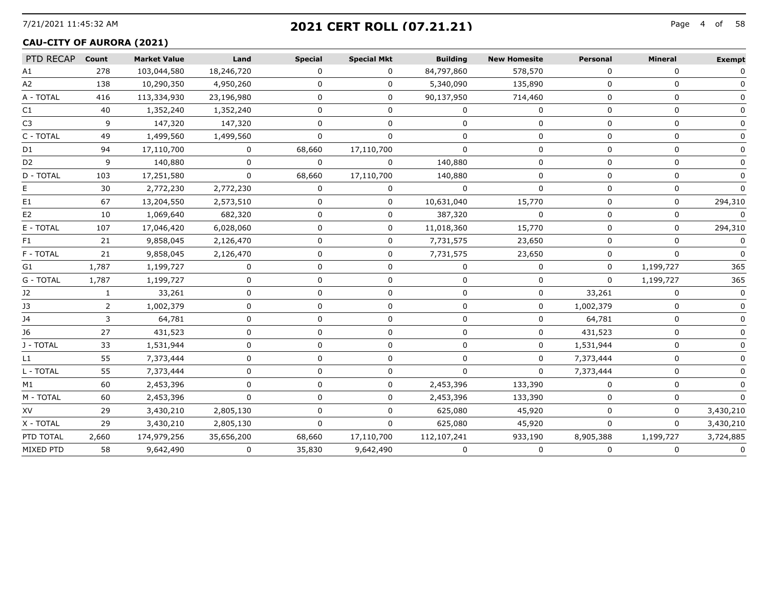# 2021 CERT ROLL (07.21.21)

7/21/2021 11:45:32 AM

## CAU-CITY OF AURORA (2021)

| PTD RECAP | Count | Market Value | Land | Special | Special Mkt | Building | New Homesite | Personal | Mineral | Exempt |
|---|---|---|---|---|---|---|---|---|---|---|
| A1 | 278 | 103,044,580 | 18,246,720 | 0 | 0 | 84,797,860 | 578,570 | 0 | 0 | 0 |
| A2 | 138 | 10,290,350 | 4,950,260 | 0 | 0 | 5,340,090 | 135,890 | 0 | 0 | 0 |
| A - TOTAL | 416 | 113,334,930 | 23,196,980 | 0 | 0 | 90,137,950 | 714,460 | 0 | 0 | 0 |
| C1 | 40 | 1,352,240 | 1,352,240 | 0 | 0 | 0 | 0 | 0 | 0 | 0 |
| C3 | 9 | 147,320 | 147,320 | 0 | 0 | 0 | 0 | 0 | 0 | 0 |
| C - TOTAL | 49 | 1,499,560 | 1,499,560 | 0 | 0 | 0 | 0 | 0 | 0 | 0 |
| D1 | 94 | 17,110,700 | 0 | 68,660 | 17,110,700 | 0 | 0 | 0 | 0 | 0 |
| D2 | 9 | 140,880 | 0 | 0 | 0 | 140,880 | 0 | 0 | 0 | 0 |
| D - TOTAL | 103 | 17,251,580 | 0 | 68,660 | 17,110,700 | 140,880 | 0 | 0 | 0 | 0 |
| E | 30 | 2,772,230 | 2,772,230 | 0 | 0 | 0 | 0 | 0 | 0 | 0 |
| E1 | 67 | 13,204,550 | 2,573,510 | 0 | 0 | 10,631,040 | 15,770 | 0 | 0 | 294,310 |
| E2 | 10 | 1,069,640 | 682,320 | 0 | 0 | 387,320 | 0 | 0 | 0 | 0 |
| E - TOTAL | 107 | 17,046,420 | 6,028,060 | 0 | 0 | 11,018,360 | 15,770 | 0 | 0 | 294,310 |
| F1 | 21 | 9,858,045 | 2,126,470 | 0 | 0 | 7,731,575 | 23,650 | 0 | 0 | 0 |
| F - TOTAL | 21 | 9,858,045 | 2,126,470 | 0 | 0 | 7,731,575 | 23,650 | 0 | 0 | 0 |
| G1 | 1,787 | 1,199,727 | 0 | 0 | 0 | 0 | 0 | 0 | 1,199,727 | 365 |
| G - TOTAL | 1,787 | 1,199,727 | 0 | 0 | 0 | 0 | 0 | 0 | 1,199,727 | 365 |
| J2 | 1 | 33,261 | 0 | 0 | 0 | 0 | 0 | 33,261 | 0 | 0 |
| J3 | 2 | 1,002,379 | 0 | 0 | 0 | 0 | 0 | 1,002,379 | 0 | 0 |
| J4 | 3 | 64,781 | 0 | 0 | 0 | 0 | 0 | 64,781 | 0 | 0 |
| J6 | 27 | 431,523 | 0 | 0 | 0 | 0 | 0 | 431,523 | 0 | 0 |
| J - TOTAL | 33 | 1,531,944 | 0 | 0 | 0 | 0 | 0 | 1,531,944 | 0 | 0 |
| L1 | 55 | 7,373,444 | 0 | 0 | 0 | 0 | 0 | 7,373,444 | 0 | 0 |
| L - TOTAL | 55 | 7,373,444 | 0 | 0 | 0 | 0 | 0 | 7,373,444 | 0 | 0 |
| M1 | 60 | 2,453,396 | 0 | 0 | 0 | 2,453,396 | 133,390 | 0 | 0 | 0 |
| M - TOTAL | 60 | 2,453,396 | 0 | 0 | 0 | 2,453,396 | 133,390 | 0 | 0 | 0 |
| XV | 29 | 3,430,210 | 2,805,130 | 0 | 0 | 625,080 | 45,920 | 0 | 0 | 3,430,210 |
| X - TOTAL | 29 | 3,430,210 | 2,805,130 | 0 | 0 | 625,080 | 45,920 | 0 | 0 | 3,430,210 |
| PTD TOTAL | 2,660 | 174,979,256 | 35,656,200 | 68,660 | 17,110,700 | 112,107,241 | 933,190 | 8,905,388 | 1,199,727 | 3,724,885 |
| MIXED PTD | 58 | 9,642,490 | 0 | 35,830 | 9,642,490 | 0 | 0 | 0 | 0 | 0 |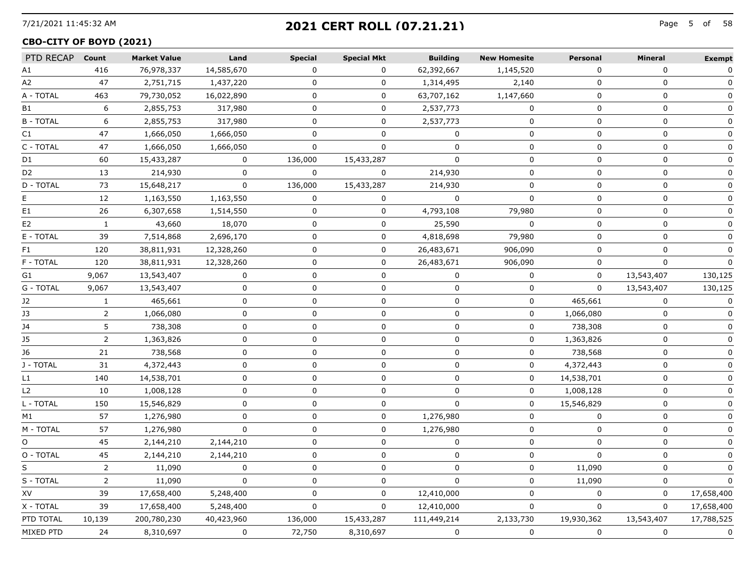# 2021 CERT ROLL (07.21.21)

## CBO-CITY OF BOYD (2021)

| PTD RECAP | Count | Market Value | Land | Special | Special Mkt | Building | New Homesite | Personal | Mineral | Exempt |
|---|---|---|---|---|---|---|---|---|---|---|
| A1 | 416 | 76,978,337 | 14,585,670 | 0 | 0 | 62,392,667 | 1,145,520 | 0 | 0 | 0 |
| A2 | 47 | 2,751,715 | 1,437,220 | 0 | 0 | 1,314,495 | 2,140 | 0 | 0 | 0 |
| A - TOTAL | 463 | 79,730,052 | 16,022,890 | 0 | 0 | 63,707,162 | 1,147,660 | 0 | 0 | 0 |
| B1 | 6 | 2,855,753 | 317,980 | 0 | 0 | 2,537,773 | 0 | 0 | 0 | 0 |
| B - TOTAL | 6 | 2,855,753 | 317,980 | 0 | 0 | 2,537,773 | 0 | 0 | 0 | 0 |
| C1 | 47 | 1,666,050 | 1,666,050 | 0 | 0 | 0 | 0 | 0 | 0 | 0 |
| C - TOTAL | 47 | 1,666,050 | 1,666,050 | 0 | 0 | 0 | 0 | 0 | 0 | 0 |
| D1 | 60 | 15,433,287 | 0 | 136,000 | 15,433,287 | 0 | 0 | 0 | 0 | 0 |
| D2 | 13 | 214,930 | 0 | 0 | 0 | 214,930 | 0 | 0 | 0 | 0 |
| D - TOTAL | 73 | 15,648,217 | 0 | 136,000 | 15,433,287 | 214,930 | 0 | 0 | 0 | 0 |
| E | 12 | 1,163,550 | 1,163,550 | 0 | 0 | 0 | 0 | 0 | 0 | 0 |
| E1 | 26 | 6,307,658 | 1,514,550 | 0 | 0 | 4,793,108 | 79,980 | 0 | 0 | 0 |
| E2 | 1 | 43,660 | 18,070 | 0 | 0 | 25,590 | 0 | 0 | 0 | 0 |
| E - TOTAL | 39 | 7,514,868 | 2,696,170 | 0 | 0 | 4,818,698 | 79,980 | 0 | 0 | 0 |
| F1 | 120 | 38,811,931 | 12,328,260 | 0 | 0 | 26,483,671 | 906,090 | 0 | 0 | 0 |
| F - TOTAL | 120 | 38,811,931 | 12,328,260 | 0 | 0 | 26,483,671 | 906,090 | 0 | 0 | 0 |
| G1 | 9,067 | 13,543,407 | 0 | 0 | 0 | 0 | 0 | 0 | 13,543,407 | 130,125 |
| G - TOTAL | 9,067 | 13,543,407 | 0 | 0 | 0 | 0 | 0 | 0 | 13,543,407 | 130,125 |
| J2 | 1 | 465,661 | 0 | 0 | 0 | 0 | 0 | 465,661 | 0 | 0 |
| J3 | 2 | 1,066,080 | 0 | 0 | 0 | 0 | 0 | 1,066,080 | 0 | 0 |
| J4 | 5 | 738,308 | 0 | 0 | 0 | 0 | 0 | 738,308 | 0 | 0 |
| J5 | 2 | 1,363,826 | 0 | 0 | 0 | 0 | 0 | 1,363,826 | 0 | 0 |
| J6 | 21 | 738,568 | 0 | 0 | 0 | 0 | 0 | 738,568 | 0 | 0 |
| J - TOTAL | 31 | 4,372,443 | 0 | 0 | 0 | 0 | 0 | 4,372,443 | 0 | 0 |
| L1 | 140 | 14,538,701 | 0 | 0 | 0 | 0 | 0 | 14,538,701 | 0 | 0 |
| L2 | 10 | 1,008,128 | 0 | 0 | 0 | 0 | 0 | 1,008,128 | 0 | 0 |
| L - TOTAL | 150 | 15,546,829 | 0 | 0 | 0 | 0 | 0 | 15,546,829 | 0 | 0 |
| M1 | 57 | 1,276,980 | 0 | 0 | 0 | 1,276,980 | 0 | 0 | 0 | 0 |
| M - TOTAL | 57 | 1,276,980 | 0 | 0 | 0 | 1,276,980 | 0 | 0 | 0 | 0 |
| O | 45 | 2,144,210 | 2,144,210 | 0 | 0 | 0 | 0 | 0 | 0 | 0 |
| O - TOTAL | 45 | 2,144,210 | 2,144,210 | 0 | 0 | 0 | 0 | 0 | 0 | 0 |
| S | 2 | 11,090 | 0 | 0 | 0 | 0 | 0 | 11,090 | 0 | 0 |
| S - TOTAL | 2 | 11,090 | 0 | 0 | 0 | 0 | 0 | 11,090 | 0 | 0 |
| XV | 39 | 17,658,400 | 5,248,400 | 0 | 0 | 12,410,000 | 0 | 0 | 0 | 17,658,400 |
| X - TOTAL | 39 | 17,658,400 | 5,248,400 | 0 | 0 | 12,410,000 | 0 | 0 | 0 | 17,658,400 |
| PTD TOTAL | 10,139 | 200,780,230 | 40,423,960 | 136,000 | 15,433,287 | 111,449,214 | 2,133,730 | 19,930,362 | 13,543,407 | 17,788,525 |
| MIXED PTD | 24 | 8,310,697 | 0 | 72,750 | 8,310,697 | 0 | 0 | 0 | 0 | 0 |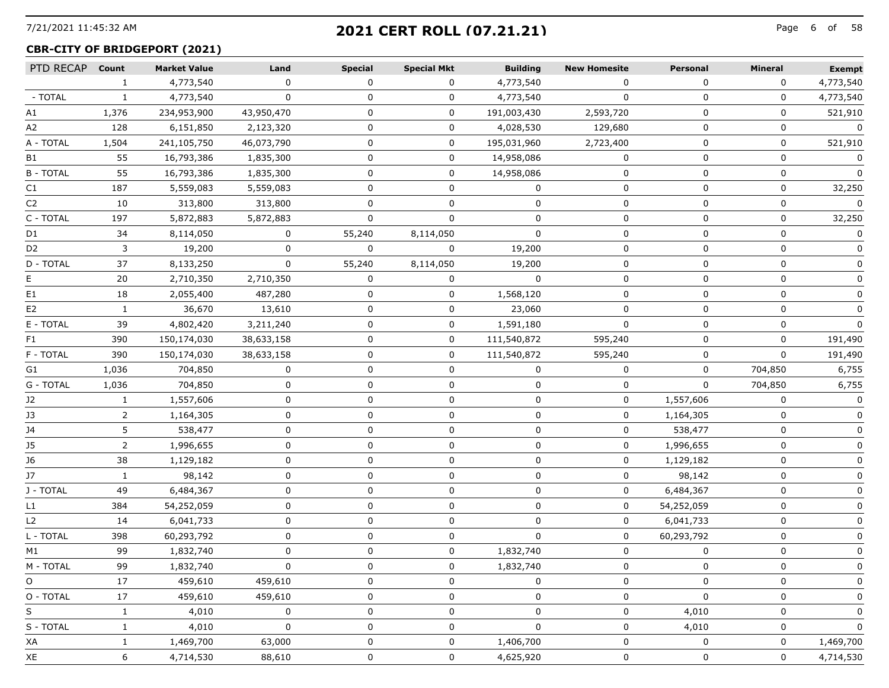# 2021 CERT ROLL (07.21.21)

## CBR-CITY OF BRIDGEPORT (2021)

| PTD RECAP | Count | Market Value | Land | Special | Special Mkt | Building | New Homesite | Personal | Mineral | Exempt |
|---|---|---|---|---|---|---|---|---|---|---|
| | 1 | 4,773,540 | 0 | 0 | 0 | 4,773,540 | 0 | 0 | 0 | 4,773,540 |
| - TOTAL | 1 | 4,773,540 | 0 | 0 | 0 | 4,773,540 | 0 | 0 | 0 | 4,773,540 |
| A1 | 1,376 | 234,953,900 | 43,950,470 | 0 | 0 | 191,003,430 | 2,593,720 | 0 | 0 | 521,910 |
| A2 | 128 | 6,151,850 | 2,123,320 | 0 | 0 | 4,028,530 | 129,680 | 0 | 0 | 0 |
| A - TOTAL | 1,504 | 241,105,750 | 46,073,790 | 0 | 0 | 195,031,960 | 2,723,400 | 0 | 0 | 521,910 |
| B1 | 55 | 16,793,386 | 1,835,300 | 0 | 0 | 14,958,086 | 0 | 0 | 0 | 0 |
| B - TOTAL | 55 | 16,793,386 | 1,835,300 | 0 | 0 | 14,958,086 | 0 | 0 | 0 | 0 |
| C1 | 187 | 5,559,083 | 5,559,083 | 0 | 0 | 0 | 0 | 0 | 0 | 32,250 |
| C2 | 10 | 313,800 | 313,800 | 0 | 0 | 0 | 0 | 0 | 0 | 0 |
| C - TOTAL | 197 | 5,872,883 | 5,872,883 | 0 | 0 | 0 | 0 | 0 | 0 | 32,250 |
| D1 | 34 | 8,114,050 | 0 | 55,240 | 8,114,050 | 0 | 0 | 0 | 0 | 0 |
| D2 | 3 | 19,200 | 0 | 0 | 0 | 19,200 | 0 | 0 | 0 | 0 |
| D - TOTAL | 37 | 8,133,250 | 0 | 55,240 | 8,114,050 | 19,200 | 0 | 0 | 0 | 0 |
| E | 20 | 2,710,350 | 2,710,350 | 0 | 0 | 0 | 0 | 0 | 0 | 0 |
| E1 | 18 | 2,055,400 | 487,280 | 0 | 0 | 1,568,120 | 0 | 0 | 0 | 0 |
| E2 | 1 | 36,670 | 13,610 | 0 | 0 | 23,060 | 0 | 0 | 0 | 0 |
| E - TOTAL | 39 | 4,802,420 | 3,211,240 | 0 | 0 | 1,591,180 | 0 | 0 | 0 | 0 |
| F1 | 390 | 150,174,030 | 38,633,158 | 0 | 0 | 111,540,872 | 595,240 | 0 | 0 | 191,490 |
| F - TOTAL | 390 | 150,174,030 | 38,633,158 | 0 | 0 | 111,540,872 | 595,240 | 0 | 0 | 191,490 |
| G1 | 1,036 | 704,850 | 0 | 0 | 0 | 0 | 0 | 0 | 704,850 | 6,755 |
| G - TOTAL | 1,036 | 704,850 | 0 | 0 | 0 | 0 | 0 | 0 | 704,850 | 6,755 |
| J2 | 1 | 1,557,606 | 0 | 0 | 0 | 0 | 0 | 1,557,606 | 0 | 0 |
| J3 | 2 | 1,164,305 | 0 | 0 | 0 | 0 | 0 | 1,164,305 | 0 | 0 |
| J4 | 5 | 538,477 | 0 | 0 | 0 | 0 | 0 | 538,477 | 0 | 0 |
| J5 | 2 | 1,996,655 | 0 | 0 | 0 | 0 | 0 | 1,996,655 | 0 | 0 |
| J6 | 38 | 1,129,182 | 0 | 0 | 0 | 0 | 0 | 1,129,182 | 0 | 0 |
| J7 | 1 | 98,142 | 0 | 0 | 0 | 0 | 0 | 98,142 | 0 | 0 |
| J - TOTAL | 49 | 6,484,367 | 0 | 0 | 0 | 0 | 0 | 6,484,367 | 0 | 0 |
| L1 | 384 | 54,252,059 | 0 | 0 | 0 | 0 | 0 | 54,252,059 | 0 | 0 |
| L2 | 14 | 6,041,733 | 0 | 0 | 0 | 0 | 0 | 6,041,733 | 0 | 0 |
| L - TOTAL | 398 | 60,293,792 | 0 | 0 | 0 | 0 | 0 | 60,293,792 | 0 | 0 |
| M1 | 99 | 1,832,740 | 0 | 0 | 0 | 1,832,740 | 0 | 0 | 0 | 0 |
| M - TOTAL | 99 | 1,832,740 | 0 | 0 | 0 | 1,832,740 | 0 | 0 | 0 | 0 |
| O | 17 | 459,610 | 459,610 | 0 | 0 | 0 | 0 | 0 | 0 | 0 |
| O - TOTAL | 17 | 459,610 | 459,610 | 0 | 0 | 0 | 0 | 0 | 0 | 0 |
| S | 1 | 4,010 | 0 | 0 | 0 | 0 | 0 | 4,010 | 0 | 0 |
| S - TOTAL | 1 | 4,010 | 0 | 0 | 0 | 0 | 0 | 4,010 | 0 | 0 |
| XA | 1 | 1,469,700 | 63,000 | 0 | 0 | 1,406,700 | 0 | 0 | 0 | 1,469,700 |
| XE | 6 | 4,714,530 | 88,610 | 0 | 0 | 4,625,920 | 0 | 0 | 0 | 4,714,530 |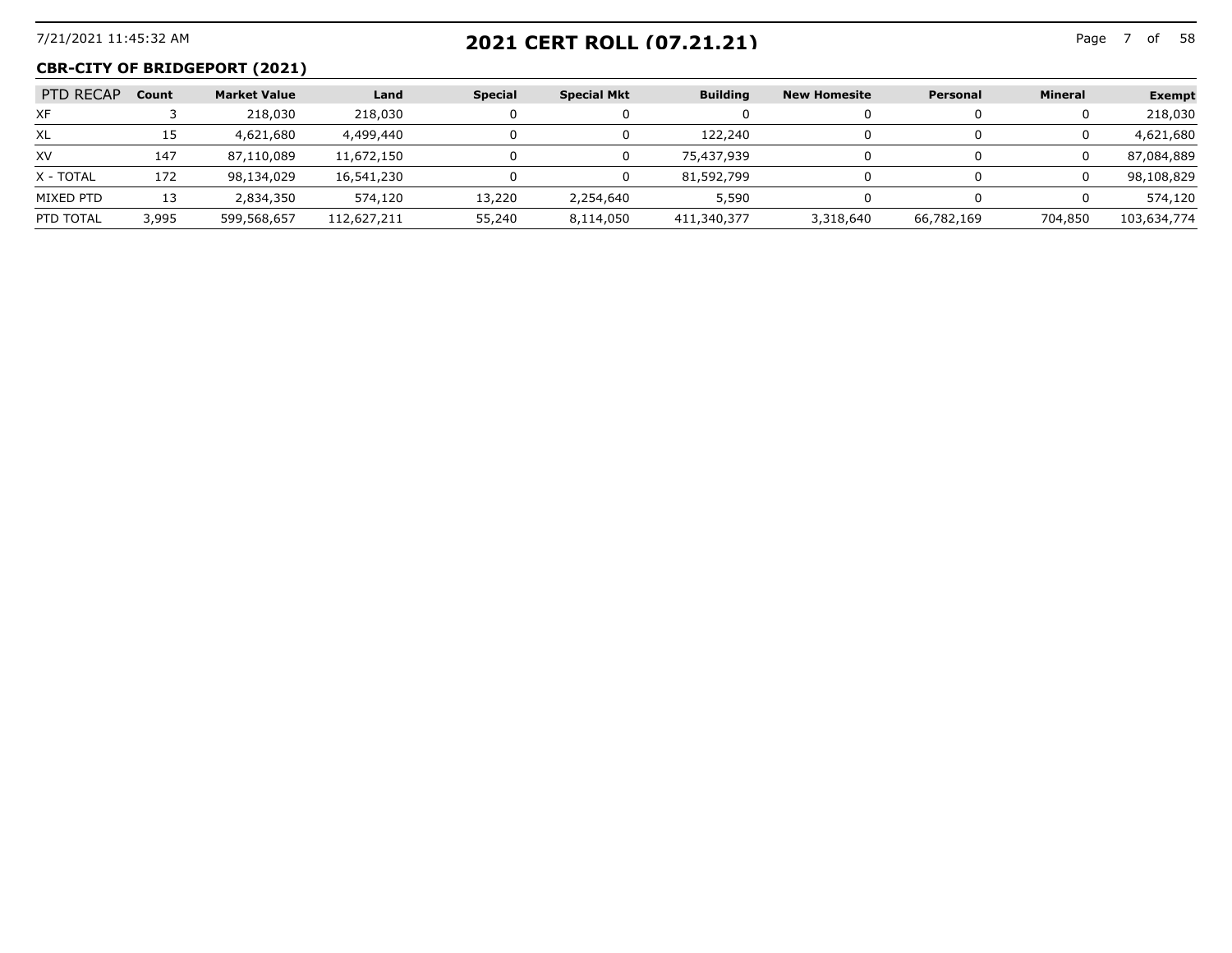# 2021 CERT ROLL (07.21.21)

## CBR-CITY OF BRIDGEPORT (2021)

| PTD RECAP | Count | Market Value | Land | Special | Special Mkt | Building | New Homesite | Personal | Mineral | Exempt |
|---|---|---|---|---|---|---|---|---|---|---|
| XF | 3 | 218,030 | 218,030 | 0 | 0 | 0 | 0 | 0 | 0 | 218,030 |
| XL | 15 | 4,621,680 | 4,499,440 | 0 | 0 | 122,240 | 0 | 0 | 0 | 4,621,680 |
| XV | 147 | 87,110,089 | 11,672,150 | 0 | 0 | 75,437,939 | 0 | 0 | 0 | 87,084,889 |
| X - TOTAL | 172 | 98,134,029 | 16,541,230 | 0 | 0 | 81,592,799 | 0 | 0 | 0 | 98,108,829 |
| MIXED PTD | 13 | 2,834,350 | 574,120 | 13,220 | 2,254,640 | 5,590 | 0 | 0 | 0 | 574,120 |
| PTD TOTAL | 3,995 | 599,568,657 | 112,627,211 | 55,240 | 8,114,050 | 411,340,377 | 3,318,640 | 66,782,169 | 704,850 | 103,634,774 |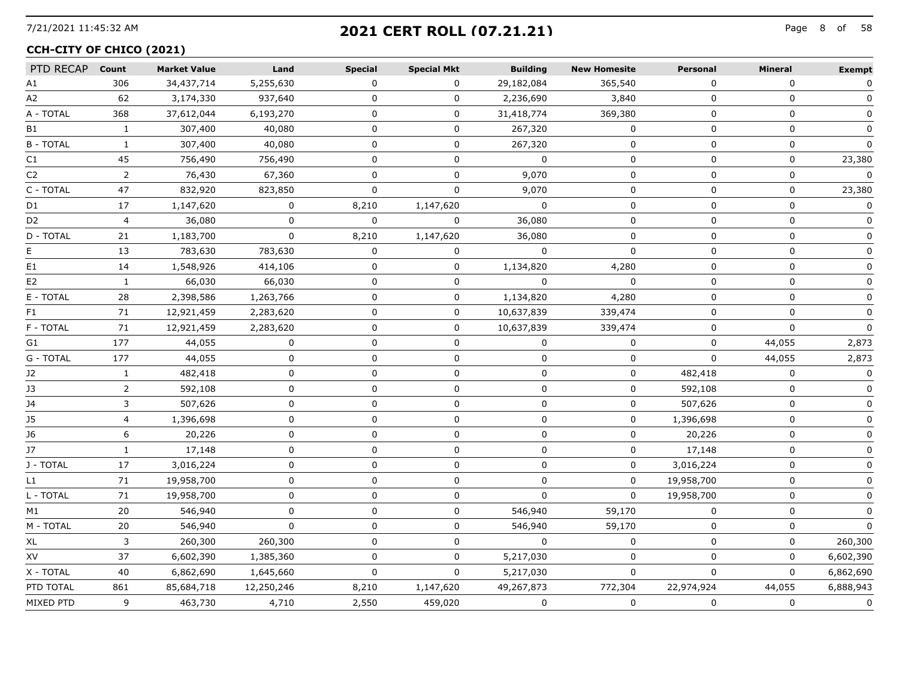## 2021 CERT ROLL (07.21.21)

7/21/2021 11:45:32 AM

### CCH-CITY OF CHICO (2021)

| PTD RECAP | Count | Market Value | Land | Special | Special Mkt | Building | New Homesite | Personal | Mineral | Exempt |
|---|---|---|---|---|---|---|---|---|---|---|
| A1 | 306 | 34,437,714 | 5,255,630 | 0 | 0 | 29,182,084 | 365,540 | 0 | 0 | 0 |
| A2 | 62 | 3,174,330 | 937,640 | 0 | 0 | 2,236,690 | 3,840 | 0 | 0 | 0 |
| A - TOTAL | 368 | 37,612,044 | 6,193,270 | 0 | 0 | 31,418,774 | 369,380 | 0 | 0 | 0 |
| B1 | 1 | 307,400 | 40,080 | 0 | 0 | 267,320 | 0 | 0 | 0 | 0 |
| B - TOTAL | 1 | 307,400 | 40,080 | 0 | 0 | 267,320 | 0 | 0 | 0 | 0 |
| C1 | 45 | 756,490 | 756,490 | 0 | 0 | 0 | 0 | 0 | 0 | 23,380 |
| C2 | 2 | 76,430 | 67,360 | 0 | 0 | 9,070 | 0 | 0 | 0 | 0 |
| C - TOTAL | 47 | 832,920 | 823,850 | 0 | 0 | 9,070 | 0 | 0 | 0 | 23,380 |
| D1 | 17 | 1,147,620 | 0 | 8,210 | 1,147,620 | 0 | 0 | 0 | 0 | 0 |
| D2 | 4 | 36,080 | 0 | 0 | 0 | 36,080 | 0 | 0 | 0 | 0 |
| D - TOTAL | 21 | 1,183,700 | 0 | 8,210 | 1,147,620 | 36,080 | 0 | 0 | 0 | 0 |
| E | 13 | 783,630 | 783,630 | 0 | 0 | 0 | 0 | 0 | 0 | 0 |
| E1 | 14 | 1,548,926 | 414,106 | 0 | 0 | 1,134,820 | 4,280 | 0 | 0 | 0 |
| E2 | 1 | 66,030 | 66,030 | 0 | 0 | 0 | 0 | 0 | 0 | 0 |
| E - TOTAL | 28 | 2,398,586 | 1,263,766 | 0 | 0 | 1,134,820 | 4,280 | 0 | 0 | 0 |
| F1 | 71 | 12,921,459 | 2,283,620 | 0 | 0 | 10,637,839 | 339,474 | 0 | 0 | 0 |
| F - TOTAL | 71 | 12,921,459 | 2,283,620 | 0 | 0 | 10,637,839 | 339,474 | 0 | 0 | 0 |
| G1 | 177 | 44,055 | 0 | 0 | 0 | 0 | 0 | 0 | 44,055 | 2,873 |
| G - TOTAL | 177 | 44,055 | 0 | 0 | 0 | 0 | 0 | 0 | 44,055 | 2,873 |
| J2 | 1 | 482,418 | 0 | 0 | 0 | 0 | 0 | 482,418 | 0 | 0 |
| J3 | 2 | 592,108 | 0 | 0 | 0 | 0 | 0 | 592,108 | 0 | 0 |
| J4 | 3 | 507,626 | 0 | 0 | 0 | 0 | 0 | 507,626 | 0 | 0 |
| J5 | 4 | 1,396,698 | 0 | 0 | 0 | 0 | 0 | 1,396,698 | 0 | 0 |
| J6 | 6 | 20,226 | 0 | 0 | 0 | 0 | 0 | 20,226 | 0 | 0 |
| J7 | 1 | 17,148 | 0 | 0 | 0 | 0 | 0 | 17,148 | 0 | 0 |
| J - TOTAL | 17 | 3,016,224 | 0 | 0 | 0 | 0 | 0 | 3,016,224 | 0 | 0 |
| L1 | 71 | 19,958,700 | 0 | 0 | 0 | 0 | 0 | 19,958,700 | 0 | 0 |
| L - TOTAL | 71 | 19,958,700 | 0 | 0 | 0 | 0 | 0 | 19,958,700 | 0 | 0 |
| M1 | 20 | 546,940 | 0 | 0 | 0 | 546,940 | 59,170 | 0 | 0 | 0 |
| M - TOTAL | 20 | 546,940 | 0 | 0 | 0 | 546,940 | 59,170 | 0 | 0 | 0 |
| XL | 3 | 260,300 | 260,300 | 0 | 0 | 0 | 0 | 0 | 0 | 260,300 |
| XV | 37 | 6,602,390 | 1,385,360 | 0 | 0 | 5,217,030 | 0 | 0 | 0 | 6,602,390 |
| X - TOTAL | 40 | 6,862,690 | 1,645,660 | 0 | 0 | 5,217,030 | 0 | 0 | 0 | 6,862,690 |
| PTD TOTAL | 861 | 85,684,718 | 12,250,246 | 8,210 | 1,147,620 | 49,267,873 | 772,304 | 22,974,924 | 44,055 | 6,888,943 |
| MIXED PTD | 9 | 463,730 | 4,710 | 2,550 | 459,020 | 0 | 0 | 0 | 0 | 0 |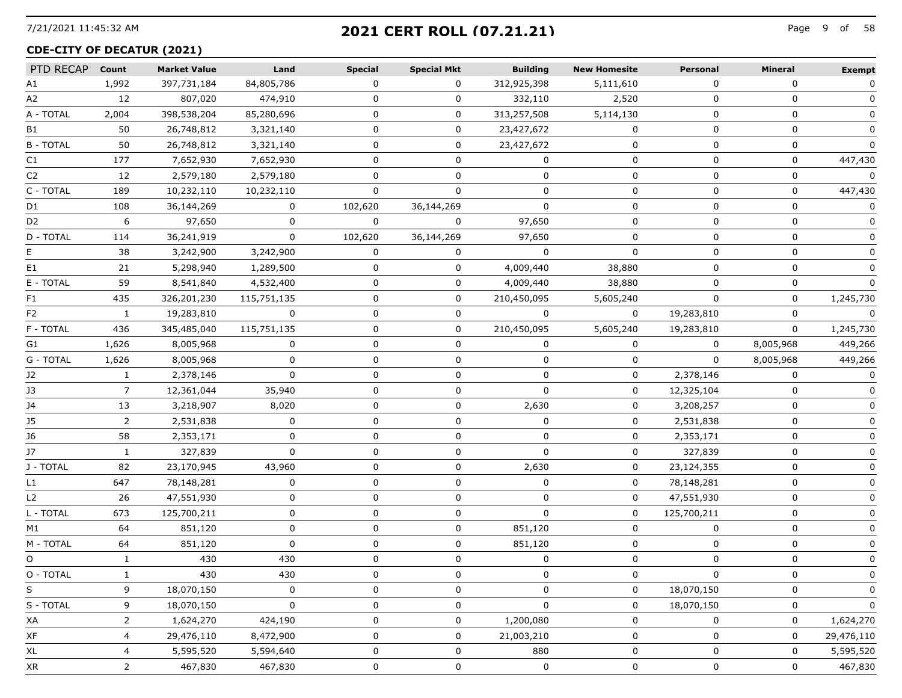## 2021 CERT ROLL (07.21.21)

### CDE-CITY OF DECATUR (2021)

| PTD RECAP | Count | Market Value | Land | Special | Special Mkt | Building | New Homesite | Personal | Mineral | Exempt |
|---|---|---|---|---|---|---|---|---|---|---|
| A1 | 1,992 | 397,731,184 | 84,805,786 | 0 | 0 | 312,925,398 | 5,111,610 | 0 | 0 | 0 |
| A2 | 12 | 807,020 | 474,910 | 0 | 0 | 332,110 | 2,520 | 0 | 0 | 0 |
| A - TOTAL | 2,004 | 398,538,204 | 85,280,696 | 0 | 0 | 313,257,508 | 5,114,130 | 0 | 0 | 0 |
| B1 | 50 | 26,748,812 | 3,321,140 | 0 | 0 | 23,427,672 | 0 | 0 | 0 | 0 |
| B - TOTAL | 50 | 26,748,812 | 3,321,140 | 0 | 0 | 23,427,672 | 0 | 0 | 0 | 0 |
| C1 | 177 | 7,652,930 | 7,652,930 | 0 | 0 | 0 | 0 | 0 | 0 | 447,430 |
| C2 | 12 | 2,579,180 | 2,579,180 | 0 | 0 | 0 | 0 | 0 | 0 | 0 |
| C - TOTAL | 189 | 10,232,110 | 10,232,110 | 0 | 0 | 0 | 0 | 0 | 0 | 447,430 |
| D1 | 108 | 36,144,269 | 0 | 102,620 | 36,144,269 | 0 | 0 | 0 | 0 | 0 |
| D2 | 6 | 97,650 | 0 | 0 | 0 | 97,650 | 0 | 0 | 0 | 0 |
| D - TOTAL | 114 | 36,241,919 | 0 | 102,620 | 36,144,269 | 97,650 | 0 | 0 | 0 | 0 |
| E | 38 | 3,242,900 | 3,242,900 | 0 | 0 | 0 | 0 | 0 | 0 | 0 |
| E1 | 21 | 5,298,940 | 1,289,500 | 0 | 0 | 4,009,440 | 38,880 | 0 | 0 | 0 |
| E - TOTAL | 59 | 8,541,840 | 4,532,400 | 0 | 0 | 4,009,440 | 38,880 | 0 | 0 | 0 |
| F1 | 435 | 326,201,230 | 115,751,135 | 0 | 0 | 210,450,095 | 5,605,240 | 0 | 0 | 1,245,730 |
| F2 | 1 | 19,283,810 | 0 | 0 | 0 | 0 | 0 | 19,283,810 | 0 | 0 |
| F - TOTAL | 436 | 345,485,040 | 115,751,135 | 0 | 0 | 210,450,095 | 5,605,240 | 19,283,810 | 0 | 1,245,730 |
| G1 | 1,626 | 8,005,968 | 0 | 0 | 0 | 0 | 0 | 0 | 8,005,968 | 449,266 |
| G - TOTAL | 1,626 | 8,005,968 | 0 | 0 | 0 | 0 | 0 | 0 | 8,005,968 | 449,266 |
| J2 | 1 | 2,378,146 | 0 | 0 | 0 | 0 | 0 | 2,378,146 | 0 | 0 |
| J3 | 7 | 12,361,044 | 35,940 | 0 | 0 | 0 | 0 | 12,325,104 | 0 | 0 |
| J4 | 13 | 3,218,907 | 8,020 | 0 | 0 | 2,630 | 0 | 3,208,257 | 0 | 0 |
| J5 | 2 | 2,531,838 | 0 | 0 | 0 | 0 | 0 | 2,531,838 | 0 | 0 |
| J6 | 58 | 2,353,171 | 0 | 0 | 0 | 0 | 0 | 2,353,171 | 0 | 0 |
| J7 | 1 | 327,839 | 0 | 0 | 0 | 0 | 0 | 327,839 | 0 | 0 |
| J - TOTAL | 82 | 23,170,945 | 43,960 | 0 | 0 | 2,630 | 0 | 23,124,355 | 0 | 0 |
| L1 | 647 | 78,148,281 | 0 | 0 | 0 | 0 | 0 | 78,148,281 | 0 | 0 |
| L2 | 26 | 47,551,930 | 0 | 0 | 0 | 0 | 0 | 47,551,930 | 0 | 0 |
| L - TOTAL | 673 | 125,700,211 | 0 | 0 | 0 | 0 | 0 | 125,700,211 | 0 | 0 |
| M1 | 64 | 851,120 | 0 | 0 | 0 | 851,120 | 0 | 0 | 0 | 0 |
| M - TOTAL | 64 | 851,120 | 0 | 0 | 0 | 851,120 | 0 | 0 | 0 | 0 |
| O | 1 | 430 | 430 | 0 | 0 | 0 | 0 | 0 | 0 | 0 |
| O - TOTAL | 1 | 430 | 430 | 0 | 0 | 0 | 0 | 0 | 0 | 0 |
| S | 9 | 18,070,150 | 0 | 0 | 0 | 0 | 0 | 18,070,150 | 0 | 0 |
| S - TOTAL | 9 | 18,070,150 | 0 | 0 | 0 | 0 | 0 | 18,070,150 | 0 | 0 |
| XA | 2 | 1,624,270 | 424,190 | 0 | 0 | 1,200,080 | 0 | 0 | 0 | 1,624,270 |
| XF | 4 | 29,476,110 | 8,472,900 | 0 | 0 | 21,003,210 | 0 | 0 | 0 | 29,476,110 |
| XL | 4 | 5,595,520 | 5,594,640 | 0 | 0 | 880 | 0 | 0 | 0 | 5,595,520 |
| XR | 2 | 467,830 | 467,830 | 0 | 0 | 0 | 0 | 0 | 0 | 467,830 |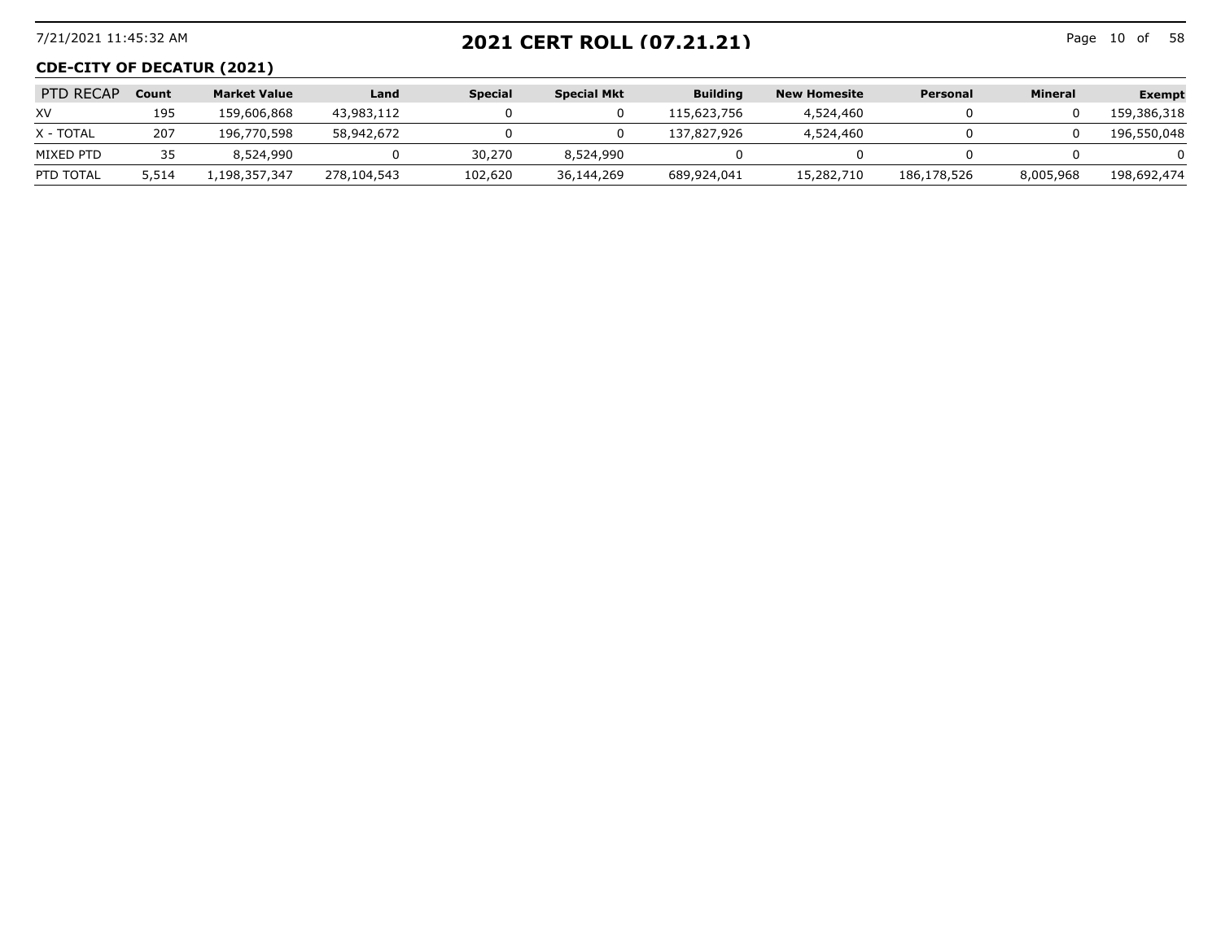## CDE-CITY OF DECATUR (2021)

| PTD RECAP | Count | Market Value | Land | Special | Special Mkt | Building | New Homesite | Personal | Mineral | Exempt |
|---|---|---|---|---|---|---|---|---|---|---|
| XV | 195 | 159,606,868 | 43,983,112 | 0 | 0 | 115,623,756 | 4,524,460 | 0 | 0 | 159,386,318 |
| X - TOTAL | 207 | 196,770,598 | 58,942,672 | 0 | 0 | 137,827,926 | 4,524,460 | 0 | 0 | 196,550,048 |
| MIXED PTD | 35 | 8,524,990 | 0 | 30,270 | 8,524,990 | 0 | 0 | 0 | 0 | 0 |
| PTD TOTAL | 5,514 | 1,198,357,347 | 278,104,543 | 102,620 | 36,144,269 | 689,924,041 | 15,282,710 | 186,178,526 | 8,005,968 | 198,692,474 |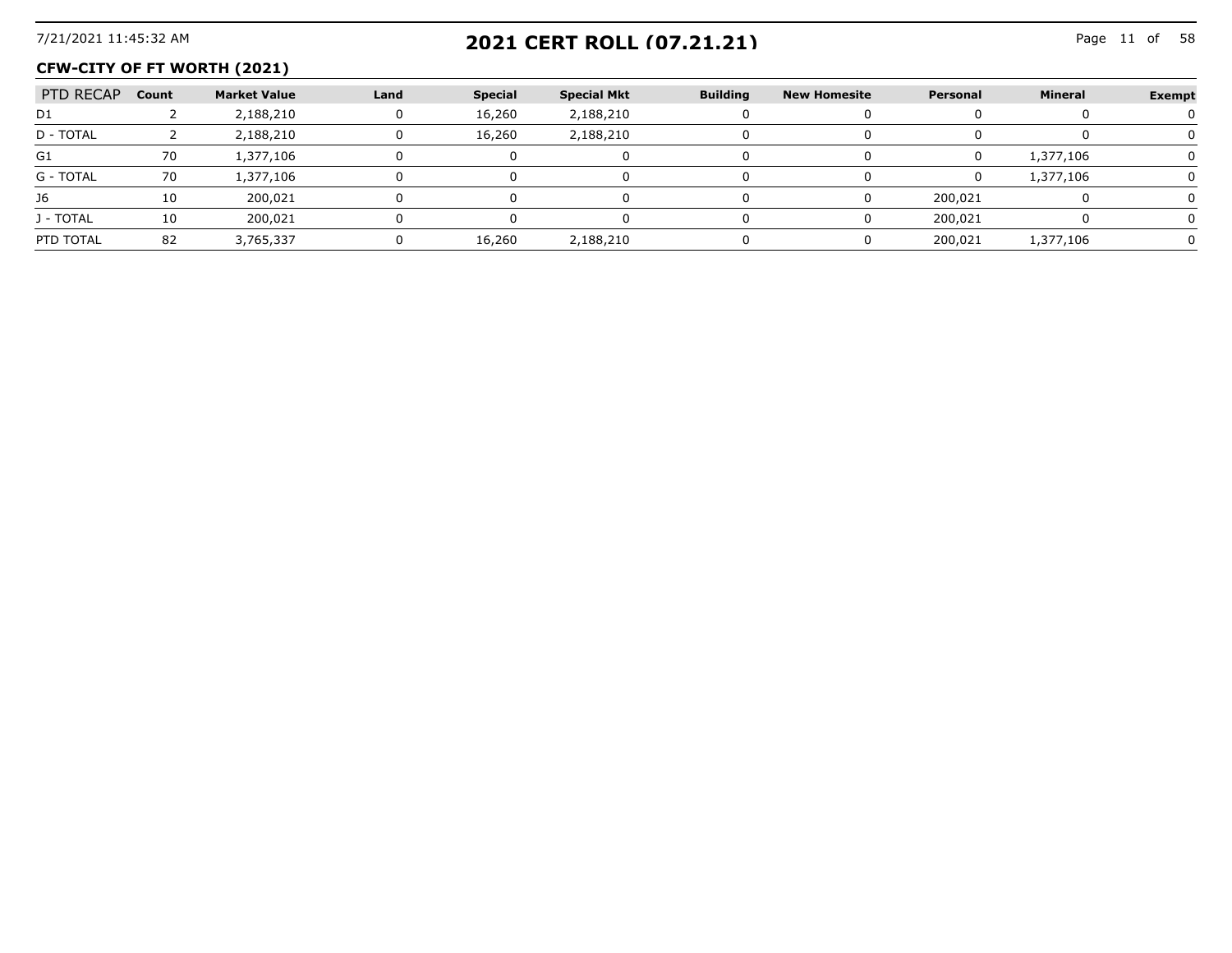# 2021 CERT ROLL (07.21.21)

## CFW-CITY OF FT WORTH (2021)

| PTD RECAP | Count | Market Value | Land | Special | Special Mkt | Building | New Homesite | Personal | Mineral | Exempt |
|---|---|---|---|---|---|---|---|---|---|---|
| D1 | 2 | 2,188,210 | 0 | 16,260 | 2,188,210 | 0 | 0 | 0 | 0 | 0 |
| D - TOTAL | 2 | 2,188,210 | 0 | 16,260 | 2,188,210 | 0 | 0 | 0 | 0 | 0 |
| G1 | 70 | 1,377,106 | 0 | 0 | 0 | 0 | 0 | 0 | 1,377,106 | 0 |
| G - TOTAL | 70 | 1,377,106 | 0 | 0 | 0 | 0 | 0 | 0 | 1,377,106 | 0 |
| J6 | 10 | 200,021 | 0 | 0 | 0 | 0 | 0 | 200,021 | 0 | 0 |
| J - TOTAL | 10 | 200,021 | 0 | 0 | 0 | 0 | 0 | 200,021 | 0 | 0 |
| PTD TOTAL | 82 | 3,765,337 | 0 | 16,260 | 2,188,210 | 0 | 0 | 200,021 | 1,377,106 | 0 |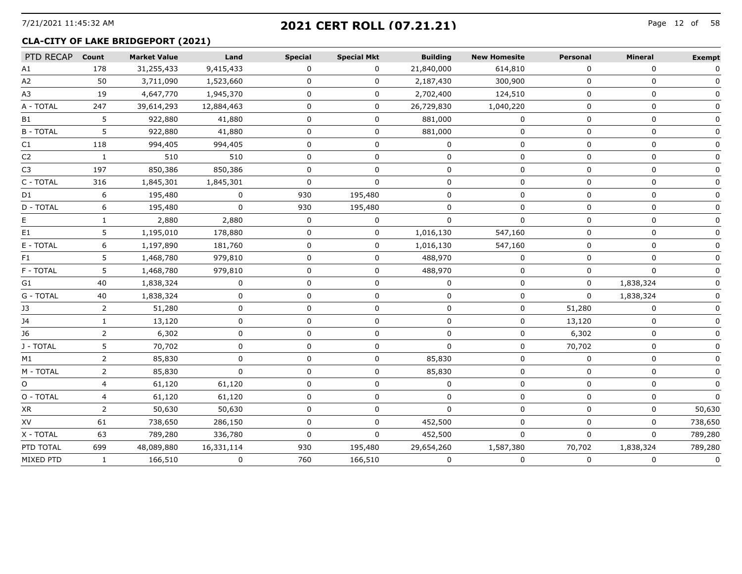# 2021 CERT ROLL (07.21.21)

## CLA-CITY OF LAKE BRIDGEPORT (2021)

| PTD RECAP | Count | Market Value | Land | Special | Special Mkt | Building | New Homesite | Personal | Mineral | Exempt |
|---|---|---|---|---|---|---|---|---|---|---|
| A1 | 178 | 31,255,433 | 9,415,433 | 0 | 0 | 21,840,000 | 614,810 | 0 | 0 | 0 |
| A2 | 50 | 3,711,090 | 1,523,660 | 0 | 0 | 2,187,430 | 300,900 | 0 | 0 | 0 |
| A3 | 19 | 4,647,770 | 1,945,370 | 0 | 0 | 2,702,400 | 124,510 | 0 | 0 | 0 |
| A - TOTAL | 247 | 39,614,293 | 12,884,463 | 0 | 0 | 26,729,830 | 1,040,220 | 0 | 0 | 0 |
| B1 | 5 | 922,880 | 41,880 | 0 | 0 | 881,000 | 0 | 0 | 0 | 0 |
| B - TOTAL | 5 | 922,880 | 41,880 | 0 | 0 | 881,000 | 0 | 0 | 0 | 0 |
| C1 | 118 | 994,405 | 994,405 | 0 | 0 | 0 | 0 | 0 | 0 | 0 |
| C2 | 1 | 510 | 510 | 0 | 0 | 0 | 0 | 0 | 0 | 0 |
| C3 | 197 | 850,386 | 850,386 | 0 | 0 | 0 | 0 | 0 | 0 | 0 |
| C - TOTAL | 316 | 1,845,301 | 1,845,301 | 0 | 0 | 0 | 0 | 0 | 0 | 0 |
| D1 | 6 | 195,480 | 0 | 930 | 195,480 | 0 | 0 | 0 | 0 | 0 |
| D - TOTAL | 6 | 195,480 | 0 | 930 | 195,480 | 0 | 0 | 0 | 0 | 0 |
| E | 1 | 2,880 | 2,880 | 0 | 0 | 0 | 0 | 0 | 0 | 0 |
| E1 | 5 | 1,195,010 | 178,880 | 0 | 0 | 1,016,130 | 547,160 | 0 | 0 | 0 |
| E - TOTAL | 6 | 1,197,890 | 181,760 | 0 | 0 | 1,016,130 | 547,160 | 0 | 0 | 0 |
| F1 | 5 | 1,468,780 | 979,810 | 0 | 0 | 488,970 | 0 | 0 | 0 | 0 |
| F - TOTAL | 5 | 1,468,780 | 979,810 | 0 | 0 | 488,970 | 0 | 0 | 0 | 0 |
| G1 | 40 | 1,838,324 | 0 | 0 | 0 | 0 | 0 | 0 | 1,838,324 | 0 |
| G - TOTAL | 40 | 1,838,324 | 0 | 0 | 0 | 0 | 0 | 0 | 1,838,324 | 0 |
| J3 | 2 | 51,280 | 0 | 0 | 0 | 0 | 0 | 51,280 | 0 | 0 |
| J4 | 1 | 13,120 | 0 | 0 | 0 | 0 | 0 | 13,120 | 0 | 0 |
| J6 | 2 | 6,302 | 0 | 0 | 0 | 0 | 0 | 6,302 | 0 | 0 |
| J - TOTAL | 5 | 70,702 | 0 | 0 | 0 | 0 | 0 | 70,702 | 0 | 0 |
| M1 | 2 | 85,830 | 0 | 0 | 0 | 85,830 | 0 | 0 | 0 | 0 |
| M - TOTAL | 2 | 85,830 | 0 | 0 | 0 | 85,830 | 0 | 0 | 0 | 0 |
| O | 4 | 61,120 | 61,120 | 0 | 0 | 0 | 0 | 0 | 0 | 0 |
| O - TOTAL | 4 | 61,120 | 61,120 | 0 | 0 | 0 | 0 | 0 | 0 | 0 |
| XR | 2 | 50,630 | 50,630 | 0 | 0 | 0 | 0 | 0 | 0 | 50,630 |
| XV | 61 | 738,650 | 286,150 | 0 | 0 | 452,500 | 0 | 0 | 0 | 738,650 |
| X - TOTAL | 63 | 789,280 | 336,780 | 0 | 0 | 452,500 | 0 | 0 | 0 | 789,280 |
| PTD TOTAL | 699 | 48,089,880 | 16,331,114 | 930 | 195,480 | 29,654,260 | 1,587,380 | 70,702 | 1,838,324 | 789,280 |
| MIXED PTD | 1 | 166,510 | 0 | 760 | 166,510 | 0 | 0 | 0 | 0 | 0 |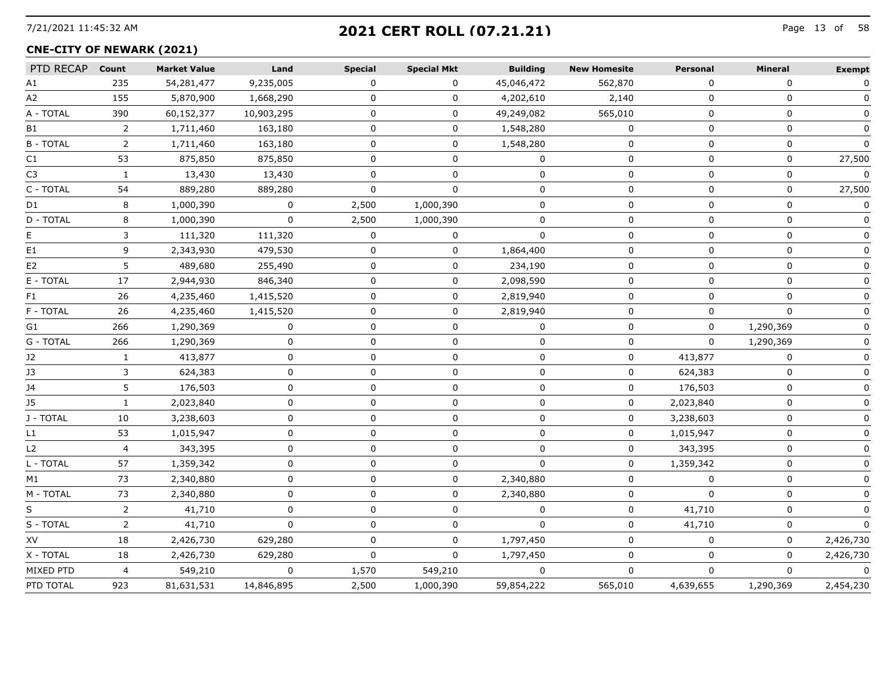# 2021 CERT ROLL (07.21.21)

7/21/2021 11:45:32 AM

## CNE-CITY OF NEWARK (2021)

| PTD RECAP | Count | Market Value | Land | Special | Special Mkt | Building | New Homesite | Personal | Mineral | Exempt |
|---|---|---|---|---|---|---|---|---|---|---|
| A1 | 235 | 54,281,477 | 9,235,005 | 0 | 0 | 45,046,472 | 562,870 | 0 | 0 | 0 |
| A2 | 155 | 5,870,900 | 1,668,290 | 0 | 0 | 4,202,610 | 2,140 | 0 | 0 | 0 |
| A - TOTAL | 390 | 60,152,377 | 10,903,295 | 0 | 0 | 49,249,082 | 565,010 | 0 | 0 | 0 |
| B1 | 2 | 1,711,460 | 163,180 | 0 | 0 | 1,548,280 | 0 | 0 | 0 | 0 |
| B - TOTAL | 2 | 1,711,460 | 163,180 | 0 | 0 | 1,548,280 | 0 | 0 | 0 | 0 |
| C1 | 53 | 875,850 | 875,850 | 0 | 0 | 0 | 0 | 0 | 0 | 27,500 |
| C3 | 1 | 13,430 | 13,430 | 0 | 0 | 0 | 0 | 0 | 0 | 0 |
| C - TOTAL | 54 | 889,280 | 889,280 | 0 | 0 | 0 | 0 | 0 | 0 | 27,500 |
| D1 | 8 | 1,000,390 | 0 | 2,500 | 1,000,390 | 0 | 0 | 0 | 0 | 0 |
| D - TOTAL | 8 | 1,000,390 | 0 | 2,500 | 1,000,390 | 0 | 0 | 0 | 0 | 0 |
| E | 3 | 111,320 | 111,320 | 0 | 0 | 0 | 0 | 0 | 0 | 0 |
| E1 | 9 | 2,343,930 | 479,530 | 0 | 0 | 1,864,400 | 0 | 0 | 0 | 0 |
| E2 | 5 | 489,680 | 255,490 | 0 | 0 | 234,190 | 0 | 0 | 0 | 0 |
| E - TOTAL | 17 | 2,944,930 | 846,340 | 0 | 0 | 2,098,590 | 0 | 0 | 0 | 0 |
| F1 | 26 | 4,235,460 | 1,415,520 | 0 | 0 | 2,819,940 | 0 | 0 | 0 | 0 |
| F - TOTAL | 26 | 4,235,460 | 1,415,520 | 0 | 0 | 2,819,940 | 0 | 0 | 0 | 0 |
| G1 | 266 | 1,290,369 | 0 | 0 | 0 | 0 | 0 | 0 | 1,290,369 | 0 |
| G - TOTAL | 266 | 1,290,369 | 0 | 0 | 0 | 0 | 0 | 0 | 1,290,369 | 0 |
| J2 | 1 | 413,877 | 0 | 0 | 0 | 0 | 0 | 413,877 | 0 | 0 |
| J3 | 3 | 624,383 | 0 | 0 | 0 | 0 | 0 | 624,383 | 0 | 0 |
| J4 | 5 | 176,503 | 0 | 0 | 0 | 0 | 0 | 176,503 | 0 | 0 |
| J5 | 1 | 2,023,840 | 0 | 0 | 0 | 0 | 0 | 2,023,840 | 0 | 0 |
| J - TOTAL | 10 | 3,238,603 | 0 | 0 | 0 | 0 | 0 | 3,238,603 | 0 | 0 |
| L1 | 53 | 1,015,947 | 0 | 0 | 0 | 0 | 0 | 1,015,947 | 0 | 0 |
| L2 | 4 | 343,395 | 0 | 0 | 0 | 0 | 0 | 343,395 | 0 | 0 |
| L - TOTAL | 57 | 1,359,342 | 0 | 0 | 0 | 0 | 0 | 1,359,342 | 0 | 0 |
| M1 | 73 | 2,340,880 | 0 | 0 | 0 | 2,340,880 | 0 | 0 | 0 | 0 |
| M - TOTAL | 73 | 2,340,880 | 0 | 0 | 0 | 2,340,880 | 0 | 0 | 0 | 0 |
| S | 2 | 41,710 | 0 | 0 | 0 | 0 | 0 | 41,710 | 0 | 0 |
| S - TOTAL | 2 | 41,710 | 0 | 0 | 0 | 0 | 0 | 41,710 | 0 | 0 |
| XV | 18 | 2,426,730 | 629,280 | 0 | 0 | 1,797,450 | 0 | 0 | 0 | 2,426,730 |
| X - TOTAL | 18 | 2,426,730 | 629,280 | 0 | 0 | 1,797,450 | 0 | 0 | 0 | 2,426,730 |
| MIXED PTD | 4 | 549,210 | 0 | 1,570 | 549,210 | 0 | 0 | 0 | 0 | 0 |
| PTD TOTAL | 923 | 81,631,531 | 14,846,895 | 2,500 | 1,000,390 | 59,854,222 | 565,010 | 4,639,655 | 1,290,369 | 2,454,230 |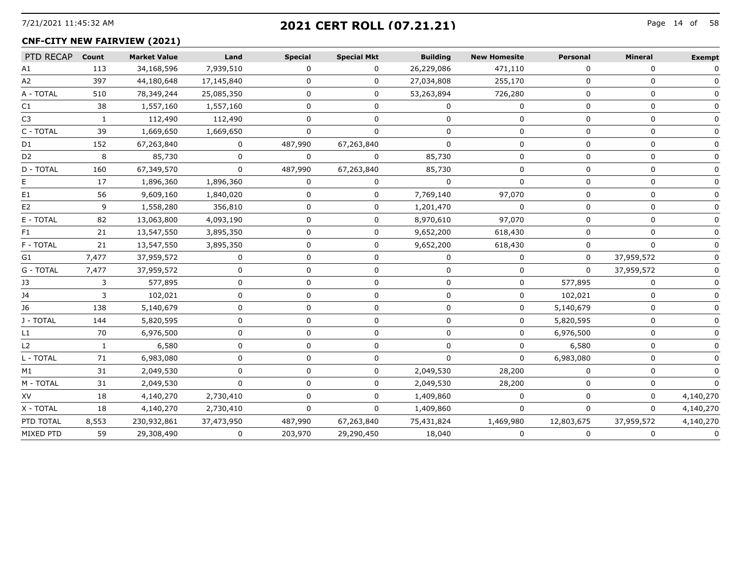## 2021 CERT ROLL (07.21.21)

### CNF-CITY NEW FAIRVIEW (2021)

| PTD RECAP | Count | Market Value | Land | Special | Special Mkt | Building | New Homesite | Personal | Mineral | Exempt |
|---|---|---|---|---|---|---|---|---|---|---|
| A1 | 113 | 34,168,596 | 7,939,510 | 0 | 0 | 26,229,086 | 471,110 | 0 | 0 | 0 |
| A2 | 397 | 44,180,648 | 17,145,840 | 0 | 0 | 27,034,808 | 255,170 | 0 | 0 | 0 |
| A - TOTAL | 510 | 78,349,244 | 25,085,350 | 0 | 0 | 53,263,894 | 726,280 | 0 | 0 | 0 |
| C1 | 38 | 1,557,160 | 1,557,160 | 0 | 0 | 0 | 0 | 0 | 0 | 0 |
| C3 | 1 | 112,490 | 112,490 | 0 | 0 | 0 | 0 | 0 | 0 | 0 |
| C - TOTAL | 39 | 1,669,650 | 1,669,650 | 0 | 0 | 0 | 0 | 0 | 0 | 0 |
| D1 | 152 | 67,263,840 | 0 | 487,990 | 67,263,840 | 0 | 0 | 0 | 0 | 0 |
| D2 | 8 | 85,730 | 0 | 0 | 0 | 85,730 | 0 | 0 | 0 | 0 |
| D - TOTAL | 160 | 67,349,570 | 0 | 487,990 | 67,263,840 | 85,730 | 0 | 0 | 0 | 0 |
| E | 17 | 1,896,360 | 1,896,360 | 0 | 0 | 0 | 0 | 0 | 0 | 0 |
| E1 | 56 | 9,609,160 | 1,840,020 | 0 | 0 | 7,769,140 | 97,070 | 0 | 0 | 0 |
| E2 | 9 | 1,558,280 | 356,810 | 0 | 0 | 1,201,470 | 0 | 0 | 0 | 0 |
| E - TOTAL | 82 | 13,063,800 | 4,093,190 | 0 | 0 | 8,970,610 | 97,070 | 0 | 0 | 0 |
| F1 | 21 | 13,547,550 | 3,895,350 | 0 | 0 | 9,652,200 | 618,430 | 0 | 0 | 0 |
| F - TOTAL | 21 | 13,547,550 | 3,895,350 | 0 | 0 | 9,652,200 | 618,430 | 0 | 0 | 0 |
| G1 | 7,477 | 37,959,572 | 0 | 0 | 0 | 0 | 0 | 0 | 37,959,572 | 0 |
| G - TOTAL | 7,477 | 37,959,572 | 0 | 0 | 0 | 0 | 0 | 0 | 37,959,572 | 0 |
| J3 | 3 | 577,895 | 0 | 0 | 0 | 0 | 0 | 577,895 | 0 | 0 |
| J4 | 3 | 102,021 | 0 | 0 | 0 | 0 | 0 | 102,021 | 0 | 0 |
| J6 | 138 | 5,140,679 | 0 | 0 | 0 | 0 | 0 | 5,140,679 | 0 | 0 |
| J - TOTAL | 144 | 5,820,595 | 0 | 0 | 0 | 0 | 0 | 5,820,595 | 0 | 0 |
| L1 | 70 | 6,976,500 | 0 | 0 | 0 | 0 | 0 | 6,976,500 | 0 | 0 |
| L2 | 1 | 6,580 | 0 | 0 | 0 | 0 | 0 | 6,580 | 0 | 0 |
| L - TOTAL | 71 | 6,983,080 | 0 | 0 | 0 | 0 | 0 | 6,983,080 | 0 | 0 |
| M1 | 31 | 2,049,530 | 0 | 0 | 0 | 2,049,530 | 28,200 | 0 | 0 | 0 |
| M - TOTAL | 31 | 2,049,530 | 0 | 0 | 0 | 2,049,530 | 28,200 | 0 | 0 | 0 |
| XV | 18 | 4,140,270 | 2,730,410 | 0 | 0 | 1,409,860 | 0 | 0 | 0 | 4,140,270 |
| X - TOTAL | 18 | 4,140,270 | 2,730,410 | 0 | 0 | 1,409,860 | 0 | 0 | 0 | 4,140,270 |
| PTD TOTAL | 8,553 | 230,932,861 | 37,473,950 | 487,990 | 67,263,840 | 75,431,824 | 1,469,980 | 12,803,675 | 37,959,572 | 4,140,270 |
| MIXED PTD | 59 | 29,308,490 | 0 | 203,970 | 29,290,450 | 18,040 | 0 | 0 | 0 | 0 |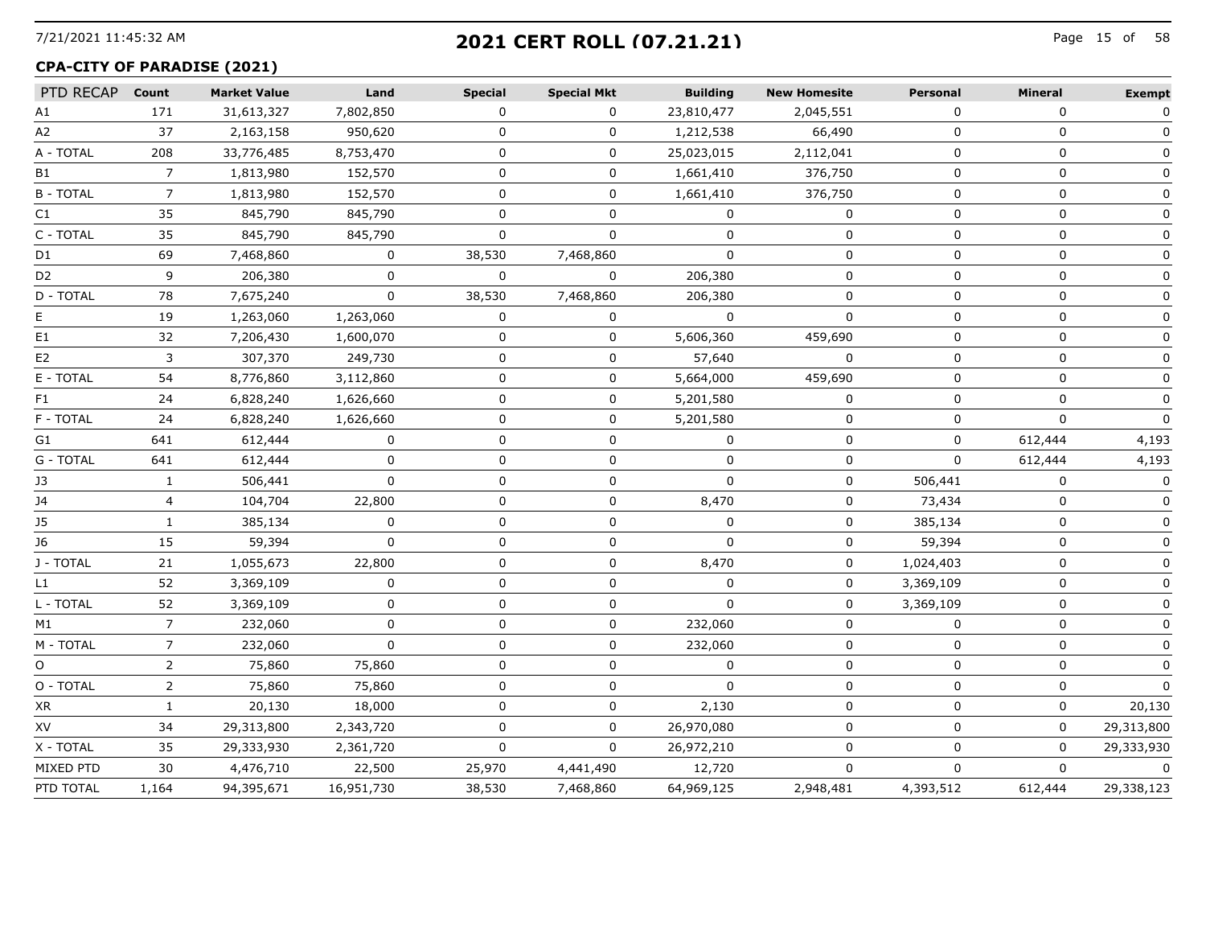# 2021 CERT ROLL (07.21.21)

**CPA-CITY OF PARADISE (2021)**

| PTD RECAP | Count | Market Value | Land | Special | Special Mkt | Building | New Homesite | Personal | Mineral | Exempt |
|---|---|---|---|---|---|---|---|---|---|---|
| A1 | 171 | 31,613,327 | 7,802,850 | 0 | 0 | 23,810,477 | 2,045,551 | 0 | 0 | 0 |
| A2 | 37 | 2,163,158 | 950,620 | 0 | 0 | 1,212,538 | 66,490 | 0 | 0 | 0 |
| A - TOTAL | 208 | 33,776,485 | 8,753,470 | 0 | 0 | 25,023,015 | 2,112,041 | 0 | 0 | 0 |
| B1 | 7 | 1,813,980 | 152,570 | 0 | 0 | 1,661,410 | 376,750 | 0 | 0 | 0 |
| B - TOTAL | 7 | 1,813,980 | 152,570 | 0 | 0 | 1,661,410 | 376,750 | 0 | 0 | 0 |
| C1 | 35 | 845,790 | 845,790 | 0 | 0 | 0 | 0 | 0 | 0 | 0 |
| C - TOTAL | 35 | 845,790 | 845,790 | 0 | 0 | 0 | 0 | 0 | 0 | 0 |
| D1 | 69 | 7,468,860 | 0 | 38,530 | 7,468,860 | 0 | 0 | 0 | 0 | 0 |
| D2 | 9 | 206,380 | 0 | 0 | 0 | 206,380 | 0 | 0 | 0 | 0 |
| D - TOTAL | 78 | 7,675,240 | 0 | 38,530 | 7,468,860 | 206,380 | 0 | 0 | 0 | 0 |
| E | 19 | 1,263,060 | 1,263,060 | 0 | 0 | 0 | 0 | 0 | 0 | 0 |
| E1 | 32 | 7,206,430 | 1,600,070 | 0 | 0 | 5,606,360 | 459,690 | 0 | 0 | 0 |
| E2 | 3 | 307,370 | 249,730 | 0 | 0 | 57,640 | 0 | 0 | 0 | 0 |
| E - TOTAL | 54 | 8,776,860 | 3,112,860 | 0 | 0 | 5,664,000 | 459,690 | 0 | 0 | 0 |
| F1 | 24 | 6,828,240 | 1,626,660 | 0 | 0 | 5,201,580 | 0 | 0 | 0 | 0 |
| F - TOTAL | 24 | 6,828,240 | 1,626,660 | 0 | 0 | 5,201,580 | 0 | 0 | 0 | 0 |
| G1 | 641 | 612,444 | 0 | 0 | 0 | 0 | 0 | 0 | 612,444 | 4,193 |
| G - TOTAL | 641 | 612,444 | 0 | 0 | 0 | 0 | 0 | 0 | 612,444 | 4,193 |
| J3 | 1 | 506,441 | 0 | 0 | 0 | 0 | 0 | 506,441 | 0 | 0 |
| J4 | 4 | 104,704 | 22,800 | 0 | 0 | 8,470 | 0 | 73,434 | 0 | 0 |
| J5 | 1 | 385,134 | 0 | 0 | 0 | 0 | 0 | 385,134 | 0 | 0 |
| J6 | 15 | 59,394 | 0 | 0 | 0 | 0 | 0 | 59,394 | 0 | 0 |
| J - TOTAL | 21 | 1,055,673 | 22,800 | 0 | 0 | 8,470 | 0 | 1,024,403 | 0 | 0 |
| L1 | 52 | 3,369,109 | 0 | 0 | 0 | 0 | 0 | 3,369,109 | 0 | 0 |
| L - TOTAL | 52 | 3,369,109 | 0 | 0 | 0 | 0 | 0 | 3,369,109 | 0 | 0 |
| M1 | 7 | 232,060 | 0 | 0 | 0 | 232,060 | 0 | 0 | 0 | 0 |
| M - TOTAL | 7 | 232,060 | 0 | 0 | 0 | 232,060 | 0 | 0 | 0 | 0 |
| O | 2 | 75,860 | 75,860 | 0 | 0 | 0 | 0 | 0 | 0 | 0 |
| O - TOTAL | 2 | 75,860 | 75,860 | 0 | 0 | 0 | 0 | 0 | 0 | 0 |
| XR | 1 | 20,130 | 18,000 | 0 | 0 | 2,130 | 0 | 0 | 0 | 20,130 |
| XV | 34 | 29,313,800 | 2,343,720 | 0 | 0 | 26,970,080 | 0 | 0 | 0 | 29,313,800 |
| X - TOTAL | 35 | 29,333,930 | 2,361,720 | 0 | 0 | 26,972,210 | 0 | 0 | 0 | 29,333,930 |
| MIXED PTD | 30 | 4,476,710 | 22,500 | 25,970 | 4,441,490 | 12,720 | 0 | 0 | 0 | 0 |
| PTD TOTAL | 1,164 | 94,395,671 | 16,951,730 | 38,530 | 7,468,860 | 64,969,125 | 2,948,481 | 4,393,512 | 612,444 | 29,338,123 |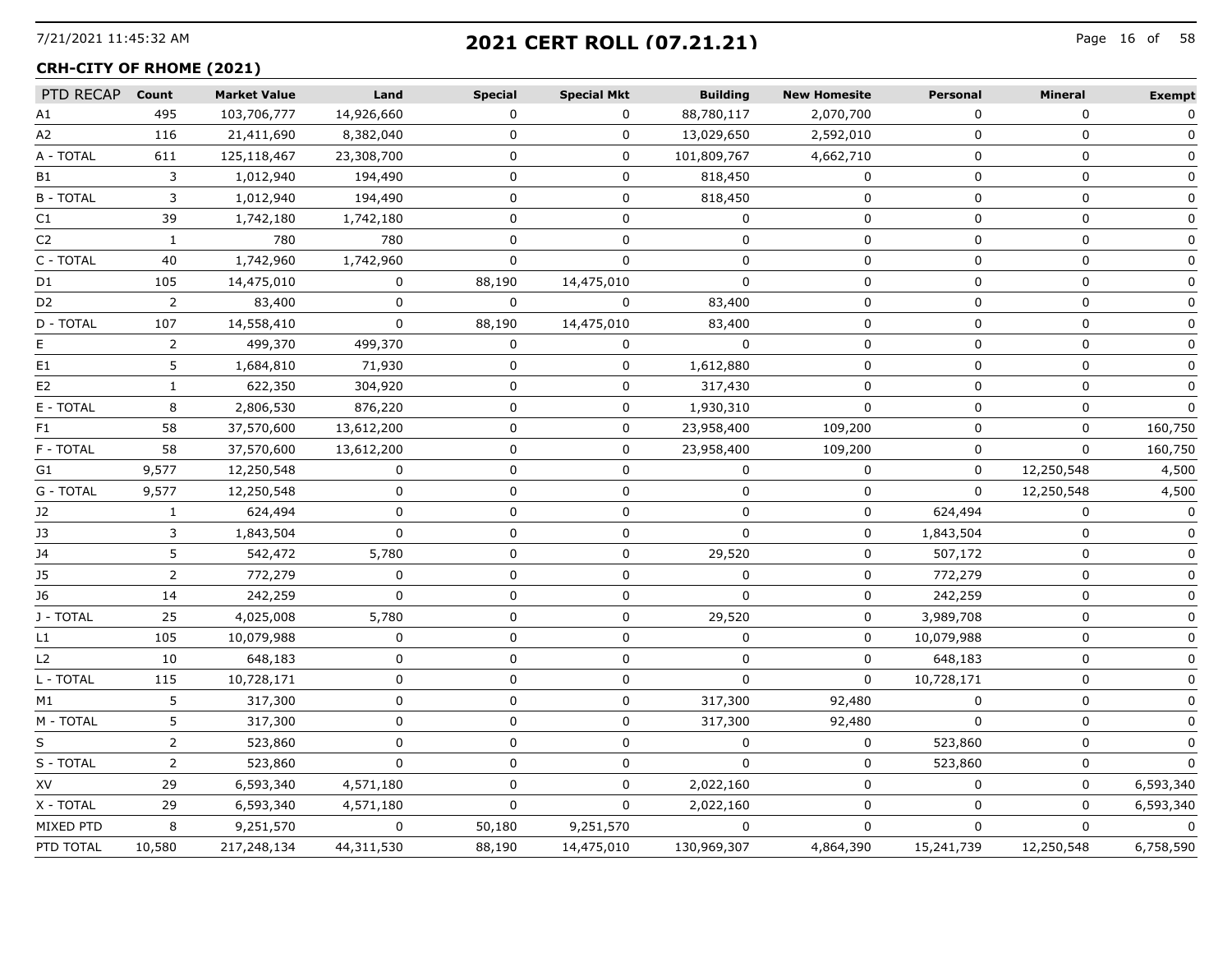## 2021 CERT ROLL (07.21.21)

### CRH-CITY OF RHOME (2021)

| PTD RECAP | Count | Market Value | Land | Special | Special Mkt | Building | New Homesite | Personal | Mineral | Exempt |
|---|---|---|---|---|---|---|---|---|---|---|
| A1 | 495 | 103,706,777 | 14,926,660 | 0 | 0 | 88,780,117 | 2,070,700 | 0 | 0 | 0 |
| A2 | 116 | 21,411,690 | 8,382,040 | 0 | 0 | 13,029,650 | 2,592,010 | 0 | 0 | 0 |
| A - TOTAL | 611 | 125,118,467 | 23,308,700 | 0 | 0 | 101,809,767 | 4,662,710 | 0 | 0 | 0 |
| B1 | 3 | 1,012,940 | 194,490 | 0 | 0 | 818,450 | 0 | 0 | 0 | 0 |
| B - TOTAL | 3 | 1,012,940 | 194,490 | 0 | 0 | 818,450 | 0 | 0 | 0 | 0 |
| C1 | 39 | 1,742,180 | 1,742,180 | 0 | 0 | 0 | 0 | 0 | 0 | 0 |
| C2 | 1 | 780 | 780 | 0 | 0 | 0 | 0 | 0 | 0 | 0 |
| C - TOTAL | 40 | 1,742,960 | 1,742,960 | 0 | 0 | 0 | 0 | 0 | 0 | 0 |
| D1 | 105 | 14,475,010 | 0 | 88,190 | 14,475,010 | 0 | 0 | 0 | 0 | 0 |
| D2 | 2 | 83,400 | 0 | 0 | 0 | 83,400 | 0 | 0 | 0 | 0 |
| D - TOTAL | 107 | 14,558,410 | 0 | 88,190 | 14,475,010 | 83,400 | 0 | 0 | 0 | 0 |
| E | 2 | 499,370 | 499,370 | 0 | 0 | 0 | 0 | 0 | 0 | 0 |
| E1 | 5 | 1,684,810 | 71,930 | 0 | 0 | 1,612,880 | 0 | 0 | 0 | 0 |
| E2 | 1 | 622,350 | 304,920 | 0 | 0 | 317,430 | 0 | 0 | 0 | 0 |
| E - TOTAL | 8 | 2,806,530 | 876,220 | 0 | 0 | 1,930,310 | 0 | 0 | 0 | 0 |
| F1 | 58 | 37,570,600 | 13,612,200 | 0 | 0 | 23,958,400 | 109,200 | 0 | 0 | 160,750 |
| F - TOTAL | 58 | 37,570,600 | 13,612,200 | 0 | 0 | 23,958,400 | 109,200 | 0 | 0 | 160,750 |
| G1 | 9,577 | 12,250,548 | 0 | 0 | 0 | 0 | 0 | 0 | 12,250,548 | 4,500 |
| G - TOTAL | 9,577 | 12,250,548 | 0 | 0 | 0 | 0 | 0 | 0 | 12,250,548 | 4,500 |
| J2 | 1 | 624,494 | 0 | 0 | 0 | 0 | 0 | 624,494 | 0 | 0 |
| J3 | 3 | 1,843,504 | 0 | 0 | 0 | 0 | 0 | 1,843,504 | 0 | 0 |
| J4 | 5 | 542,472 | 5,780 | 0 | 0 | 29,520 | 0 | 507,172 | 0 | 0 |
| J5 | 2 | 772,279 | 0 | 0 | 0 | 0 | 0 | 772,279 | 0 | 0 |
| J6 | 14 | 242,259 | 0 | 0 | 0 | 0 | 0 | 242,259 | 0 | 0 |
| J - TOTAL | 25 | 4,025,008 | 5,780 | 0 | 0 | 29,520 | 0 | 3,989,708 | 0 | 0 |
| L1 | 105 | 10,079,988 | 0 | 0 | 0 | 0 | 0 | 10,079,988 | 0 | 0 |
| L2 | 10 | 648,183 | 0 | 0 | 0 | 0 | 0 | 648,183 | 0 | 0 |
| L - TOTAL | 115 | 10,728,171 | 0 | 0 | 0 | 0 | 0 | 10,728,171 | 0 | 0 |
| M1 | 5 | 317,300 | 0 | 0 | 0 | 317,300 | 92,480 | 0 | 0 | 0 |
| M - TOTAL | 5 | 317,300 | 0 | 0 | 0 | 317,300 | 92,480 | 0 | 0 | 0 |
| S | 2 | 523,860 | 0 | 0 | 0 | 0 | 0 | 523,860 | 0 | 0 |
| S - TOTAL | 2 | 523,860 | 0 | 0 | 0 | 0 | 0 | 523,860 | 0 | 0 |
| XV | 29 | 6,593,340 | 4,571,180 | 0 | 0 | 2,022,160 | 0 | 0 | 0 | 6,593,340 |
| X - TOTAL | 29 | 6,593,340 | 4,571,180 | 0 | 0 | 2,022,160 | 0 | 0 | 0 | 6,593,340 |
| MIXED PTD | 8 | 9,251,570 | 0 | 50,180 | 9,251,570 | 0 | 0 | 0 | 0 | 0 |
| PTD TOTAL | 10,580 | 217,248,134 | 44,311,530 | 88,190 | 14,475,010 | 130,969,307 | 4,864,390 | 15,241,739 | 12,250,548 | 6,758,590 |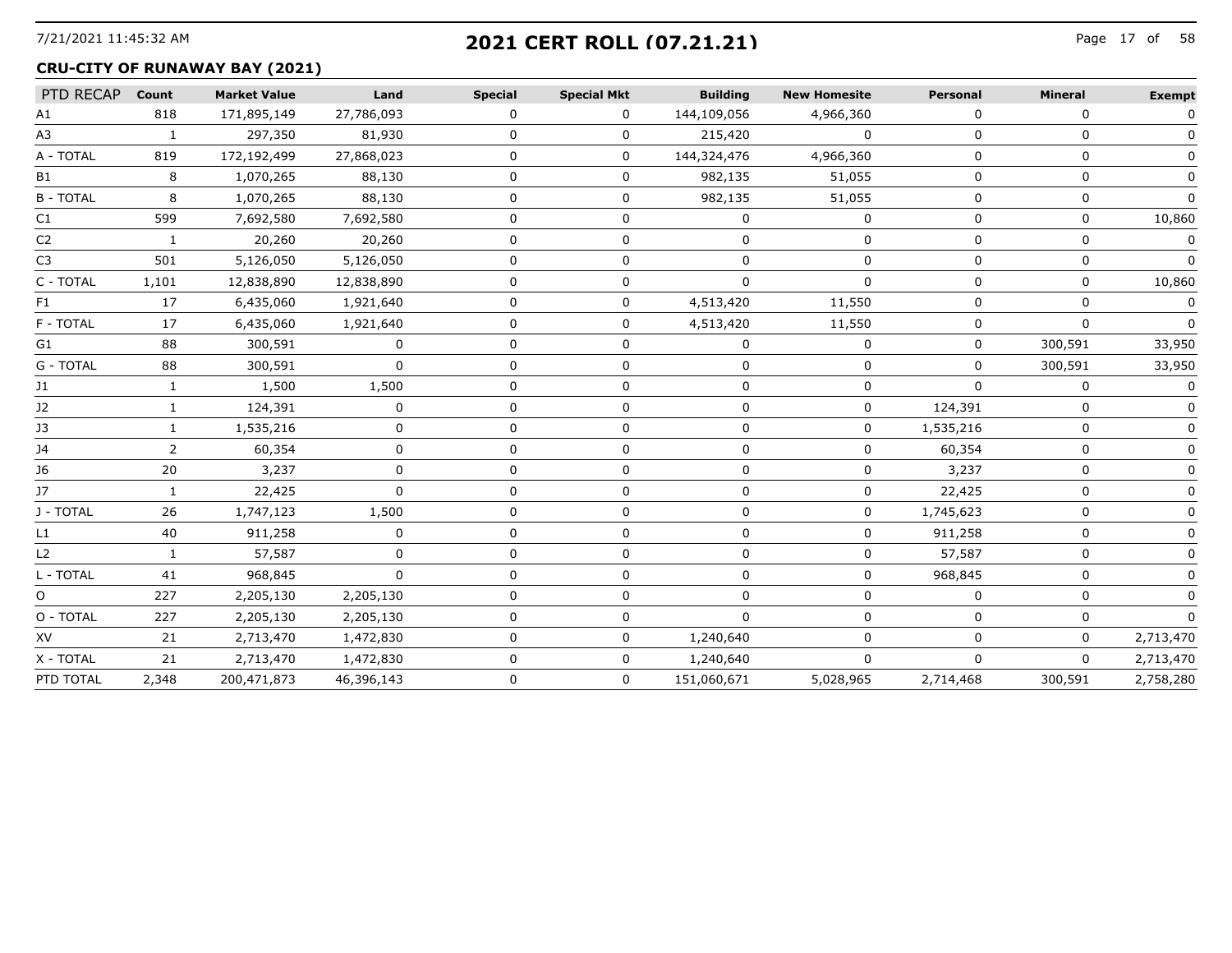## 2021 CERT ROLL (07.21.21)

### CRU-CITY OF RUNAWAY BAY (2021)

| PTD RECAP | Count | Market Value | Land | Special | Special Mkt | Building | New Homesite | Personal | Mineral | Exempt |
|---|---|---|---|---|---|---|---|---|---|---|
| A1 | 818 | 171,895,149 | 27,786,093 | 0 | 0 | 144,109,056 | 4,966,360 | 0 | 0 | 0 |
| A3 | 1 | 297,350 | 81,930 | 0 | 0 | 215,420 | 0 | 0 | 0 | 0 |
| A - TOTAL | 819 | 172,192,499 | 27,868,023 | 0 | 0 | 144,324,476 | 4,966,360 | 0 | 0 | 0 |
| B1 | 8 | 1,070,265 | 88,130 | 0 | 0 | 982,135 | 51,055 | 0 | 0 | 0 |
| B - TOTAL | 8 | 1,070,265 | 88,130 | 0 | 0 | 982,135 | 51,055 | 0 | 0 | 0 |
| C1 | 599 | 7,692,580 | 7,692,580 | 0 | 0 | 0 | 0 | 0 | 0 | 10,860 |
| C2 | 1 | 20,260 | 20,260 | 0 | 0 | 0 | 0 | 0 | 0 | 0 |
| C3 | 501 | 5,126,050 | 5,126,050 | 0 | 0 | 0 | 0 | 0 | 0 | 0 |
| C - TOTAL | 1,101 | 12,838,890 | 12,838,890 | 0 | 0 | 0 | 0 | 0 | 0 | 10,860 |
| F1 | 17 | 6,435,060 | 1,921,640 | 0 | 0 | 4,513,420 | 11,550 | 0 | 0 | 0 |
| F - TOTAL | 17 | 6,435,060 | 1,921,640 | 0 | 0 | 4,513,420 | 11,550 | 0 | 0 | 0 |
| G1 | 88 | 300,591 | 0 | 0 | 0 | 0 | 0 | 0 | 300,591 | 33,950 |
| G - TOTAL | 88 | 300,591 | 0 | 0 | 0 | 0 | 0 | 0 | 300,591 | 33,950 |
| J1 | 1 | 1,500 | 1,500 | 0 | 0 | 0 | 0 | 0 | 0 | 0 |
| J2 | 1 | 124,391 | 0 | 0 | 0 | 0 | 0 | 124,391 | 0 | 0 |
| J3 | 1 | 1,535,216 | 0 | 0 | 0 | 0 | 0 | 1,535,216 | 0 | 0 |
| J4 | 2 | 60,354 | 0 | 0 | 0 | 0 | 0 | 60,354 | 0 | 0 |
| J6 | 20 | 3,237 | 0 | 0 | 0 | 0 | 0 | 3,237 | 0 | 0 |
| J7 | 1 | 22,425 | 0 | 0 | 0 | 0 | 0 | 22,425 | 0 | 0 |
| J - TOTAL | 26 | 1,747,123 | 1,500 | 0 | 0 | 0 | 0 | 1,745,623 | 0 | 0 |
| L1 | 40 | 911,258 | 0 | 0 | 0 | 0 | 0 | 911,258 | 0 | 0 |
| L2 | 1 | 57,587 | 0 | 0 | 0 | 0 | 0 | 57,587 | 0 | 0 |
| L - TOTAL | 41 | 968,845 | 0 | 0 | 0 | 0 | 0 | 968,845 | 0 | 0 |
| O | 227 | 2,205,130 | 2,205,130 | 0 | 0 | 0 | 0 | 0 | 0 | 0 |
| O - TOTAL | 227 | 2,205,130 | 2,205,130 | 0 | 0 | 0 | 0 | 0 | 0 | 0 |
| XV | 21 | 2,713,470 | 1,472,830 | 0 | 0 | 1,240,640 | 0 | 0 | 0 | 2,713,470 |
| X - TOTAL | 21 | 2,713,470 | 1,472,830 | 0 | 0 | 1,240,640 | 0 | 0 | 0 | 2,713,470 |
| PTD TOTAL | 2,348 | 200,471,873 | 46,396,143 | 0 | 0 | 151,060,671 | 5,028,965 | 2,714,468 | 300,591 | 2,758,280 |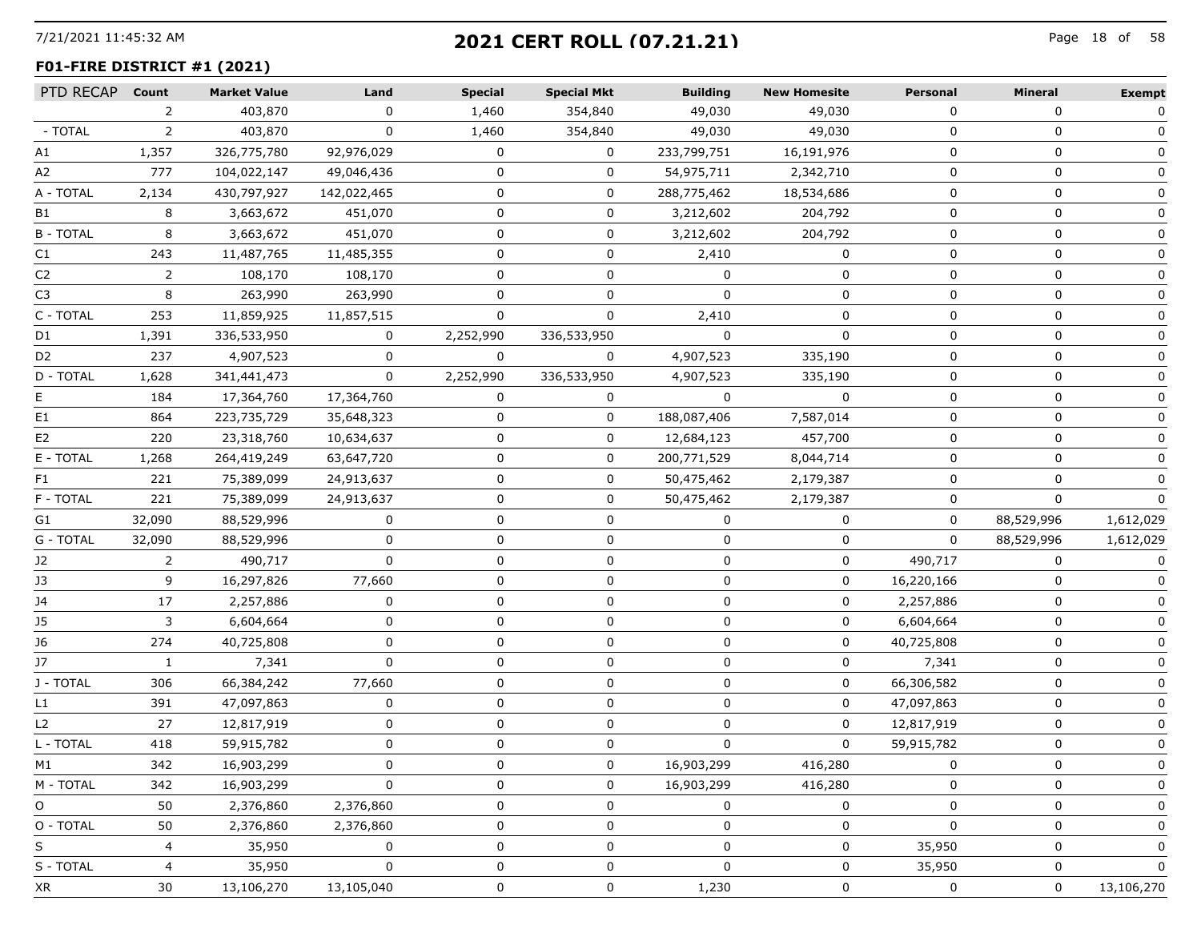# 2021 CERT ROLL (07.21.21)

## F01-FIRE DISTRICT #1 (2021)

| PTD RECAP | Count | Market Value | Land | Special | Special Mkt | Building | New Homesite | Personal | Mineral | Exempt |
|---|---|---|---|---|---|---|---|---|---|---|
| | 2 | 403,870 | 0 | 1,460 | 354,840 | 49,030 | 49,030 | 0 | 0 | 0 |
| - TOTAL | 2 | 403,870 | 0 | 1,460 | 354,840 | 49,030 | 49,030 | 0 | 0 | 0 |
| A1 | 1,357 | 326,775,780 | 92,976,029 | 0 | 0 | 233,799,751 | 16,191,976 | 0 | 0 | 0 |
| A2 | 777 | 104,022,147 | 49,046,436 | 0 | 0 | 54,975,711 | 2,342,710 | 0 | 0 | 0 |
| A - TOTAL | 2,134 | 430,797,927 | 142,022,465 | 0 | 0 | 288,775,462 | 18,534,686 | 0 | 0 | 0 |
| B1 | 8 | 3,663,672 | 451,070 | 0 | 0 | 3,212,602 | 204,792 | 0 | 0 | 0 |
| B - TOTAL | 8 | 3,663,672 | 451,070 | 0 | 0 | 3,212,602 | 204,792 | 0 | 0 | 0 |
| C1 | 243 | 11,487,765 | 11,485,355 | 0 | 0 | 2,410 | 0 | 0 | 0 | 0 |
| C2 | 2 | 108,170 | 108,170 | 0 | 0 | 0 | 0 | 0 | 0 | 0 |
| C3 | 8 | 263,990 | 263,990 | 0 | 0 | 0 | 0 | 0 | 0 | 0 |
| C - TOTAL | 253 | 11,859,925 | 11,857,515 | 0 | 0 | 2,410 | 0 | 0 | 0 | 0 |
| D1 | 1,391 | 336,533,950 | 0 | 2,252,990 | 336,533,950 | 0 | 0 | 0 | 0 | 0 |
| D2 | 237 | 4,907,523 | 0 | 0 | 0 | 4,907,523 | 335,190 | 0 | 0 | 0 |
| D - TOTAL | 1,628 | 341,441,473 | 0 | 2,252,990 | 336,533,950 | 4,907,523 | 335,190 | 0 | 0 | 0 |
| E | 184 | 17,364,760 | 17,364,760 | 0 | 0 | 0 | 0 | 0 | 0 | 0 |
| E1 | 864 | 223,735,729 | 35,648,323 | 0 | 0 | 188,087,406 | 7,587,014 | 0 | 0 | 0 |
| E2 | 220 | 23,318,760 | 10,634,637 | 0 | 0 | 12,684,123 | 457,700 | 0 | 0 | 0 |
| E - TOTAL | 1,268 | 264,419,249 | 63,647,720 | 0 | 0 | 200,771,529 | 8,044,714 | 0 | 0 | 0 |
| F1 | 221 | 75,389,099 | 24,913,637 | 0 | 0 | 50,475,462 | 2,179,387 | 0 | 0 | 0 |
| F - TOTAL | 221 | 75,389,099 | 24,913,637 | 0 | 0 | 50,475,462 | 2,179,387 | 0 | 0 | 0 |
| G1 | 32,090 | 88,529,996 | 0 | 0 | 0 | 0 | 0 | 0 | 88,529,996 | 1,612,029 |
| G - TOTAL | 32,090 | 88,529,996 | 0 | 0 | 0 | 0 | 0 | 0 | 88,529,996 | 1,612,029 |
| J2 | 2 | 490,717 | 0 | 0 | 0 | 0 | 0 | 490,717 | 0 | 0 |
| J3 | 9 | 16,297,826 | 77,660 | 0 | 0 | 0 | 0 | 16,220,166 | 0 | 0 |
| J4 | 17 | 2,257,886 | 0 | 0 | 0 | 0 | 0 | 2,257,886 | 0 | 0 |
| J5 | 3 | 6,604,664 | 0 | 0 | 0 | 0 | 0 | 6,604,664 | 0 | 0 |
| J6 | 274 | 40,725,808 | 0 | 0 | 0 | 0 | 0 | 40,725,808 | 0 | 0 |
| J7 | 1 | 7,341 | 0 | 0 | 0 | 0 | 0 | 7,341 | 0 | 0 |
| J - TOTAL | 306 | 66,384,242 | 77,660 | 0 | 0 | 0 | 0 | 66,306,582 | 0 | 0 |
| L1 | 391 | 47,097,863 | 0 | 0 | 0 | 0 | 0 | 47,097,863 | 0 | 0 |
| L2 | 27 | 12,817,919 | 0 | 0 | 0 | 0 | 0 | 12,817,919 | 0 | 0 |
| L - TOTAL | 418 | 59,915,782 | 0 | 0 | 0 | 0 | 0 | 59,915,782 | 0 | 0 |
| M1 | 342 | 16,903,299 | 0 | 0 | 0 | 16,903,299 | 416,280 | 0 | 0 | 0 |
| M - TOTAL | 342 | 16,903,299 | 0 | 0 | 0 | 16,903,299 | 416,280 | 0 | 0 | 0 |
| O | 50 | 2,376,860 | 2,376,860 | 0 | 0 | 0 | 0 | 0 | 0 | 0 |
| O - TOTAL | 50 | 2,376,860 | 2,376,860 | 0 | 0 | 0 | 0 | 0 | 0 | 0 |
| S | 4 | 35,950 | 0 | 0 | 0 | 0 | 0 | 35,950 | 0 | 0 |
| S - TOTAL | 4 | 35,950 | 0 | 0 | 0 | 0 | 0 | 35,950 | 0 | 0 |
| XR | 30 | 13,106,270 | 13,105,040 | 0 | 0 | 1,230 | 0 | 0 | 0 | 13,106,270 |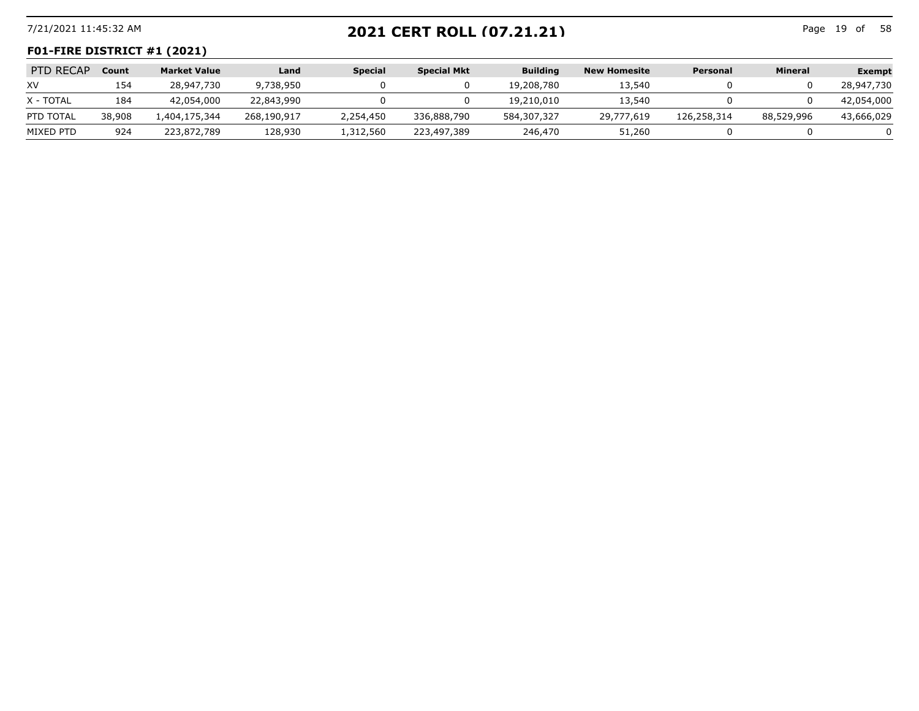## 2021 CERT ROLL (07.21.21)

**F01-FIRE DISTRICT #1 (2021)**

| PTD RECAP | Count | Market Value | Land | Special | Special Mkt | Building | New Homesite | Personal | Mineral | Exempt |
|---|---|---|---|---|---|---|---|---|---|---|
| XV | 154 | 28,947,730 | 9,738,950 | 0 | 0 | 19,208,780 | 13,540 | 0 | 0 | 28,947,730 |
| X - TOTAL | 184 | 42,054,000 | 22,843,990 | 0 | 0 | 19,210,010 | 13,540 | 0 | 0 | 42,054,000 |
| PTD TOTAL | 38,908 | 1,404,175,344 | 268,190,917 | 2,254,450 | 336,888,790 | 584,307,327 | 29,777,619 | 126,258,314 | 88,529,996 | 43,666,029 |
| MIXED PTD | 924 | 223,872,789 | 128,930 | 1,312,560 | 223,497,389 | 246,470 | 51,260 | 0 | 0 | 0 |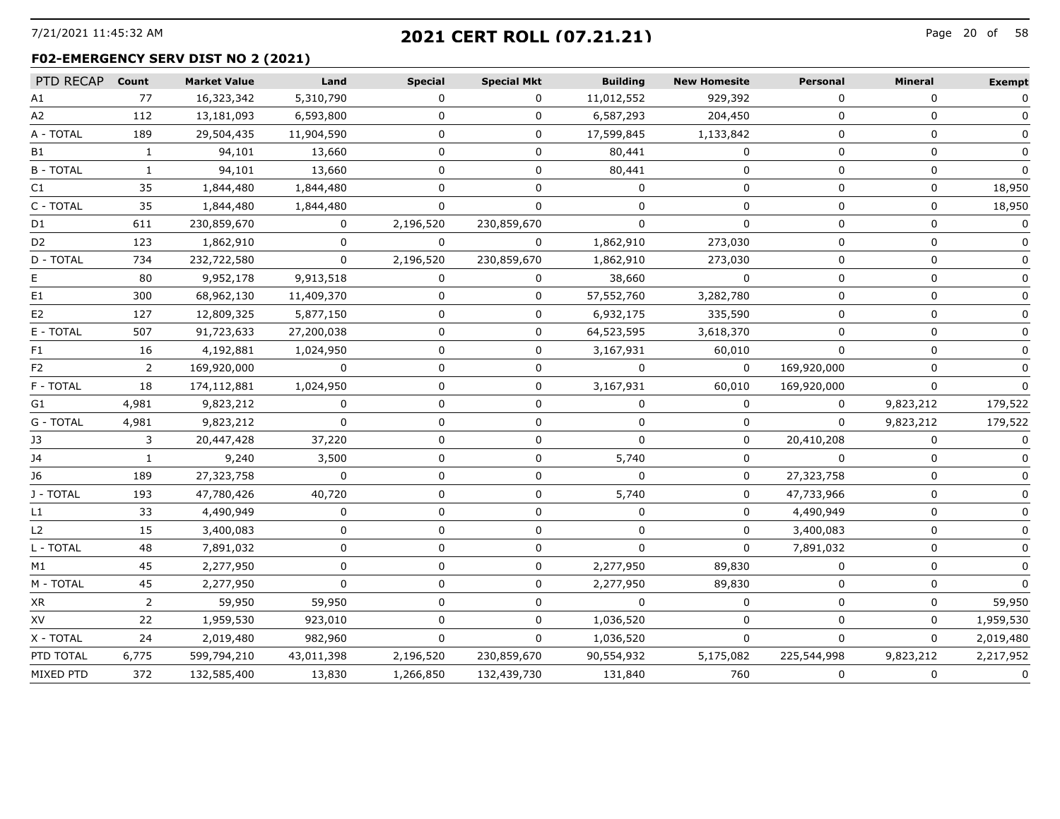# 2021 CERT ROLL (07.21.21)

## F02-EMERGENCY SERV DIST NO 2 (2021)

| PTD RECAP | Count | Market Value | Land | Special | Special Mkt | Building | New Homesite | Personal | Mineral | Exempt |
|---|---|---|---|---|---|---|---|---|---|---|
| A1 | 77 | 16,323,342 | 5,310,790 | 0 | 0 | 11,012,552 | 929,392 | 0 | 0 | 0 |
| A2 | 112 | 13,181,093 | 6,593,800 | 0 | 0 | 6,587,293 | 204,450 | 0 | 0 | 0 |
| A - TOTAL | 189 | 29,504,435 | 11,904,590 | 0 | 0 | 17,599,845 | 1,133,842 | 0 | 0 | 0 |
| B1 | 1 | 94,101 | 13,660 | 0 | 0 | 80,441 | 0 | 0 | 0 | 0 |
| B - TOTAL | 1 | 94,101 | 13,660 | 0 | 0 | 80,441 | 0 | 0 | 0 | 0 |
| C1 | 35 | 1,844,480 | 1,844,480 | 0 | 0 | 0 | 0 | 0 | 0 | 18,950 |
| C - TOTAL | 35 | 1,844,480 | 1,844,480 | 0 | 0 | 0 | 0 | 0 | 0 | 18,950 |
| D1 | 611 | 230,859,670 | 0 | 2,196,520 | 230,859,670 | 0 | 0 | 0 | 0 | 0 |
| D2 | 123 | 1,862,910 | 0 | 0 | 0 | 1,862,910 | 273,030 | 0 | 0 | 0 |
| D - TOTAL | 734 | 232,722,580 | 0 | 2,196,520 | 230,859,670 | 1,862,910 | 273,030 | 0 | 0 | 0 |
| E | 80 | 9,952,178 | 9,913,518 | 0 | 0 | 38,660 | 0 | 0 | 0 | 0 |
| E1 | 300 | 68,962,130 | 11,409,370 | 0 | 0 | 57,552,760 | 3,282,780 | 0 | 0 | 0 |
| E2 | 127 | 12,809,325 | 5,877,150 | 0 | 0 | 6,932,175 | 335,590 | 0 | 0 | 0 |
| E - TOTAL | 507 | 91,723,633 | 27,200,038 | 0 | 0 | 64,523,595 | 3,618,370 | 0 | 0 | 0 |
| F1 | 16 | 4,192,881 | 1,024,950 | 0 | 0 | 3,167,931 | 60,010 | 0 | 0 | 0 |
| F2 | 2 | 169,920,000 | 0 | 0 | 0 | 0 | 0 | 169,920,000 | 0 | 0 |
| F - TOTAL | 18 | 174,112,881 | 1,024,950 | 0 | 0 | 3,167,931 | 60,010 | 169,920,000 | 0 | 0 |
| G1 | 4,981 | 9,823,212 | 0 | 0 | 0 | 0 | 0 | 0 | 9,823,212 | 179,522 |
| G - TOTAL | 4,981 | 9,823,212 | 0 | 0 | 0 | 0 | 0 | 0 | 9,823,212 | 179,522 |
| J3 | 3 | 20,447,428 | 37,220 | 0 | 0 | 0 | 0 | 20,410,208 | 0 | 0 |
| J4 | 1 | 9,240 | 3,500 | 0 | 0 | 5,740 | 0 | 0 | 0 | 0 |
| J6 | 189 | 27,323,758 | 0 | 0 | 0 | 0 | 0 | 27,323,758 | 0 | 0 |
| J - TOTAL | 193 | 47,780,426 | 40,720 | 0 | 0 | 5,740 | 0 | 47,733,966 | 0 | 0 |
| L1 | 33 | 4,490,949 | 0 | 0 | 0 | 0 | 0 | 4,490,949 | 0 | 0 |
| L2 | 15 | 3,400,083 | 0 | 0 | 0 | 0 | 0 | 3,400,083 | 0 | 0 |
| L - TOTAL | 48 | 7,891,032 | 0 | 0 | 0 | 0 | 0 | 7,891,032 | 0 | 0 |
| M1 | 45 | 2,277,950 | 0 | 0 | 0 | 2,277,950 | 89,830 | 0 | 0 | 0 |
| M - TOTAL | 45 | 2,277,950 | 0 | 0 | 0 | 2,277,950 | 89,830 | 0 | 0 | 0 |
| XR | 2 | 59,950 | 59,950 | 0 | 0 | 0 | 0 | 0 | 0 | 59,950 |
| XV | 22 | 1,959,530 | 923,010 | 0 | 0 | 1,036,520 | 0 | 0 | 0 | 1,959,530 |
| X - TOTAL | 24 | 2,019,480 | 982,960 | 0 | 0 | 1,036,520 | 0 | 0 | 0 | 2,019,480 |
| PTD TOTAL | 6,775 | 599,794,210 | 43,011,398 | 2,196,520 | 230,859,670 | 90,554,932 | 5,175,082 | 225,544,998 | 9,823,212 | 2,217,952 |
| MIXED PTD | 372 | 132,585,400 | 13,830 | 1,266,850 | 132,439,730 | 131,840 | 760 | 0 | 0 | 0 |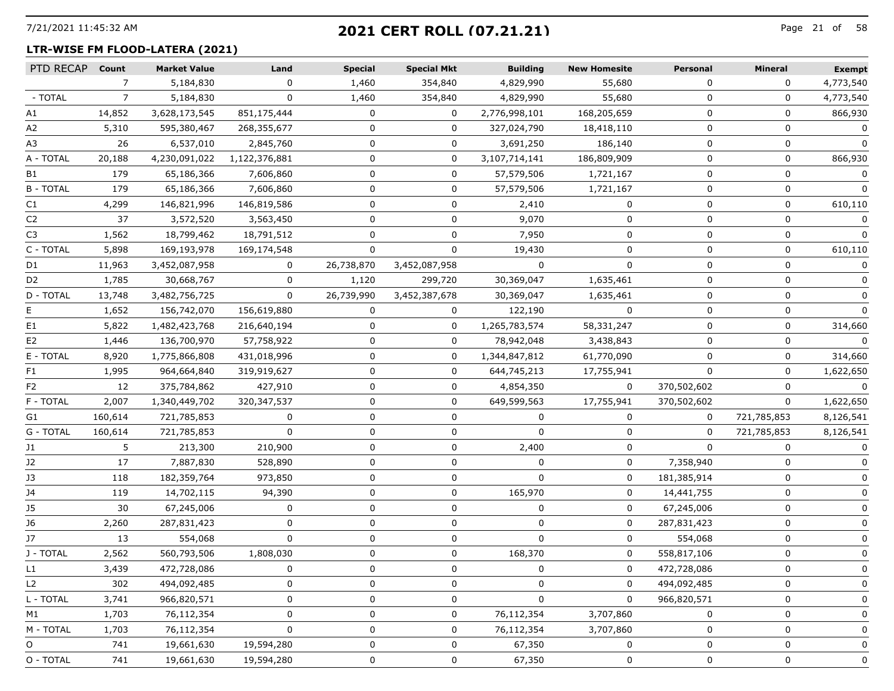# 2021 CERT ROLL (07.21.21)

## LTR-WISE FM FLOOD-LATERA (2021)

| PTD RECAP | Count | Market Value | Land | Special | Special Mkt | Building | New Homesite | Personal | Mineral | Exempt |
|---|---|---|---|---|---|---|---|---|---|---|
| | 7 | 5,184,830 | 0 | 1,460 | 354,840 | 4,829,990 | 55,680 | 0 | 0 | 4,773,540 |
| - TOTAL | 7 | 5,184,830 | 0 | 1,460 | 354,840 | 4,829,990 | 55,680 | 0 | 0 | 4,773,540 |
| A1 | 14,852 | 3,628,173,545 | 851,175,444 | 0 | 0 | 2,776,998,101 | 168,205,659 | 0 | 0 | 866,930 |
| A2 | 5,310 | 595,380,467 | 268,355,677 | 0 | 0 | 327,024,790 | 18,418,110 | 0 | 0 | 0 |
| A3 | 26 | 6,537,010 | 2,845,760 | 0 | 0 | 3,691,250 | 186,140 | 0 | 0 | 0 |
| A - TOTAL | 20,188 | 4,230,091,022 | 1,122,376,881 | 0 | 0 | 3,107,714,141 | 186,809,909 | 0 | 0 | 866,930 |
| B1 | 179 | 65,186,366 | 7,606,860 | 0 | 0 | 57,579,506 | 1,721,167 | 0 | 0 | 0 |
| B - TOTAL | 179 | 65,186,366 | 7,606,860 | 0 | 0 | 57,579,506 | 1,721,167 | 0 | 0 | 0 |
| C1 | 4,299 | 146,821,996 | 146,819,586 | 0 | 0 | 2,410 | 0 | 0 | 0 | 610,110 |
| C2 | 37 | 3,572,520 | 3,563,450 | 0 | 0 | 9,070 | 0 | 0 | 0 | 0 |
| C3 | 1,562 | 18,799,462 | 18,791,512 | 0 | 0 | 7,950 | 0 | 0 | 0 | 0 |
| C - TOTAL | 5,898 | 169,193,978 | 169,174,548 | 0 | 0 | 19,430 | 0 | 0 | 0 | 610,110 |
| D1 | 11,963 | 3,452,087,958 | 0 | 26,738,870 | 3,452,087,958 | 0 | 0 | 0 | 0 | 0 |
| D2 | 1,785 | 30,668,767 | 0 | 1,120 | 299,720 | 30,369,047 | 1,635,461 | 0 | 0 | 0 |
| D - TOTAL | 13,748 | 3,482,756,725 | 0 | 26,739,990 | 3,452,387,678 | 30,369,047 | 1,635,461 | 0 | 0 | 0 |
| E | 1,652 | 156,742,070 | 156,619,880 | 0 | 0 | 122,190 | 0 | 0 | 0 | 0 |
| E1 | 5,822 | 1,482,423,768 | 216,640,194 | 0 | 0 | 1,265,783,574 | 58,331,247 | 0 | 0 | 314,660 |
| E2 | 1,446 | 136,700,970 | 57,758,922 | 0 | 0 | 78,942,048 | 3,438,843 | 0 | 0 | 0 |
| E - TOTAL | 8,920 | 1,775,866,808 | 431,018,996 | 0 | 0 | 1,344,847,812 | 61,770,090 | 0 | 0 | 314,660 |
| F1 | 1,995 | 964,664,840 | 319,919,627 | 0 | 0 | 644,745,213 | 17,755,941 | 0 | 0 | 1,622,650 |
| F2 | 12 | 375,784,862 | 427,910 | 0 | 0 | 4,854,350 | 0 | 370,502,602 | 0 | 0 |
| F - TOTAL | 2,007 | 1,340,449,702 | 320,347,537 | 0 | 0 | 649,599,563 | 17,755,941 | 370,502,602 | 0 | 1,622,650 |
| G1 | 160,614 | 721,785,853 | 0 | 0 | 0 | 0 | 0 | 0 | 721,785,853 | 8,126,541 |
| G - TOTAL | 160,614 | 721,785,853 | 0 | 0 | 0 | 0 | 0 | 0 | 721,785,853 | 8,126,541 |
| J1 | 5 | 213,300 | 210,900 | 0 | 0 | 2,400 | 0 | 0 | 0 | 0 |
| J2 | 17 | 7,887,830 | 528,890 | 0 | 0 | 0 | 0 | 7,358,940 | 0 | 0 |
| J3 | 118 | 182,359,764 | 973,850 | 0 | 0 | 0 | 0 | 181,385,914 | 0 | 0 |
| J4 | 119 | 14,702,115 | 94,390 | 0 | 0 | 165,970 | 0 | 14,441,755 | 0 | 0 |
| J5 | 30 | 67,245,006 | 0 | 0 | 0 | 0 | 0 | 67,245,006 | 0 | 0 |
| J6 | 2,260 | 287,831,423 | 0 | 0 | 0 | 0 | 0 | 287,831,423 | 0 | 0 |
| J7 | 13 | 554,068 | 0 | 0 | 0 | 0 | 0 | 554,068 | 0 | 0 |
| J - TOTAL | 2,562 | 560,793,506 | 1,808,030 | 0 | 0 | 168,370 | 0 | 558,817,106 | 0 | 0 |
| L1 | 3,439 | 472,728,086 | 0 | 0 | 0 | 0 | 0 | 472,728,086 | 0 | 0 |
| L2 | 302 | 494,092,485 | 0 | 0 | 0 | 0 | 0 | 494,092,485 | 0 | 0 |
| L - TOTAL | 3,741 | 966,820,571 | 0 | 0 | 0 | 0 | 0 | 966,820,571 | 0 | 0 |
| M1 | 1,703 | 76,112,354 | 0 | 0 | 0 | 76,112,354 | 3,707,860 | 0 | 0 | 0 |
| M - TOTAL | 1,703 | 76,112,354 | 0 | 0 | 0 | 76,112,354 | 3,707,860 | 0 | 0 | 0 |
| O | 741 | 19,661,630 | 19,594,280 | 0 | 0 | 67,350 | 0 | 0 | 0 | 0 |
| O - TOTAL | 741 | 19,661,630 | 19,594,280 | 0 | 0 | 67,350 | 0 | 0 | 0 | 0 |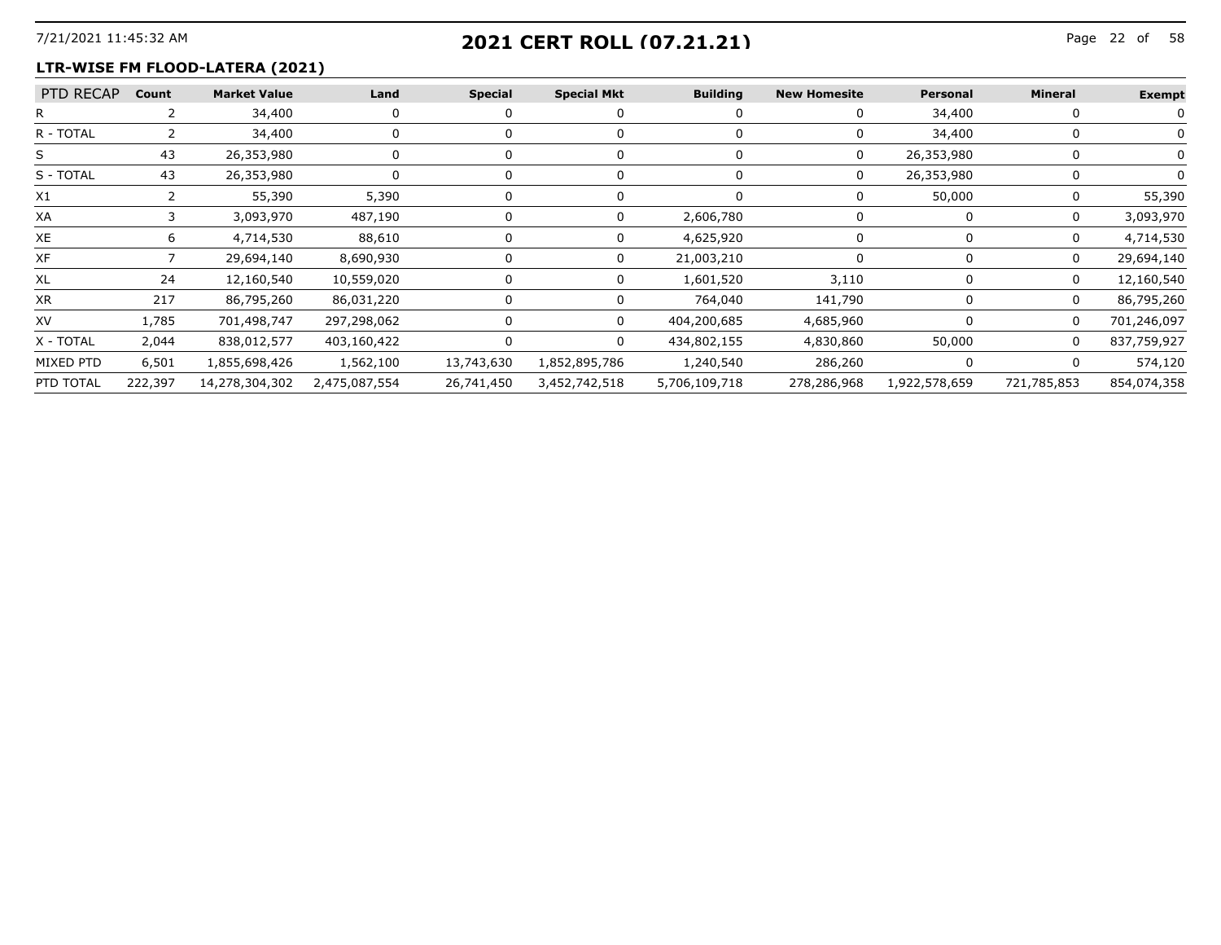## 2021 CERT ROLL (07.21.21)

### LTR-WISE FM FLOOD-LATERA (2021)

| PTD RECAP | Count | Market Value | Land | Special | Special Mkt | Building | New Homesite | Personal | Mineral | Exempt |
|---|---|---|---|---|---|---|---|---|---|---|
| R | 2 | 34,400 | 0 | 0 | 0 | 0 | 0 | 34,400 | 0 | 0 |
| R - TOTAL | 2 | 34,400 | 0 | 0 | 0 | 0 | 0 | 34,400 | 0 | 0 |
| S | 43 | 26,353,980 | 0 | 0 | 0 | 0 | 0 | 26,353,980 | 0 | 0 |
| S - TOTAL | 43 | 26,353,980 | 0 | 0 | 0 | 0 | 0 | 26,353,980 | 0 | 0 |
| X1 | 2 | 55,390 | 5,390 | 0 | 0 | 0 | 0 | 50,000 | 0 | 55,390 |
| XA | 3 | 3,093,970 | 487,190 | 0 | 0 | 2,606,780 | 0 | 0 | 0 | 3,093,970 |
| XE | 6 | 4,714,530 | 88,610 | 0 | 0 | 4,625,920 | 0 | 0 | 0 | 4,714,530 |
| XF | 7 | 29,694,140 | 8,690,930 | 0 | 0 | 21,003,210 | 0 | 0 | 0 | 29,694,140 |
| XL | 24 | 12,160,540 | 10,559,020 | 0 | 0 | 1,601,520 | 3,110 | 0 | 0 | 12,160,540 |
| XR | 217 | 86,795,260 | 86,031,220 | 0 | 0 | 764,040 | 141,790 | 0 | 0 | 86,795,260 |
| XV | 1,785 | 701,498,747 | 297,298,062 | 0 | 0 | 404,200,685 | 4,685,960 | 0 | 0 | 701,246,097 |
| X - TOTAL | 2,044 | 838,012,577 | 403,160,422 | 0 | 0 | 434,802,155 | 4,830,860 | 50,000 | 0 | 837,759,927 |
| MIXED PTD | 6,501 | 1,855,698,426 | 1,562,100 | 13,743,630 | 1,852,895,786 | 1,240,540 | 286,260 | 0 | 0 | 574,120 |
| PTD TOTAL | 222,397 | 14,278,304,302 | 2,475,087,554 | 26,741,450 | 3,452,742,518 | 5,706,109,718 | 278,286,968 | 1,922,578,659 | 721,785,853 | 854,074,358 |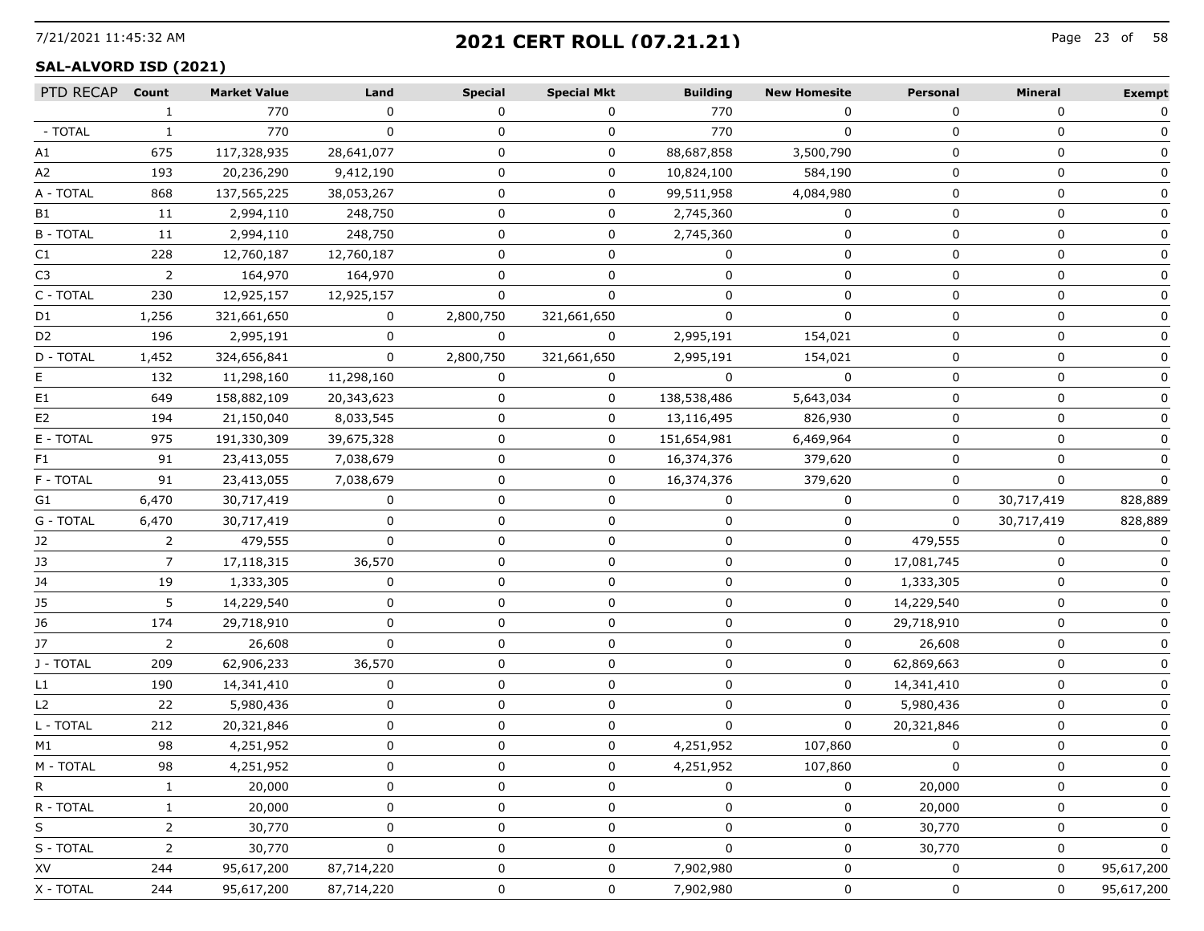## 2021 CERT ROLL (07.21.21)

**SAL-ALVORD ISD (2021)**

| PTD RECAP | Count | Market Value | Land | Special | Special Mkt | Building | New Homesite | Personal | Mineral | Exempt |
|---|---|---|---|---|---|---|---|---|---|---|
| | 1 | 770 | 0 | 0 | 0 | 770 | 0 | 0 | 0 | 0 |
| - TOTAL | 1 | 770 | 0 | 0 | 0 | 770 | 0 | 0 | 0 | 0 |
| A1 | 675 | 117,328,935 | 28,641,077 | 0 | 0 | 88,687,858 | 3,500,790 | 0 | 0 | 0 |
| A2 | 193 | 20,236,290 | 9,412,190 | 0 | 0 | 10,824,100 | 584,190 | 0 | 0 | 0 |
| A - TOTAL | 868 | 137,565,225 | 38,053,267 | 0 | 0 | 99,511,958 | 4,084,980 | 0 | 0 | 0 |
| B1 | 11 | 2,994,110 | 248,750 | 0 | 0 | 2,745,360 | 0 | 0 | 0 | 0 |
| B - TOTAL | 11 | 2,994,110 | 248,750 | 0 | 0 | 2,745,360 | 0 | 0 | 0 | 0 |
| C1 | 228 | 12,760,187 | 12,760,187 | 0 | 0 | 0 | 0 | 0 | 0 | 0 |
| C3 | 2 | 164,970 | 164,970 | 0 | 0 | 0 | 0 | 0 | 0 | 0 |
| C - TOTAL | 230 | 12,925,157 | 12,925,157 | 0 | 0 | 0 | 0 | 0 | 0 | 0 |
| D1 | 1,256 | 321,661,650 | 0 | 2,800,750 | 321,661,650 | 0 | 0 | 0 | 0 | 0 |
| D2 | 196 | 2,995,191 | 0 | 0 | 0 | 2,995,191 | 154,021 | 0 | 0 | 0 |
| D - TOTAL | 1,452 | 324,656,841 | 0 | 2,800,750 | 321,661,650 | 2,995,191 | 154,021 | 0 | 0 | 0 |
| E | 132 | 11,298,160 | 11,298,160 | 0 | 0 | 0 | 0 | 0 | 0 | 0 |
| E1 | 649 | 158,882,109 | 20,343,623 | 0 | 0 | 138,538,486 | 5,643,034 | 0 | 0 | 0 |
| E2 | 194 | 21,150,040 | 8,033,545 | 0 | 0 | 13,116,495 | 826,930 | 0 | 0 | 0 |
| E - TOTAL | 975 | 191,330,309 | 39,675,328 | 0 | 0 | 151,654,981 | 6,469,964 | 0 | 0 | 0 |
| F1 | 91 | 23,413,055 | 7,038,679 | 0 | 0 | 16,374,376 | 379,620 | 0 | 0 | 0 |
| F - TOTAL | 91 | 23,413,055 | 7,038,679 | 0 | 0 | 16,374,376 | 379,620 | 0 | 0 | 0 |
| G1 | 6,470 | 30,717,419 | 0 | 0 | 0 | 0 | 0 | 0 | 30,717,419 | 828,889 |
| G - TOTAL | 6,470 | 30,717,419 | 0 | 0 | 0 | 0 | 0 | 0 | 30,717,419 | 828,889 |
| J2 | 2 | 479,555 | 0 | 0 | 0 | 0 | 0 | 479,555 | 0 | 0 |
| J3 | 7 | 17,118,315 | 36,570 | 0 | 0 | 0 | 0 | 17,081,745 | 0 | 0 |
| J4 | 19 | 1,333,305 | 0 | 0 | 0 | 0 | 0 | 1,333,305 | 0 | 0 |
| J5 | 5 | 14,229,540 | 0 | 0 | 0 | 0 | 0 | 14,229,540 | 0 | 0 |
| J6 | 174 | 29,718,910 | 0 | 0 | 0 | 0 | 0 | 29,718,910 | 0 | 0 |
| J7 | 2 | 26,608 | 0 | 0 | 0 | 0 | 0 | 26,608 | 0 | 0 |
| J - TOTAL | 209 | 62,906,233 | 36,570 | 0 | 0 | 0 | 0 | 62,869,663 | 0 | 0 |
| L1 | 190 | 14,341,410 | 0 | 0 | 0 | 0 | 0 | 14,341,410 | 0 | 0 |
| L2 | 22 | 5,980,436 | 0 | 0 | 0 | 0 | 0 | 5,980,436 | 0 | 0 |
| L - TOTAL | 212 | 20,321,846 | 0 | 0 | 0 | 0 | 0 | 20,321,846 | 0 | 0 |
| M1 | 98 | 4,251,952 | 0 | 0 | 0 | 4,251,952 | 107,860 | 0 | 0 | 0 |
| M - TOTAL | 98 | 4,251,952 | 0 | 0 | 0 | 4,251,952 | 107,860 | 0 | 0 | 0 |
| R | 1 | 20,000 | 0 | 0 | 0 | 0 | 0 | 20,000 | 0 | 0 |
| R - TOTAL | 1 | 20,000 | 0 | 0 | 0 | 0 | 0 | 20,000 | 0 | 0 |
| S | 2 | 30,770 | 0 | 0 | 0 | 0 | 0 | 30,770 | 0 | 0 |
| S - TOTAL | 2 | 30,770 | 0 | 0 | 0 | 0 | 0 | 30,770 | 0 | 0 |
| XV | 244 | 95,617,200 | 87,714,220 | 0 | 0 | 7,902,980 | 0 | 0 | 0 | 95,617,200 |
| X - TOTAL | 244 | 95,617,200 | 87,714,220 | 0 | 0 | 7,902,980 | 0 | 0 | 0 | 95,617,200 |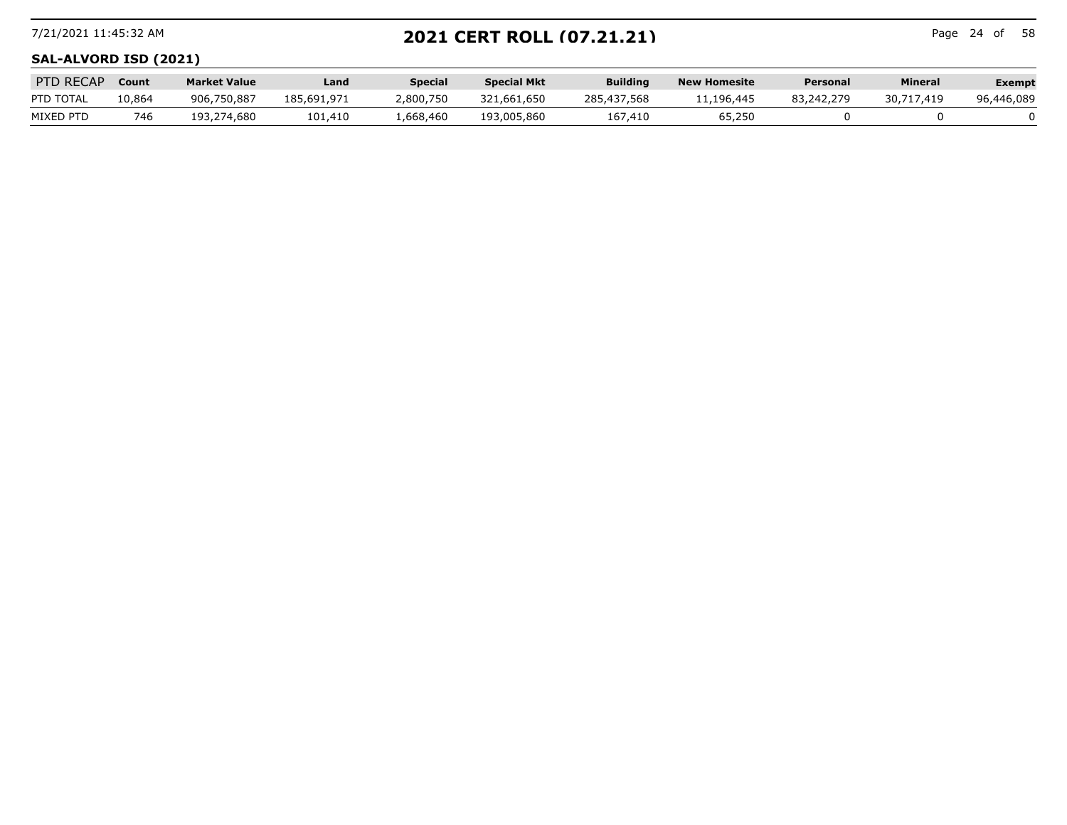## SAL-ALVORD ISD (2021)

| PTD RECAP | Count | Market Value | Land | Special | Special Mkt | Building | New Homesite | Personal | Mineral | Exempt |
|---|---|---|---|---|---|---|---|---|---|---|
| PTD TOTAL | 10,864 | 906,750,887 | 185,691,971 | 2,800,750 | 321,661,650 | 285,437,568 | 11,196,445 | 83,242,279 | 30,717,419 | 96,446,089 |
| MIXED PTD | 746 | 193,274,680 | 101,410 | 1,668,460 | 193,005,860 | 167,410 | 65,250 | 0 | 0 | 0 |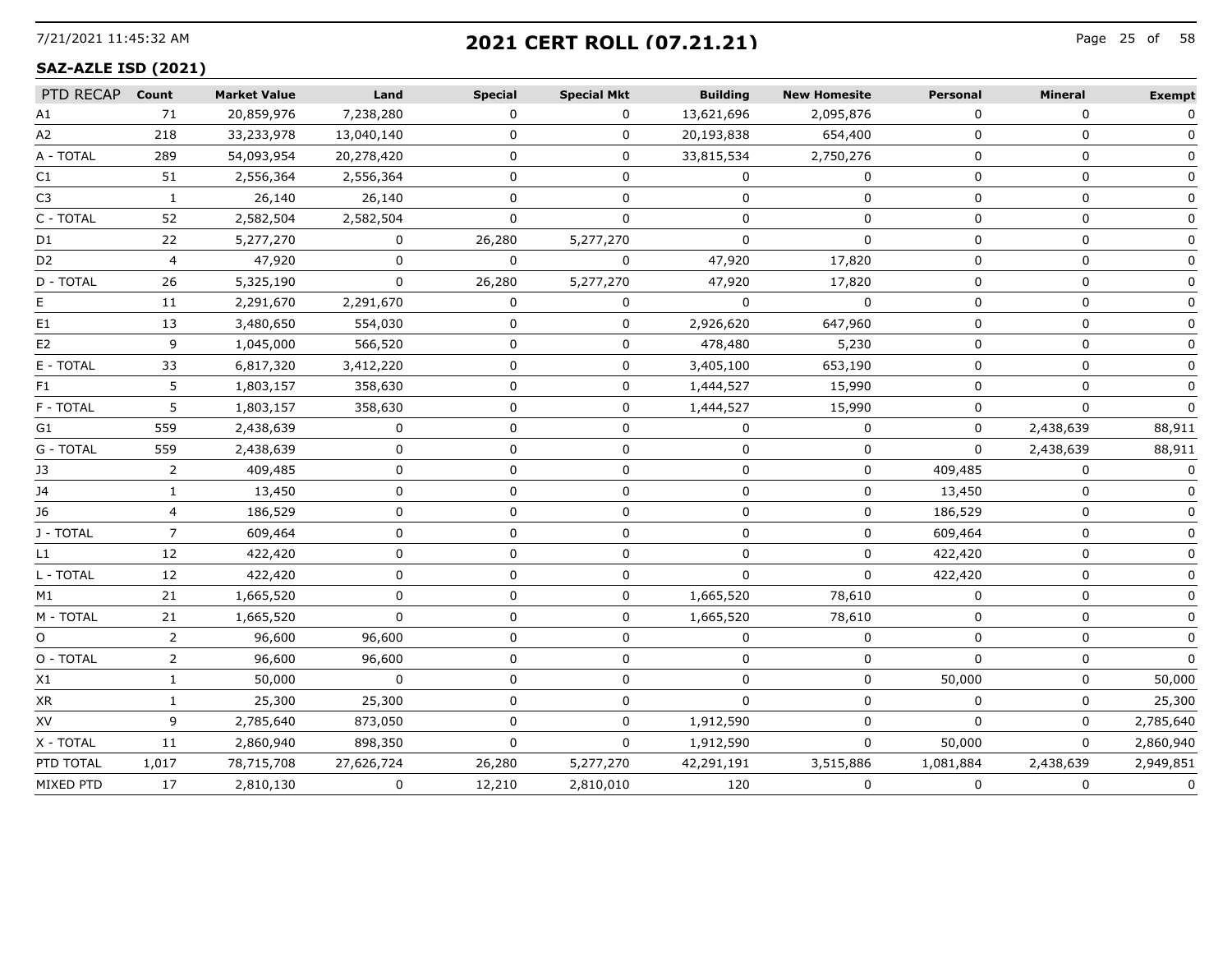# 2021 CERT ROLL (07.21.21)

## SAZ-AZLE ISD (2021)

| PTD RECAP | Count | Market Value | Land | Special | Special Mkt | Building | New Homesite | Personal | Mineral | Exempt |
|---|---|---|---|---|---|---|---|---|---|---|
| A1 | 71 | 20,859,976 | 7,238,280 | 0 | 0 | 13,621,696 | 2,095,876 | 0 | 0 | 0 |
| A2 | 218 | 33,233,978 | 13,040,140 | 0 | 0 | 20,193,838 | 654,400 | 0 | 0 | 0 |
| A - TOTAL | 289 | 54,093,954 | 20,278,420 | 0 | 0 | 33,815,534 | 2,750,276 | 0 | 0 | 0 |
| C1 | 51 | 2,556,364 | 2,556,364 | 0 | 0 | 0 | 0 | 0 | 0 | 0 |
| C3 | 1 | 26,140 | 26,140 | 0 | 0 | 0 | 0 | 0 | 0 | 0 |
| C - TOTAL | 52 | 2,582,504 | 2,582,504 | 0 | 0 | 0 | 0 | 0 | 0 | 0 |
| D1 | 22 | 5,277,270 | 0 | 26,280 | 5,277,270 | 0 | 0 | 0 | 0 | 0 |
| D2 | 4 | 47,920 | 0 | 0 | 0 | 47,920 | 17,820 | 0 | 0 | 0 |
| D - TOTAL | 26 | 5,325,190 | 0 | 26,280 | 5,277,270 | 47,920 | 17,820 | 0 | 0 | 0 |
| E | 11 | 2,291,670 | 2,291,670 | 0 | 0 | 0 | 0 | 0 | 0 | 0 |
| E1 | 13 | 3,480,650 | 554,030 | 0 | 0 | 2,926,620 | 647,960 | 0 | 0 | 0 |
| E2 | 9 | 1,045,000 | 566,520 | 0 | 0 | 478,480 | 5,230 | 0 | 0 | 0 |
| E - TOTAL | 33 | 6,817,320 | 3,412,220 | 0 | 0 | 3,405,100 | 653,190 | 0 | 0 | 0 |
| F1 | 5 | 1,803,157 | 358,630 | 0 | 0 | 1,444,527 | 15,990 | 0 | 0 | 0 |
| F - TOTAL | 5 | 1,803,157 | 358,630 | 0 | 0 | 1,444,527 | 15,990 | 0 | 0 | 0 |
| G1 | 559 | 2,438,639 | 0 | 0 | 0 | 0 | 0 | 0 | 2,438,639 | 88,911 |
| G - TOTAL | 559 | 2,438,639 | 0 | 0 | 0 | 0 | 0 | 0 | 2,438,639 | 88,911 |
| J3 | 2 | 409,485 | 0 | 0 | 0 | 0 | 0 | 409,485 | 0 | 0 |
| J4 | 1 | 13,450 | 0 | 0 | 0 | 0 | 0 | 13,450 | 0 | 0 |
| J6 | 4 | 186,529 | 0 | 0 | 0 | 0 | 0 | 186,529 | 0 | 0 |
| J - TOTAL | 7 | 609,464 | 0 | 0 | 0 | 0 | 0 | 609,464 | 0 | 0 |
| L1 | 12 | 422,420 | 0 | 0 | 0 | 0 | 0 | 422,420 | 0 | 0 |
| L - TOTAL | 12 | 422,420 | 0 | 0 | 0 | 0 | 0 | 422,420 | 0 | 0 |
| M1 | 21 | 1,665,520 | 0 | 0 | 0 | 1,665,520 | 78,610 | 0 | 0 | 0 |
| M - TOTAL | 21 | 1,665,520 | 0 | 0 | 0 | 1,665,520 | 78,610 | 0 | 0 | 0 |
| O | 2 | 96,600 | 96,600 | 0 | 0 | 0 | 0 | 0 | 0 | 0 |
| O - TOTAL | 2 | 96,600 | 96,600 | 0 | 0 | 0 | 0 | 0 | 0 | 0 |
| X1 | 1 | 50,000 | 0 | 0 | 0 | 0 | 0 | 50,000 | 0 | 50,000 |
| XR | 1 | 25,300 | 25,300 | 0 | 0 | 0 | 0 | 0 | 0 | 25,300 |
| XV | 9 | 2,785,640 | 873,050 | 0 | 0 | 1,912,590 | 0 | 0 | 0 | 2,785,640 |
| X - TOTAL | 11 | 2,860,940 | 898,350 | 0 | 0 | 1,912,590 | 0 | 50,000 | 0 | 2,860,940 |
| PTD TOTAL | 1,017 | 78,715,708 | 27,626,724 | 26,280 | 5,277,270 | 42,291,191 | 3,515,886 | 1,081,884 | 2,438,639 | 2,949,851 |
| MIXED PTD | 17 | 2,810,130 | 0 | 12,210 | 2,810,010 | 120 | 0 | 0 | 0 | 0 |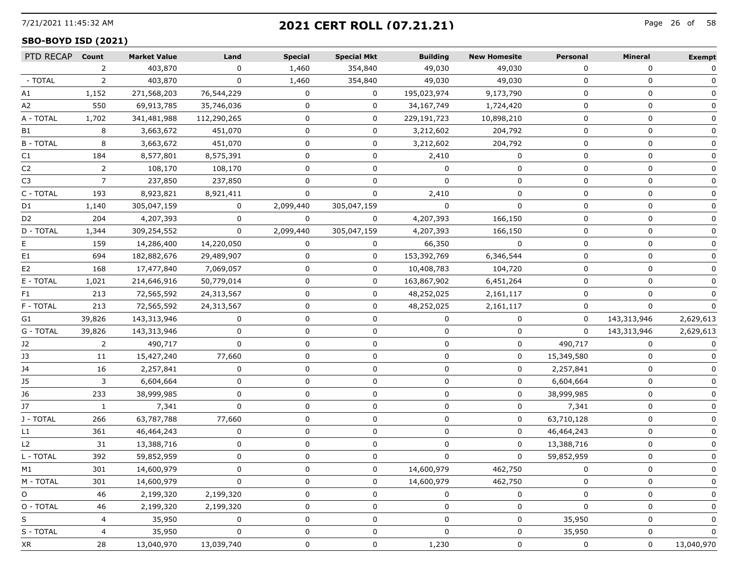# 2021 CERT ROLL (07.21.21)

## SBO-BOYD ISD (2021)

| PTD RECAP | Count | Market Value | Land | Special | Special Mkt | Building | New Homesite | Personal | Mineral | Exempt |
|---|---|---|---|---|---|---|---|---|---|---|
| | 2 | 403,870 | 0 | 1,460 | 354,840 | 49,030 | 49,030 | 0 | 0 | 0 |
| - TOTAL | 2 | 403,870 | 0 | 1,460 | 354,840 | 49,030 | 49,030 | 0 | 0 | 0 |
| A1 | 1,152 | 271,568,203 | 76,544,229 | 0 | 0 | 195,023,974 | 9,173,790 | 0 | 0 | 0 |
| A2 | 550 | 69,913,785 | 35,746,036 | 0 | 0 | 34,167,749 | 1,724,420 | 0 | 0 | 0 |
| A - TOTAL | 1,702 | 341,481,988 | 112,290,265 | 0 | 0 | 229,191,723 | 10,898,210 | 0 | 0 | 0 |
| B1 | 8 | 3,663,672 | 451,070 | 0 | 0 | 3,212,602 | 204,792 | 0 | 0 | 0 |
| B - TOTAL | 8 | 3,663,672 | 451,070 | 0 | 0 | 3,212,602 | 204,792 | 0 | 0 | 0 |
| C1 | 184 | 8,577,801 | 8,575,391 | 0 | 0 | 2,410 | 0 | 0 | 0 | 0 |
| C2 | 2 | 108,170 | 108,170 | 0 | 0 | 0 | 0 | 0 | 0 | 0 |
| C3 | 7 | 237,850 | 237,850 | 0 | 0 | 0 | 0 | 0 | 0 | 0 |
| C - TOTAL | 193 | 8,923,821 | 8,921,411 | 0 | 0 | 2,410 | 0 | 0 | 0 | 0 |
| D1 | 1,140 | 305,047,159 | 0 | 2,099,440 | 305,047,159 | 0 | 0 | 0 | 0 | 0 |
| D2 | 204 | 4,207,393 | 0 | 0 | 0 | 4,207,393 | 166,150 | 0 | 0 | 0 |
| D - TOTAL | 1,344 | 309,254,552 | 0 | 2,099,440 | 305,047,159 | 4,207,393 | 166,150 | 0 | 0 | 0 |
| E | 159 | 14,286,400 | 14,220,050 | 0 | 0 | 66,350 | 0 | 0 | 0 | 0 |
| E1 | 694 | 182,882,676 | 29,489,907 | 0 | 0 | 153,392,769 | 6,346,544 | 0 | 0 | 0 |
| E2 | 168 | 17,477,840 | 7,069,057 | 0 | 0 | 10,408,783 | 104,720 | 0 | 0 | 0 |
| E - TOTAL | 1,021 | 214,646,916 | 50,779,014 | 0 | 0 | 163,867,902 | 6,451,264 | 0 | 0 | 0 |
| F1 | 213 | 72,565,592 | 24,313,567 | 0 | 0 | 48,252,025 | 2,161,117 | 0 | 0 | 0 |
| F - TOTAL | 213 | 72,565,592 | 24,313,567 | 0 | 0 | 48,252,025 | 2,161,117 | 0 | 0 | 0 |
| G1 | 39,826 | 143,313,946 | 0 | 0 | 0 | 0 | 0 | 0 | 143,313,946 | 2,629,613 |
| G - TOTAL | 39,826 | 143,313,946 | 0 | 0 | 0 | 0 | 0 | 0 | 143,313,946 | 2,629,613 |
| J2 | 2 | 490,717 | 0 | 0 | 0 | 0 | 0 | 490,717 | 0 | 0 |
| J3 | 11 | 15,427,240 | 77,660 | 0 | 0 | 0 | 0 | 15,349,580 | 0 | 0 |
| J4 | 16 | 2,257,841 | 0 | 0 | 0 | 0 | 0 | 2,257,841 | 0 | 0 |
| J5 | 3 | 6,604,664 | 0 | 0 | 0 | 0 | 0 | 6,604,664 | 0 | 0 |
| J6 | 233 | 38,999,985 | 0 | 0 | 0 | 0 | 0 | 38,999,985 | 0 | 0 |
| J7 | 1 | 7,341 | 0 | 0 | 0 | 0 | 0 | 7,341 | 0 | 0 |
| J - TOTAL | 266 | 63,787,788 | 77,660 | 0 | 0 | 0 | 0 | 63,710,128 | 0 | 0 |
| L1 | 361 | 46,464,243 | 0 | 0 | 0 | 0 | 0 | 46,464,243 | 0 | 0 |
| L2 | 31 | 13,388,716 | 0 | 0 | 0 | 0 | 0 | 13,388,716 | 0 | 0 |
| L - TOTAL | 392 | 59,852,959 | 0 | 0 | 0 | 0 | 0 | 59,852,959 | 0 | 0 |
| M1 | 301 | 14,600,979 | 0 | 0 | 0 | 14,600,979 | 462,750 | 0 | 0 | 0 |
| M - TOTAL | 301 | 14,600,979 | 0 | 0 | 0 | 14,600,979 | 462,750 | 0 | 0 | 0 |
| O | 46 | 2,199,320 | 2,199,320 | 0 | 0 | 0 | 0 | 0 | 0 | 0 |
| O - TOTAL | 46 | 2,199,320 | 2,199,320 | 0 | 0 | 0 | 0 | 0 | 0 | 0 |
| S | 4 | 35,950 | 0 | 0 | 0 | 0 | 0 | 35,950 | 0 | 0 |
| S - TOTAL | 4 | 35,950 | 0 | 0 | 0 | 0 | 0 | 35,950 | 0 | 0 |
| XR | 28 | 13,040,970 | 13,039,740 | 0 | 0 | 1,230 | 0 | 0 | 0 | 13,040,970 |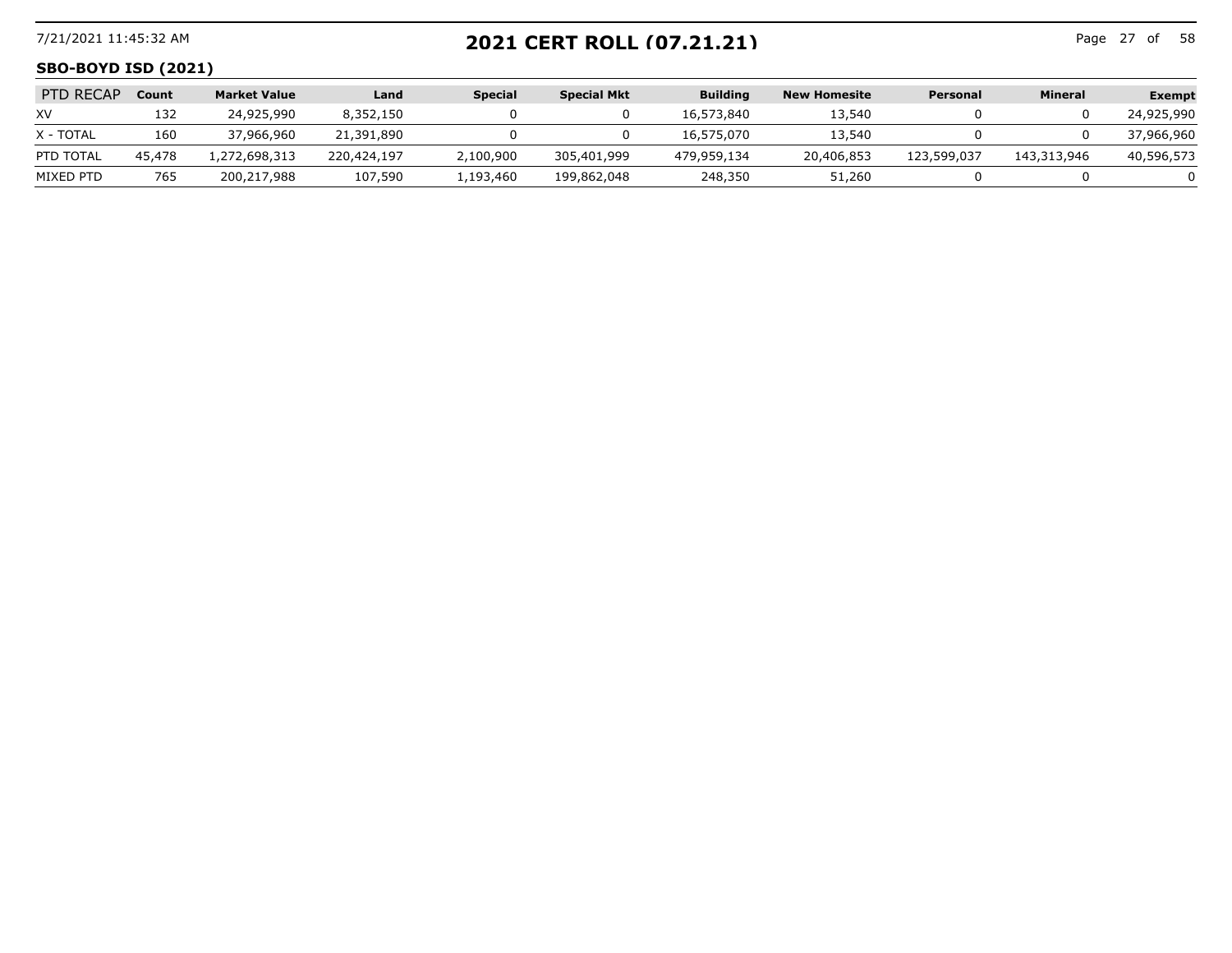## 2021 CERT ROLL (07.21.21)

### SBO-BOYD ISD (2021)

| PTD RECAP | Count | Market Value | Land | Special | Special Mkt | Building | New Homesite | Personal | Mineral | Exempt |
|---|---|---|---|---|---|---|---|---|---|---|
| XV | 132 | 24,925,990 | 8,352,150 | 0 | 0 | 16,573,840 | 13,540 | 0 | 0 | 24,925,990 |
| X - TOTAL | 160 | 37,966,960 | 21,391,890 | 0 | 0 | 16,575,070 | 13,540 | 0 | 0 | 37,966,960 |
| PTD TOTAL | 45,478 | 1,272,698,313 | 220,424,197 | 2,100,900 | 305,401,999 | 479,959,134 | 20,406,853 | 123,599,037 | 143,313,946 | 40,596,573 |
| MIXED PTD | 765 | 200,217,988 | 107,590 | 1,193,460 | 199,862,048 | 248,350 | 51,260 | 0 | 0 | 0 |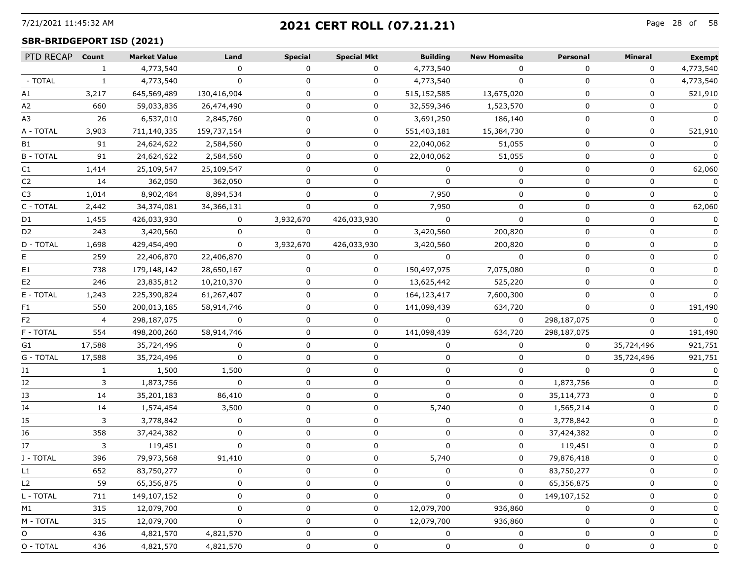## 2021 CERT ROLL (07.21.21)

**SBR-BRIDGEPORT ISD (2021)**

| PTD RECAP | Count | Market Value | Land | Special | Special Mkt | Building | New Homesite | Personal | Mineral | Exempt |
|---|---|---|---|---|---|---|---|---|---|---|
| | 1 | 4,773,540 | 0 | 0 | 0 | 4,773,540 | 0 | 0 | 0 | 4,773,540 |
| - TOTAL | 1 | 4,773,540 | 0 | 0 | 0 | 4,773,540 | 0 | 0 | 0 | 4,773,540 |
| A1 | 3,217 | 645,569,489 | 130,416,904 | 0 | 0 | 515,152,585 | 13,675,020 | 0 | 0 | 521,910 |
| A2 | 660 | 59,033,836 | 26,474,490 | 0 | 0 | 32,559,346 | 1,523,570 | 0 | 0 | 0 |
| A3 | 26 | 6,537,010 | 2,845,760 | 0 | 0 | 3,691,250 | 186,140 | 0 | 0 | 0 |
| A - TOTAL | 3,903 | 711,140,335 | 159,737,154 | 0 | 0 | 551,403,181 | 15,384,730 | 0 | 0 | 521,910 |
| B1 | 91 | 24,624,622 | 2,584,560 | 0 | 0 | 22,040,062 | 51,055 | 0 | 0 | 0 |
| B - TOTAL | 91 | 24,624,622 | 2,584,560 | 0 | 0 | 22,040,062 | 51,055 | 0 | 0 | 0 |
| C1 | 1,414 | 25,109,547 | 25,109,547 | 0 | 0 | 0 | 0 | 0 | 0 | 62,060 |
| C2 | 14 | 362,050 | 362,050 | 0 | 0 | 0 | 0 | 0 | 0 | 0 |
| C3 | 1,014 | 8,902,484 | 8,894,534 | 0 | 0 | 7,950 | 0 | 0 | 0 | 0 |
| C - TOTAL | 2,442 | 34,374,081 | 34,366,131 | 0 | 0 | 7,950 | 0 | 0 | 0 | 62,060 |
| D1 | 1,455 | 426,033,930 | 0 | 3,932,670 | 426,033,930 | 0 | 0 | 0 | 0 | 0 |
| D2 | 243 | 3,420,560 | 0 | 0 | 0 | 3,420,560 | 200,820 | 0 | 0 | 0 |
| D - TOTAL | 1,698 | 429,454,490 | 0 | 3,932,670 | 426,033,930 | 3,420,560 | 200,820 | 0 | 0 | 0 |
| E | 259 | 22,406,870 | 22,406,870 | 0 | 0 | 0 | 0 | 0 | 0 | 0 |
| E1 | 738 | 179,148,142 | 28,650,167 | 0 | 0 | 150,497,975 | 7,075,080 | 0 | 0 | 0 |
| E2 | 246 | 23,835,812 | 10,210,370 | 0 | 0 | 13,625,442 | 525,220 | 0 | 0 | 0 |
| E - TOTAL | 1,243 | 225,390,824 | 61,267,407 | 0 | 0 | 164,123,417 | 7,600,300 | 0 | 0 | 0 |
| F1 | 550 | 200,013,185 | 58,914,746 | 0 | 0 | 141,098,439 | 634,720 | 0 | 0 | 191,490 |
| F2 | 4 | 298,187,075 | 0 | 0 | 0 | 0 | 0 | 298,187,075 | 0 | 0 |
| F - TOTAL | 554 | 498,200,260 | 58,914,746 | 0 | 0 | 141,098,439 | 634,720 | 298,187,075 | 0 | 191,490 |
| G1 | 17,588 | 35,724,496 | 0 | 0 | 0 | 0 | 0 | 0 | 35,724,496 | 921,751 |
| G - TOTAL | 17,588 | 35,724,496 | 0 | 0 | 0 | 0 | 0 | 0 | 35,724,496 | 921,751 |
| J1 | 1 | 1,500 | 1,500 | 0 | 0 | 0 | 0 | 0 | 0 | 0 |
| J2 | 3 | 1,873,756 | 0 | 0 | 0 | 0 | 0 | 1,873,756 | 0 | 0 |
| J3 | 14 | 35,201,183 | 86,410 | 0 | 0 | 0 | 0 | 35,114,773 | 0 | 0 |
| J4 | 14 | 1,574,454 | 3,500 | 0 | 0 | 5,740 | 0 | 1,565,214 | 0 | 0 |
| J5 | 3 | 3,778,842 | 0 | 0 | 0 | 0 | 0 | 3,778,842 | 0 | 0 |
| J6 | 358 | 37,424,382 | 0 | 0 | 0 | 0 | 0 | 37,424,382 | 0 | 0 |
| J7 | 3 | 119,451 | 0 | 0 | 0 | 0 | 0 | 119,451 | 0 | 0 |
| J - TOTAL | 396 | 79,973,568 | 91,410 | 0 | 0 | 5,740 | 0 | 79,876,418 | 0 | 0 |
| L1 | 652 | 83,750,277 | 0 | 0 | 0 | 0 | 0 | 83,750,277 | 0 | 0 |
| L2 | 59 | 65,356,875 | 0 | 0 | 0 | 0 | 0 | 65,356,875 | 0 | 0 |
| L - TOTAL | 711 | 149,107,152 | 0 | 0 | 0 | 0 | 0 | 149,107,152 | 0 | 0 |
| M1 | 315 | 12,079,700 | 0 | 0 | 0 | 12,079,700 | 936,860 | 0 | 0 | 0 |
| M - TOTAL | 315 | 12,079,700 | 0 | 0 | 0 | 12,079,700 | 936,860 | 0 | 0 | 0 |
| O | 436 | 4,821,570 | 4,821,570 | 0 | 0 | 0 | 0 | 0 | 0 | 0 |
| O - TOTAL | 436 | 4,821,570 | 4,821,570 | 0 | 0 | 0 | 0 | 0 | 0 | 0 |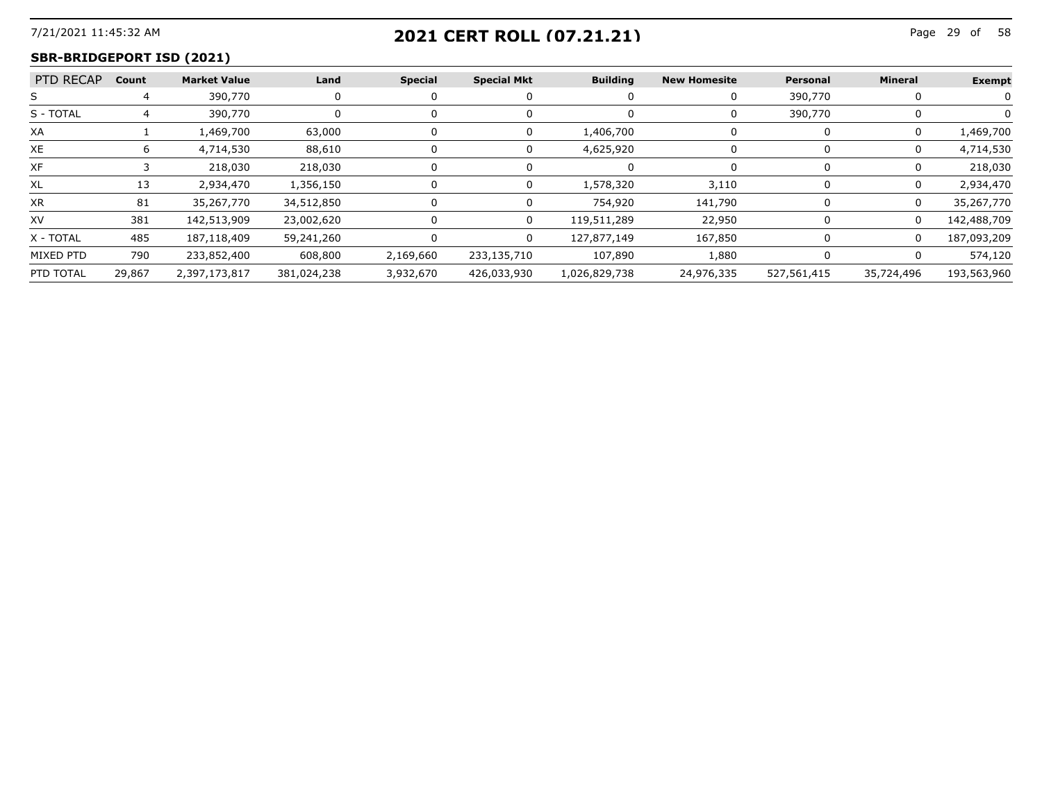## 2021 CERT ROLL (07.21.21)

### SBR-BRIDGEPORT ISD (2021)

| PTD RECAP | Count | Market Value | Land | Special | Special Mkt | Building | New Homesite | Personal | Mineral | Exempt |
|---|---|---|---|---|---|---|---|---|---|---|
| S | 4 | 390,770 | 0 | 0 | 0 | 0 | 0 | 390,770 | 0 | 0 |
| S - TOTAL | 4 | 390,770 | 0 | 0 | 0 | 0 | 0 | 390,770 | 0 | 0 |
| XA | 1 | 1,469,700 | 63,000 | 0 | 0 | 1,406,700 | 0 | 0 | 0 | 1,469,700 |
| XE | 6 | 4,714,530 | 88,610 | 0 | 0 | 4,625,920 | 0 | 0 | 0 | 4,714,530 |
| XF | 3 | 218,030 | 218,030 | 0 | 0 | 0 | 0 | 0 | 0 | 218,030 |
| XL | 13 | 2,934,470 | 1,356,150 | 0 | 0 | 1,578,320 | 3,110 | 0 | 0 | 2,934,470 |
| XR | 81 | 35,267,770 | 34,512,850 | 0 | 0 | 754,920 | 141,790 | 0 | 0 | 35,267,770 |
| XV | 381 | 142,513,909 | 23,002,620 | 0 | 0 | 119,511,289 | 22,950 | 0 | 0 | 142,488,709 |
| X - TOTAL | 485 | 187,118,409 | 59,241,260 | 0 | 0 | 127,877,149 | 167,850 | 0 | 0 | 187,093,209 |
| MIXED PTD | 790 | 233,852,400 | 608,800 | 2,169,660 | 233,135,710 | 107,890 | 1,880 | 0 | 0 | 574,120 |
| PTD TOTAL | 29,867 | 2,397,173,817 | 381,024,238 | 3,932,670 | 426,033,930 | 1,026,829,738 | 24,976,335 | 527,561,415 | 35,724,496 | 193,563,960 |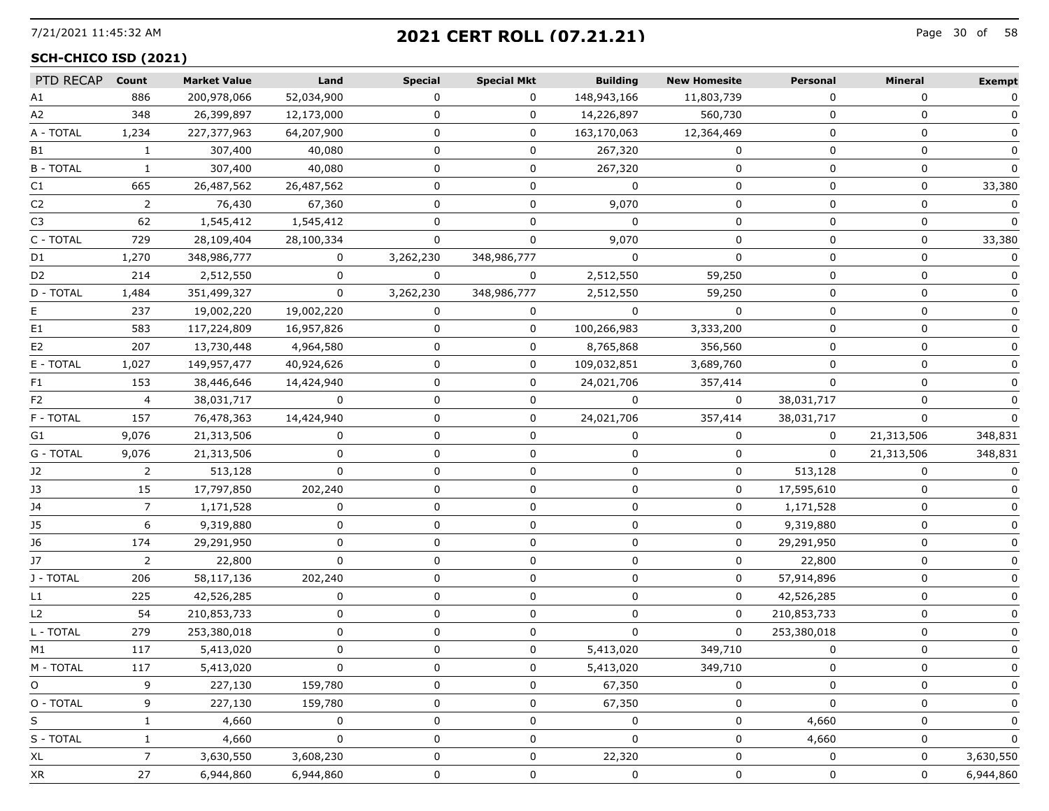## 2021 CERT ROLL (07.21.21)

**SCH-CHICO ISD (2021)**

| PTD RECAP | Count | Market Value | Land | Special | Special Mkt | Building | New Homesite | Personal | Mineral | Exempt |
|---|---|---|---|---|---|---|---|---|---|---|
| A1 | 886 | 200,978,066 | 52,034,900 | 0 | 0 | 148,943,166 | 11,803,739 | 0 | 0 | 0 |
| A2 | 348 | 26,399,897 | 12,173,000 | 0 | 0 | 14,226,897 | 560,730 | 0 | 0 | 0 |
| A - TOTAL | 1,234 | 227,377,963 | 64,207,900 | 0 | 0 | 163,170,063 | 12,364,469 | 0 | 0 | 0 |
| B1 | 1 | 307,400 | 40,080 | 0 | 0 | 267,320 | 0 | 0 | 0 | 0 |
| B - TOTAL | 1 | 307,400 | 40,080 | 0 | 0 | 267,320 | 0 | 0 | 0 | 0 |
| C1 | 665 | 26,487,562 | 26,487,562 | 0 | 0 | 0 | 0 | 0 | 0 | 33,380 |
| C2 | 2 | 76,430 | 67,360 | 0 | 0 | 9,070 | 0 | 0 | 0 | 0 |
| C3 | 62 | 1,545,412 | 1,545,412 | 0 | 0 | 0 | 0 | 0 | 0 | 0 |
| C - TOTAL | 729 | 28,109,404 | 28,100,334 | 0 | 0 | 9,070 | 0 | 0 | 0 | 33,380 |
| D1 | 1,270 | 348,986,777 | 0 | 3,262,230 | 348,986,777 | 0 | 0 | 0 | 0 | 0 |
| D2 | 214 | 2,512,550 | 0 | 0 | 0 | 2,512,550 | 59,250 | 0 | 0 | 0 |
| D - TOTAL | 1,484 | 351,499,327 | 0 | 3,262,230 | 348,986,777 | 2,512,550 | 59,250 | 0 | 0 | 0 |
| E | 237 | 19,002,220 | 19,002,220 | 0 | 0 | 0 | 0 | 0 | 0 | 0 |
| E1 | 583 | 117,224,809 | 16,957,826 | 0 | 0 | 100,266,983 | 3,333,200 | 0 | 0 | 0 |
| E2 | 207 | 13,730,448 | 4,964,580 | 0 | 0 | 8,765,868 | 356,560 | 0 | 0 | 0 |
| E - TOTAL | 1,027 | 149,957,477 | 40,924,626 | 0 | 0 | 109,032,851 | 3,689,760 | 0 | 0 | 0 |
| F1 | 153 | 38,446,646 | 14,424,940 | 0 | 0 | 24,021,706 | 357,414 | 0 | 0 | 0 |
| F2 | 4 | 38,031,717 | 0 | 0 | 0 | 0 | 0 | 38,031,717 | 0 | 0 |
| F - TOTAL | 157 | 76,478,363 | 14,424,940 | 0 | 0 | 24,021,706 | 357,414 | 38,031,717 | 0 | 0 |
| G1 | 9,076 | 21,313,506 | 0 | 0 | 0 | 0 | 0 | 0 | 21,313,506 | 348,831 |
| G - TOTAL | 9,076 | 21,313,506 | 0 | 0 | 0 | 0 | 0 | 0 | 21,313,506 | 348,831 |
| J2 | 2 | 513,128 | 0 | 0 | 0 | 0 | 0 | 513,128 | 0 | 0 |
| J3 | 15 | 17,797,850 | 202,240 | 0 | 0 | 0 | 0 | 17,595,610 | 0 | 0 |
| J4 | 7 | 1,171,528 | 0 | 0 | 0 | 0 | 0 | 1,171,528 | 0 | 0 |
| J5 | 6 | 9,319,880 | 0 | 0 | 0 | 0 | 0 | 9,319,880 | 0 | 0 |
| J6 | 174 | 29,291,950 | 0 | 0 | 0 | 0 | 0 | 29,291,950 | 0 | 0 |
| J7 | 2 | 22,800 | 0 | 0 | 0 | 0 | 0 | 22,800 | 0 | 0 |
| J - TOTAL | 206 | 58,117,136 | 202,240 | 0 | 0 | 0 | 0 | 57,914,896 | 0 | 0 |
| L1 | 225 | 42,526,285 | 0 | 0 | 0 | 0 | 0 | 42,526,285 | 0 | 0 |
| L2 | 54 | 210,853,733 | 0 | 0 | 0 | 0 | 0 | 210,853,733 | 0 | 0 |
| L - TOTAL | 279 | 253,380,018 | 0 | 0 | 0 | 0 | 0 | 253,380,018 | 0 | 0 |
| M1 | 117 | 5,413,020 | 0 | 0 | 0 | 5,413,020 | 349,710 | 0 | 0 | 0 |
| M - TOTAL | 117 | 5,413,020 | 0 | 0 | 0 | 5,413,020 | 349,710 | 0 | 0 | 0 |
| O | 9 | 227,130 | 159,780 | 0 | 0 | 67,350 | 0 | 0 | 0 | 0 |
| O - TOTAL | 9 | 227,130 | 159,780 | 0 | 0 | 67,350 | 0 | 0 | 0 | 0 |
| S | 1 | 4,660 | 0 | 0 | 0 | 0 | 0 | 4,660 | 0 | 0 |
| S - TOTAL | 1 | 4,660 | 0 | 0 | 0 | 0 | 0 | 4,660 | 0 | 0 |
| XL | 7 | 3,630,550 | 3,608,230 | 0 | 0 | 22,320 | 0 | 0 | 0 | 3,630,550 |
| XR | 27 | 6,944,860 | 6,944,860 | 0 | 0 | 0 | 0 | 0 | 0 | 6,944,860 |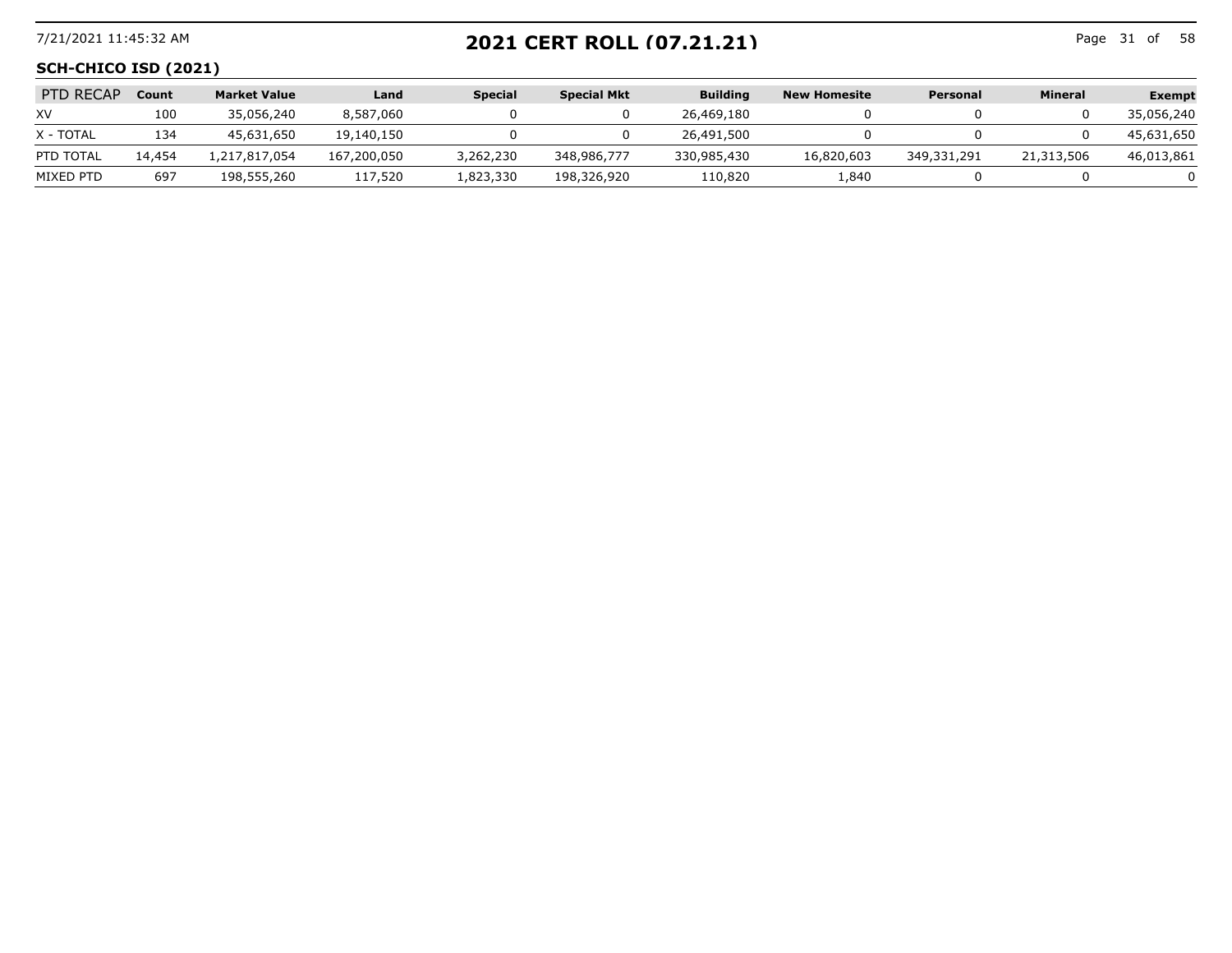## 2021 CERT ROLL (07.21.21)

### SCH-CHICO ISD (2021)

| PTD RECAP | Count | Market Value | Land | Special | Special Mkt | Building | New Homesite | Personal | Mineral | Exempt |
|---|---|---|---|---|---|---|---|---|---|---|
| XV | 100 | 35,056,240 | 8,587,060 | 0 | 0 | 26,469,180 | 0 | 0 | 0 | 35,056,240 |
| X - TOTAL | 134 | 45,631,650 | 19,140,150 | 0 | 0 | 26,491,500 | 0 | 0 | 0 | 45,631,650 |
| PTD TOTAL | 14,454 | 1,217,817,054 | 167,200,050 | 3,262,230 | 348,986,777 | 330,985,430 | 16,820,603 | 349,331,291 | 21,313,506 | 46,013,861 |
| MIXED PTD | 697 | 198,555,260 | 117,520 | 1,823,330 | 198,326,920 | 110,820 | 1,840 | 0 | 0 | 0 |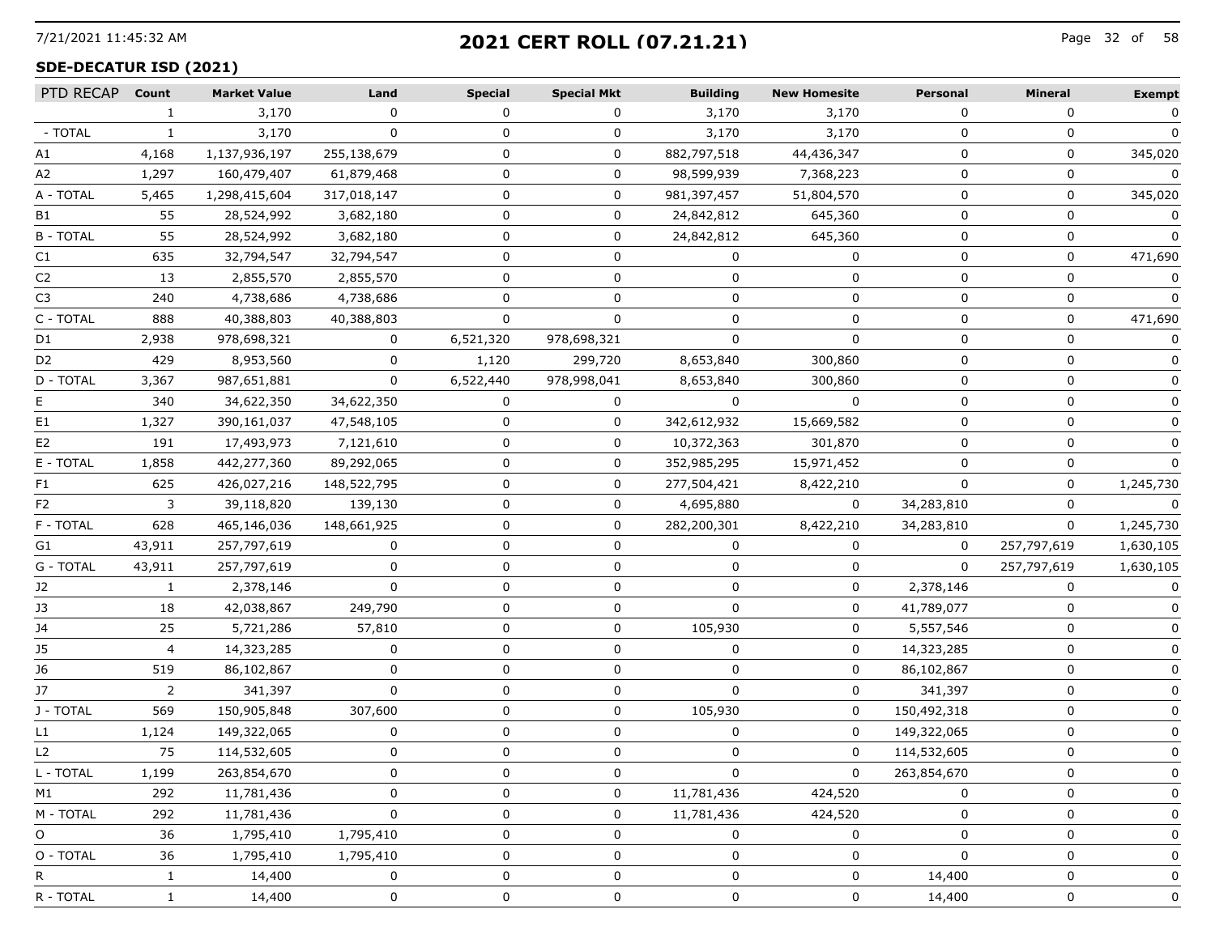# 2021 CERT ROLL (07.21.21)

7/21/2021 11:45:32 AM

## SDE-DECATUR ISD (2021)

| PTD RECAP | Count | Market Value | Land | Special | Special Mkt | Building | New Homesite | Personal | Mineral | Exempt |
|---|---|---|---|---|---|---|---|---|---|---|
| | 1 | 3,170 | 0 | 0 | 0 | 3,170 | 3,170 | 0 | 0 | 0 |
| - TOTAL | 1 | 3,170 | 0 | 0 | 0 | 3,170 | 3,170 | 0 | 0 | 0 |
| A1 | 4,168 | 1,137,936,197 | 255,138,679 | 0 | 0 | 882,797,518 | 44,436,347 | 0 | 0 | 345,020 |
| A2 | 1,297 | 160,479,407 | 61,879,468 | 0 | 0 | 98,599,939 | 7,368,223 | 0 | 0 | 0 |
| A - TOTAL | 5,465 | 1,298,415,604 | 317,018,147 | 0 | 0 | 981,397,457 | 51,804,570 | 0 | 0 | 345,020 |
| B1 | 55 | 28,524,992 | 3,682,180 | 0 | 0 | 24,842,812 | 645,360 | 0 | 0 | 0 |
| B - TOTAL | 55 | 28,524,992 | 3,682,180 | 0 | 0 | 24,842,812 | 645,360 | 0 | 0 | 0 |
| C1 | 635 | 32,794,547 | 32,794,547 | 0 | 0 | 0 | 0 | 0 | 0 | 471,690 |
| C2 | 13 | 2,855,570 | 2,855,570 | 0 | 0 | 0 | 0 | 0 | 0 | 0 |
| C3 | 240 | 4,738,686 | 4,738,686 | 0 | 0 | 0 | 0 | 0 | 0 | 0 |
| C - TOTAL | 888 | 40,388,803 | 40,388,803 | 0 | 0 | 0 | 0 | 0 | 0 | 471,690 |
| D1 | 2,938 | 978,698,321 | 0 | 6,521,320 | 978,698,321 | 0 | 0 | 0 | 0 | 0 |
| D2 | 429 | 8,953,560 | 0 | 1,120 | 299,720 | 8,653,840 | 300,860 | 0 | 0 | 0 |
| D - TOTAL | 3,367 | 987,651,881 | 0 | 6,522,440 | 978,998,041 | 8,653,840 | 300,860 | 0 | 0 | 0 |
| E | 340 | 34,622,350 | 34,622,350 | 0 | 0 | 0 | 0 | 0 | 0 | 0 |
| E1 | 1,327 | 390,161,037 | 47,548,105 | 0 | 0 | 342,612,932 | 15,669,582 | 0 | 0 | 0 |
| E2 | 191 | 17,493,973 | 7,121,610 | 0 | 0 | 10,372,363 | 301,870 | 0 | 0 | 0 |
| E - TOTAL | 1,858 | 442,277,360 | 89,292,065 | 0 | 0 | 352,985,295 | 15,971,452 | 0 | 0 | 0 |
| F1 | 625 | 426,027,216 | 148,522,795 | 0 | 0 | 277,504,421 | 8,422,210 | 0 | 0 | 1,245,730 |
| F2 | 3 | 39,118,820 | 139,130 | 0 | 0 | 4,695,880 | 0 | 34,283,810 | 0 | 0 |
| F - TOTAL | 628 | 465,146,036 | 148,661,925 | 0 | 0 | 282,200,301 | 8,422,210 | 34,283,810 | 0 | 1,245,730 |
| G1 | 43,911 | 257,797,619 | 0 | 0 | 0 | 0 | 0 | 0 | 257,797,619 | 1,630,105 |
| G - TOTAL | 43,911 | 257,797,619 | 0 | 0 | 0 | 0 | 0 | 0 | 257,797,619 | 1,630,105 |
| J2 | 1 | 2,378,146 | 0 | 0 | 0 | 0 | 0 | 2,378,146 | 0 | 0 |
| J3 | 18 | 42,038,867 | 249,790 | 0 | 0 | 0 | 0 | 41,789,077 | 0 | 0 |
| J4 | 25 | 5,721,286 | 57,810 | 0 | 0 | 105,930 | 0 | 5,557,546 | 0 | 0 |
| J5 | 4 | 14,323,285 | 0 | 0 | 0 | 0 | 0 | 14,323,285 | 0 | 0 |
| J6 | 519 | 86,102,867 | 0 | 0 | 0 | 0 | 0 | 86,102,867 | 0 | 0 |
| J7 | 2 | 341,397 | 0 | 0 | 0 | 0 | 0 | 341,397 | 0 | 0 |
| J - TOTAL | 569 | 150,905,848 | 307,600 | 0 | 0 | 105,930 | 0 | 150,492,318 | 0 | 0 |
| L1 | 1,124 | 149,322,065 | 0 | 0 | 0 | 0 | 0 | 149,322,065 | 0 | 0 |
| L2 | 75 | 114,532,605 | 0 | 0 | 0 | 0 | 0 | 114,532,605 | 0 | 0 |
| L - TOTAL | 1,199 | 263,854,670 | 0 | 0 | 0 | 0 | 0 | 263,854,670 | 0 | 0 |
| M1 | 292 | 11,781,436 | 0 | 0 | 0 | 11,781,436 | 424,520 | 0 | 0 | 0 |
| M - TOTAL | 292 | 11,781,436 | 0 | 0 | 0 | 11,781,436 | 424,520 | 0 | 0 | 0 |
| O | 36 | 1,795,410 | 1,795,410 | 0 | 0 | 0 | 0 | 0 | 0 | 0 |
| O - TOTAL | 36 | 1,795,410 | 1,795,410 | 0 | 0 | 0 | 0 | 0 | 0 | 0 |
| R | 1 | 14,400 | 0 | 0 | 0 | 0 | 0 | 14,400 | 0 | 0 |
| R - TOTAL | 1 | 14,400 | 0 | 0 | 0 | 0 | 0 | 14,400 | 0 | 0 |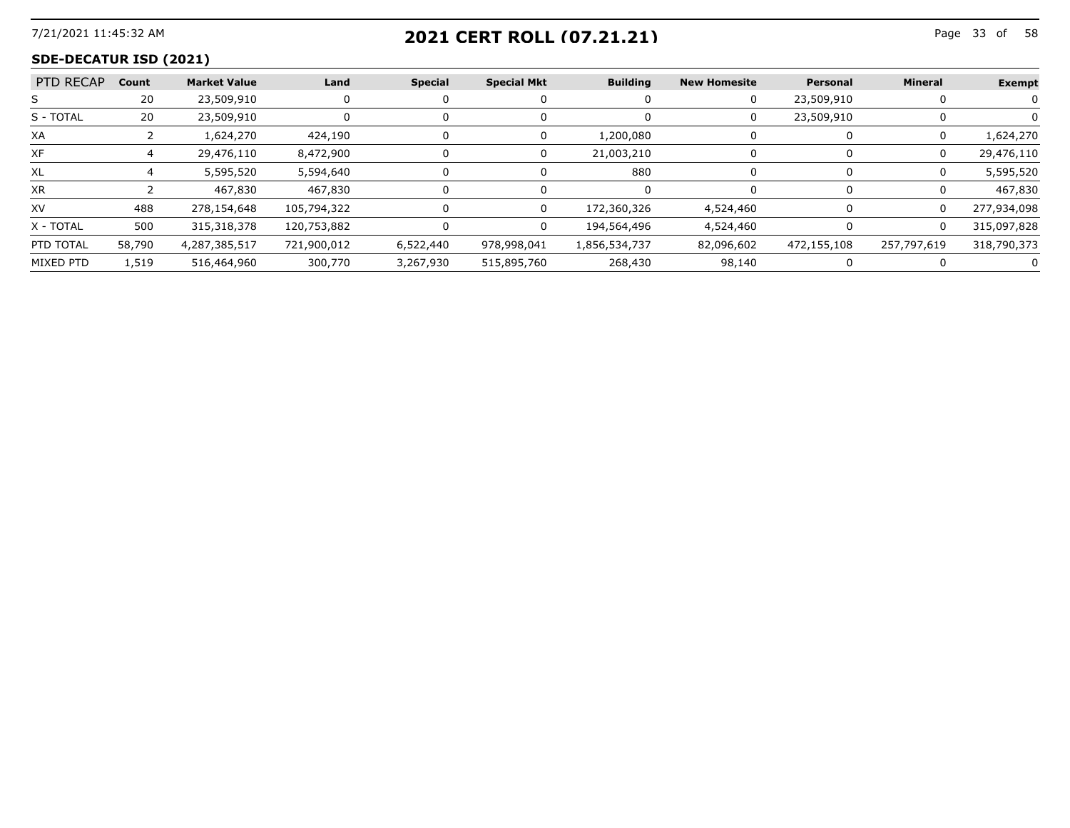# 2021 CERT ROLL (07.21.21)

## SDE-DECATUR ISD (2021)

| PTD RECAP | Count | Market Value | Land | Special | Special Mkt | Building | New Homesite | Personal | Mineral | Exempt |
|---|---|---|---|---|---|---|---|---|---|---|
| S | 20 | 23,509,910 | 0 | 0 | 0 | 0 | 0 | 23,509,910 | 0 | 0 |
| S - TOTAL | 20 | 23,509,910 | 0 | 0 | 0 | 0 | 0 | 23,509,910 | 0 | 0 |
| XA | 2 | 1,624,270 | 424,190 | 0 | 0 | 1,200,080 | 0 | 0 | 0 | 1,624,270 |
| XF | 4 | 29,476,110 | 8,472,900 | 0 | 0 | 21,003,210 | 0 | 0 | 0 | 29,476,110 |
| XL | 4 | 5,595,520 | 5,594,640 | 0 | 0 | 880 | 0 | 0 | 0 | 5,595,520 |
| XR | 2 | 467,830 | 467,830 | 0 | 0 | 0 | 0 | 0 | 0 | 467,830 |
| XV | 488 | 278,154,648 | 105,794,322 | 0 | 0 | 172,360,326 | 4,524,460 | 0 | 0 | 277,934,098 |
| X - TOTAL | 500 | 315,318,378 | 120,753,882 | 0 | 0 | 194,564,496 | 4,524,460 | 0 | 0 | 315,097,828 |
| PTD TOTAL | 58,790 | 4,287,385,517 | 721,900,012 | 6,522,440 | 978,998,041 | 1,856,534,737 | 82,096,602 | 472,155,108 | 257,797,619 | 318,790,373 |
| MIXED PTD | 1,519 | 516,464,960 | 300,770 | 3,267,930 | 515,895,760 | 268,430 | 98,140 | 0 | 0 | 0 |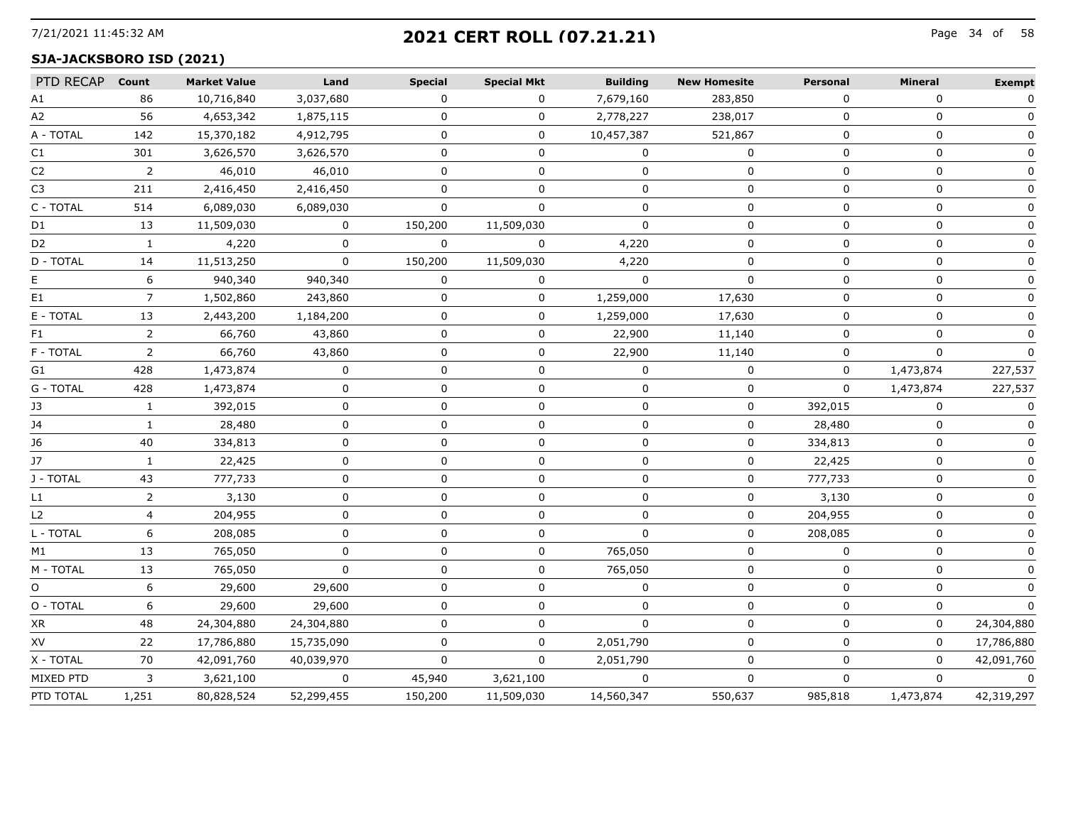## 2021 CERT ROLL (07.21.21)

### SJA-JACKSBORO ISD (2021)

| PTD RECAP | Count | Market Value | Land | Special | Special Mkt | Building | New Homesite | Personal | Mineral | Exempt |
|---|---|---|---|---|---|---|---|---|---|---|
| A1 | 86 | 10,716,840 | 3,037,680 | 0 | 0 | 7,679,160 | 283,850 | 0 | 0 | 0 |
| A2 | 56 | 4,653,342 | 1,875,115 | 0 | 0 | 2,778,227 | 238,017 | 0 | 0 | 0 |
| A - TOTAL | 142 | 15,370,182 | 4,912,795 | 0 | 0 | 10,457,387 | 521,867 | 0 | 0 | 0 |
| C1 | 301 | 3,626,570 | 3,626,570 | 0 | 0 | 0 | 0 | 0 | 0 | 0 |
| C2 | 2 | 46,010 | 46,010 | 0 | 0 | 0 | 0 | 0 | 0 | 0 |
| C3 | 211 | 2,416,450 | 2,416,450 | 0 | 0 | 0 | 0 | 0 | 0 | 0 |
| C - TOTAL | 514 | 6,089,030 | 6,089,030 | 0 | 0 | 0 | 0 | 0 | 0 | 0 |
| D1 | 13 | 11,509,030 | 0 | 150,200 | 11,509,030 | 0 | 0 | 0 | 0 | 0 |
| D2 | 1 | 4,220 | 0 | 0 | 0 | 4,220 | 0 | 0 | 0 | 0 |
| D - TOTAL | 14 | 11,513,250 | 0 | 150,200 | 11,509,030 | 4,220 | 0 | 0 | 0 | 0 |
| E | 6 | 940,340 | 940,340 | 0 | 0 | 0 | 0 | 0 | 0 | 0 |
| E1 | 7 | 1,502,860 | 243,860 | 0 | 0 | 1,259,000 | 17,630 | 0 | 0 | 0 |
| E - TOTAL | 13 | 2,443,200 | 1,184,200 | 0 | 0 | 1,259,000 | 17,630 | 0 | 0 | 0 |
| F1 | 2 | 66,760 | 43,860 | 0 | 0 | 22,900 | 11,140 | 0 | 0 | 0 |
| F - TOTAL | 2 | 66,760 | 43,860 | 0 | 0 | 22,900 | 11,140 | 0 | 0 | 0 |
| G1 | 428 | 1,473,874 | 0 | 0 | 0 | 0 | 0 | 0 | 1,473,874 | 227,537 |
| G - TOTAL | 428 | 1,473,874 | 0 | 0 | 0 | 0 | 0 | 0 | 1,473,874 | 227,537 |
| J3 | 1 | 392,015 | 0 | 0 | 0 | 0 | 0 | 392,015 | 0 | 0 |
| J4 | 1 | 28,480 | 0 | 0 | 0 | 0 | 0 | 28,480 | 0 | 0 |
| J6 | 40 | 334,813 | 0 | 0 | 0 | 0 | 0 | 334,813 | 0 | 0 |
| J7 | 1 | 22,425 | 0 | 0 | 0 | 0 | 0 | 22,425 | 0 | 0 |
| J - TOTAL | 43 | 777,733 | 0 | 0 | 0 | 0 | 0 | 777,733 | 0 | 0 |
| L1 | 2 | 3,130 | 0 | 0 | 0 | 0 | 0 | 3,130 | 0 | 0 |
| L2 | 4 | 204,955 | 0 | 0 | 0 | 0 | 0 | 204,955 | 0 | 0 |
| L - TOTAL | 6 | 208,085 | 0 | 0 | 0 | 0 | 0 | 208,085 | 0 | 0 |
| M1 | 13 | 765,050 | 0 | 0 | 0 | 765,050 | 0 | 0 | 0 | 0 |
| M - TOTAL | 13 | 765,050 | 0 | 0 | 0 | 765,050 | 0 | 0 | 0 | 0 |
| O | 6 | 29,600 | 29,600 | 0 | 0 | 0 | 0 | 0 | 0 | 0 |
| O - TOTAL | 6 | 29,600 | 29,600 | 0 | 0 | 0 | 0 | 0 | 0 | 0 |
| XR | 48 | 24,304,880 | 24,304,880 | 0 | 0 | 0 | 0 | 0 | 0 | 24,304,880 |
| XV | 22 | 17,786,880 | 15,735,090 | 0 | 0 | 2,051,790 | 0 | 0 | 0 | 17,786,880 |
| X - TOTAL | 70 | 42,091,760 | 40,039,970 | 0 | 0 | 2,051,790 | 0 | 0 | 0 | 42,091,760 |
| MIXED PTD | 3 | 3,621,100 | 0 | 45,940 | 3,621,100 | 0 | 0 | 0 | 0 | 0 |
| PTD TOTAL | 1,251 | 80,828,524 | 52,299,455 | 150,200 | 11,509,030 | 14,560,347 | 550,637 | 985,818 | 1,473,874 | 42,319,297 |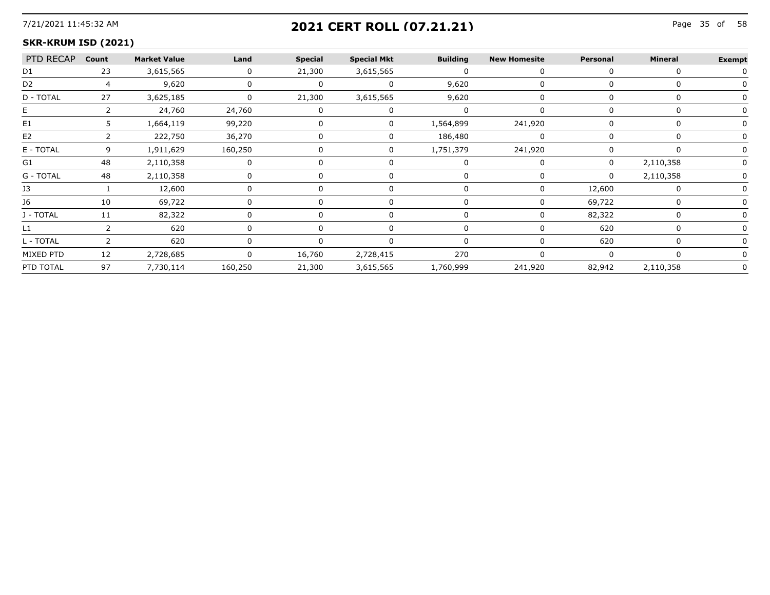## 2021 CERT ROLL (07.21.21)

### SKR-KRUM ISD (2021)

| PTD RECAP | Count | Market Value | Land | Special | Special Mkt | Building | New Homesite | Personal | Mineral | Exempt |
|---|---|---|---|---|---|---|---|---|---|---|
| D1 | 23 | 3,615,565 | 0 | 21,300 | 3,615,565 | 0 | 0 | 0 | 0 | 0 |
| D2 | 4 | 9,620 | 0 | 0 | 0 | 9,620 | 0 | 0 | 0 | 0 |
| D - TOTAL | 27 | 3,625,185 | 0 | 21,300 | 3,615,565 | 9,620 | 0 | 0 | 0 | 0 |
| E | 2 | 24,760 | 24,760 | 0 | 0 | 0 | 0 | 0 | 0 | 0 |
| E1 | 5 | 1,664,119 | 99,220 | 0 | 0 | 1,564,899 | 241,920 | 0 | 0 | 0 |
| E2 | 2 | 222,750 | 36,270 | 0 | 0 | 186,480 | 0 | 0 | 0 | 0 |
| E - TOTAL | 9 | 1,911,629 | 160,250 | 0 | 0 | 1,751,379 | 241,920 | 0 | 0 | 0 |
| G1 | 48 | 2,110,358 | 0 | 0 | 0 | 0 | 0 | 0 | 2,110,358 | 0 |
| G - TOTAL | 48 | 2,110,358 | 0 | 0 | 0 | 0 | 0 | 0 | 2,110,358 | 0 |
| J3 | 1 | 12,600 | 0 | 0 | 0 | 0 | 0 | 12,600 | 0 | 0 |
| J6 | 10 | 69,722 | 0 | 0 | 0 | 0 | 0 | 69,722 | 0 | 0 |
| J - TOTAL | 11 | 82,322 | 0 | 0 | 0 | 0 | 0 | 82,322 | 0 | 0 |
| L1 | 2 | 620 | 0 | 0 | 0 | 0 | 0 | 620 | 0 | 0 |
| L - TOTAL | 2 | 620 | 0 | 0 | 0 | 0 | 0 | 620 | 0 | 0 |
| MIXED PTD | 12 | 2,728,685 | 0 | 16,760 | 2,728,415 | 270 | 0 | 0 | 0 | 0 |
| PTD TOTAL | 97 | 7,730,114 | 160,250 | 21,300 | 3,615,565 | 1,760,999 | 241,920 | 82,942 | 2,110,358 | 0 |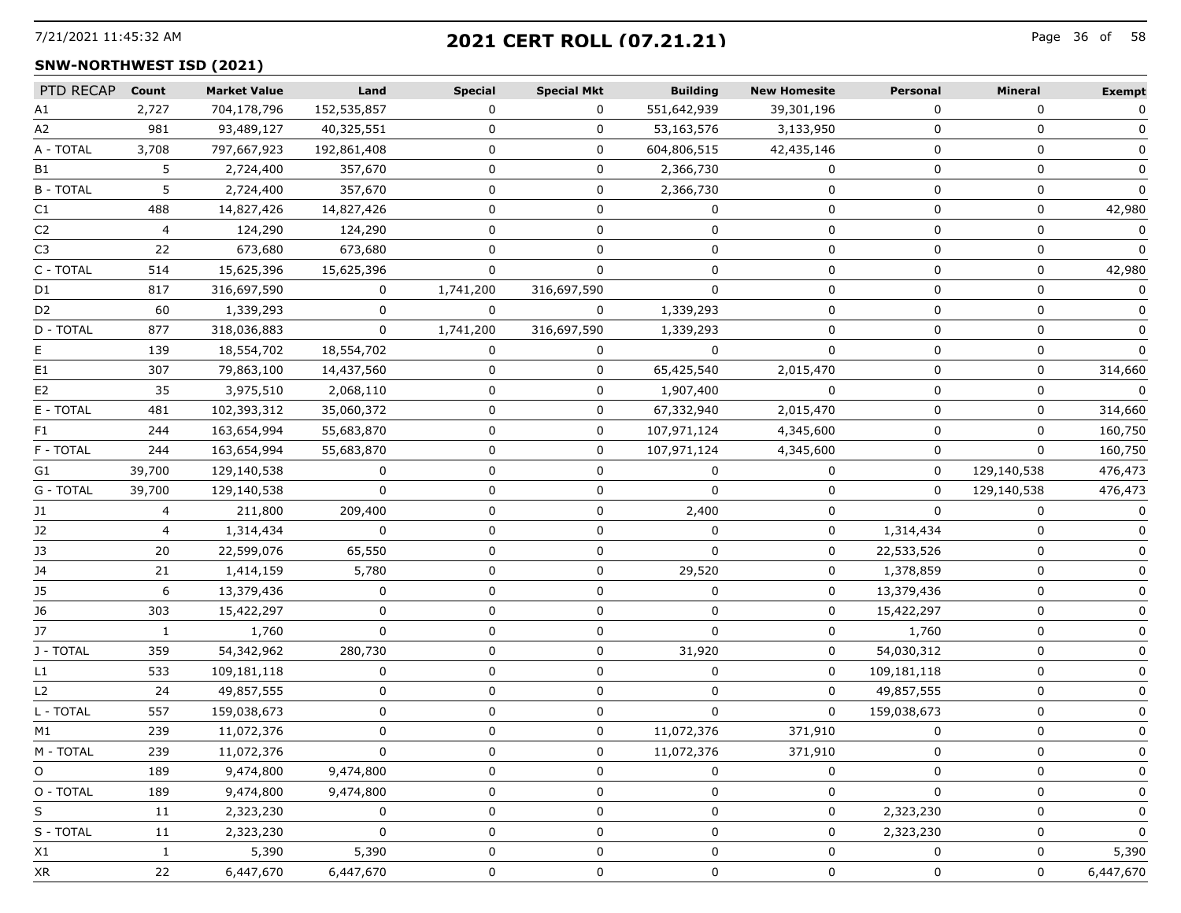# 2021 CERT ROLL (07.21.21)

## SNW-NORTHWEST ISD (2021)

| PTD RECAP | Count | Market Value | Land | Special | Special Mkt | Building | New Homesite | Personal | Mineral | Exempt |
|---|---|---|---|---|---|---|---|---|---|---|
| A1 | 2,727 | 704,178,796 | 152,535,857 | 0 | 0 | 551,642,939 | 39,301,196 | 0 | 0 | 0 |
| A2 | 981 | 93,489,127 | 40,325,551 | 0 | 0 | 53,163,576 | 3,133,950 | 0 | 0 | 0 |
| A - TOTAL | 3,708 | 797,667,923 | 192,861,408 | 0 | 0 | 604,806,515 | 42,435,146 | 0 | 0 | 0 |
| B1 | 5 | 2,724,400 | 357,670 | 0 | 0 | 2,366,730 | 0 | 0 | 0 | 0 |
| B - TOTAL | 5 | 2,724,400 | 357,670 | 0 | 0 | 2,366,730 | 0 | 0 | 0 | 0 |
| C1 | 488 | 14,827,426 | 14,827,426 | 0 | 0 | 0 | 0 | 0 | 0 | 42,980 |
| C2 | 4 | 124,290 | 124,290 | 0 | 0 | 0 | 0 | 0 | 0 | 0 |
| C3 | 22 | 673,680 | 673,680 | 0 | 0 | 0 | 0 | 0 | 0 | 0 |
| C - TOTAL | 514 | 15,625,396 | 15,625,396 | 0 | 0 | 0 | 0 | 0 | 0 | 42,980 |
| D1 | 817 | 316,697,590 | 0 | 1,741,200 | 316,697,590 | 0 | 0 | 0 | 0 | 0 |
| D2 | 60 | 1,339,293 | 0 | 0 | 0 | 1,339,293 | 0 | 0 | 0 | 0 |
| D - TOTAL | 877 | 318,036,883 | 0 | 1,741,200 | 316,697,590 | 1,339,293 | 0 | 0 | 0 | 0 |
| E | 139 | 18,554,702 | 18,554,702 | 0 | 0 | 0 | 0 | 0 | 0 | 0 |
| E1 | 307 | 79,863,100 | 14,437,560 | 0 | 0 | 65,425,540 | 2,015,470 | 0 | 0 | 314,660 |
| E2 | 35 | 3,975,510 | 2,068,110 | 0 | 0 | 1,907,400 | 0 | 0 | 0 | 0 |
| E - TOTAL | 481 | 102,393,312 | 35,060,372 | 0 | 0 | 67,332,940 | 2,015,470 | 0 | 0 | 314,660 |
| F1 | 244 | 163,654,994 | 55,683,870 | 0 | 0 | 107,971,124 | 4,345,600 | 0 | 0 | 160,750 |
| F - TOTAL | 244 | 163,654,994 | 55,683,870 | 0 | 0 | 107,971,124 | 4,345,600 | 0 | 0 | 160,750 |
| G1 | 39,700 | 129,140,538 | 0 | 0 | 0 | 0 | 0 | 0 | 129,140,538 | 476,473 |
| G - TOTAL | 39,700 | 129,140,538 | 0 | 0 | 0 | 0 | 0 | 0 | 129,140,538 | 476,473 |
| J1 | 4 | 211,800 | 209,400 | 0 | 0 | 2,400 | 0 | 0 | 0 | 0 |
| J2 | 4 | 1,314,434 | 0 | 0 | 0 | 0 | 0 | 1,314,434 | 0 | 0 |
| J3 | 20 | 22,599,076 | 65,550 | 0 | 0 | 0 | 0 | 22,533,526 | 0 | 0 |
| J4 | 21 | 1,414,159 | 5,780 | 0 | 0 | 29,520 | 0 | 1,378,859 | 0 | 0 |
| J5 | 6 | 13,379,436 | 0 | 0 | 0 | 0 | 0 | 13,379,436 | 0 | 0 |
| J6 | 303 | 15,422,297 | 0 | 0 | 0 | 0 | 0 | 15,422,297 | 0 | 0 |
| J7 | 1 | 1,760 | 0 | 0 | 0 | 0 | 0 | 1,760 | 0 | 0 |
| J - TOTAL | 359 | 54,342,962 | 280,730 | 0 | 0 | 31,920 | 0 | 54,030,312 | 0 | 0 |
| L1 | 533 | 109,181,118 | 0 | 0 | 0 | 0 | 0 | 109,181,118 | 0 | 0 |
| L2 | 24 | 49,857,555 | 0 | 0 | 0 | 0 | 0 | 49,857,555 | 0 | 0 |
| L - TOTAL | 557 | 159,038,673 | 0 | 0 | 0 | 0 | 0 | 159,038,673 | 0 | 0 |
| M1 | 239 | 11,072,376 | 0 | 0 | 0 | 11,072,376 | 371,910 | 0 | 0 | 0 |
| M - TOTAL | 239 | 11,072,376 | 0 | 0 | 0 | 11,072,376 | 371,910 | 0 | 0 | 0 |
| O | 189 | 9,474,800 | 9,474,800 | 0 | 0 | 0 | 0 | 0 | 0 | 0 |
| O - TOTAL | 189 | 9,474,800 | 9,474,800 | 0 | 0 | 0 | 0 | 0 | 0 | 0 |
| S | 11 | 2,323,230 | 0 | 0 | 0 | 0 | 0 | 2,323,230 | 0 | 0 |
| S - TOTAL | 11 | 2,323,230 | 0 | 0 | 0 | 0 | 0 | 2,323,230 | 0 | 0 |
| X1 | 1 | 5,390 | 5,390 | 0 | 0 | 0 | 0 | 0 | 0 | 5,390 |
| XR | 22 | 6,447,670 | 6,447,670 | 0 | 0 | 0 | 0 | 0 | 0 | 6,447,670 |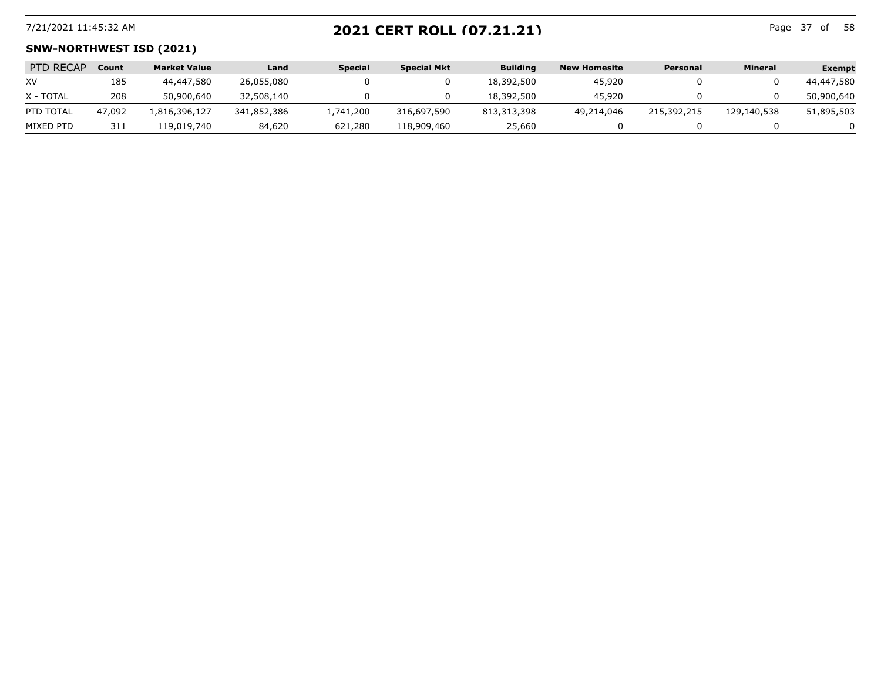# 2021 CERT ROLL (07.21.21)

## SNW-NORTHWEST ISD (2021)

| PTD RECAP | Count | Market Value | Land | Special | Special Mkt | Building | New Homesite | Personal | Mineral | Exempt |
|---|---|---|---|---|---|---|---|---|---|---|
| XV | 185 | 44,447,580 | 26,055,080 | 0 | 0 | 18,392,500 | 45,920 | 0 | 0 | 44,447,580 |
| X - TOTAL | 208 | 50,900,640 | 32,508,140 | 0 | 0 | 18,392,500 | 45,920 | 0 | 0 | 50,900,640 |
| PTD TOTAL | 47,092 | 1,816,396,127 | 341,852,386 | 1,741,200 | 316,697,590 | 813,313,398 | 49,214,046 | 215,392,215 | 129,140,538 | 51,895,503 |
| MIXED PTD | 311 | 119,019,740 | 84,620 | 621,280 | 118,909,460 | 25,660 | 0 | 0 | 0 | 0 |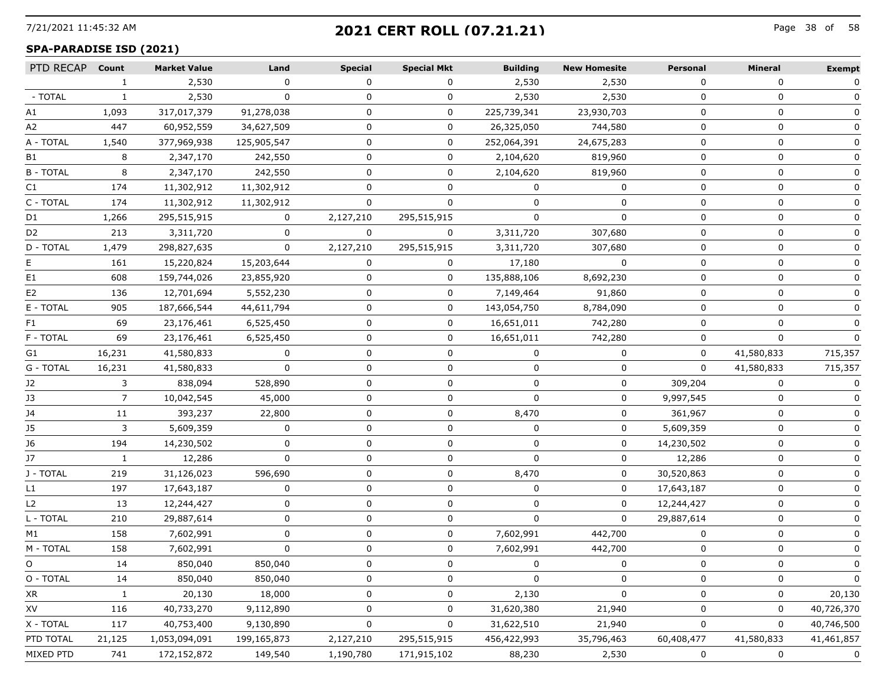# 2021 CERT ROLL (07.21.21)

7/21/2021 11:45:32 AM

## SPA-PARADISE ISD (2021)

| PTD RECAP | Count | Market Value | Land | Special | Special Mkt | Building | New Homesite | Personal | Mineral | Exempt |
|---|---|---|---|---|---|---|---|---|---|---|
| | 1 | 2,530 | 0 | 0 | 0 | 2,530 | 2,530 | 0 | 0 | 0 |
| - TOTAL | 1 | 2,530 | 0 | 0 | 0 | 2,530 | 2,530 | 0 | 0 | 0 |
| A1 | 1,093 | 317,017,379 | 91,278,038 | 0 | 0 | 225,739,341 | 23,930,703 | 0 | 0 | 0 |
| A2 | 447 | 60,952,559 | 34,627,509 | 0 | 0 | 26,325,050 | 744,580 | 0 | 0 | 0 |
| A - TOTAL | 1,540 | 377,969,938 | 125,905,547 | 0 | 0 | 252,064,391 | 24,675,283 | 0 | 0 | 0 |
| B1 | 8 | 2,347,170 | 242,550 | 0 | 0 | 2,104,620 | 819,960 | 0 | 0 | 0 |
| B - TOTAL | 8 | 2,347,170 | 242,550 | 0 | 0 | 2,104,620 | 819,960 | 0 | 0 | 0 |
| C1 | 174 | 11,302,912 | 11,302,912 | 0 | 0 | 0 | 0 | 0 | 0 | 0 |
| C - TOTAL | 174 | 11,302,912 | 11,302,912 | 0 | 0 | 0 | 0 | 0 | 0 | 0 |
| D1 | 1,266 | 295,515,915 | 0 | 2,127,210 | 295,515,915 | 0 | 0 | 0 | 0 | 0 |
| D2 | 213 | 3,311,720 | 0 | 0 | 0 | 3,311,720 | 307,680 | 0 | 0 | 0 |
| D - TOTAL | 1,479 | 298,827,635 | 0 | 2,127,210 | 295,515,915 | 3,311,720 | 307,680 | 0 | 0 | 0 |
| E | 161 | 15,220,824 | 15,203,644 | 0 | 0 | 17,180 | 0 | 0 | 0 | 0 |
| E1 | 608 | 159,744,026 | 23,855,920 | 0 | 0 | 135,888,106 | 8,692,230 | 0 | 0 | 0 |
| E2 | 136 | 12,701,694 | 5,552,230 | 0 | 0 | 7,149,464 | 91,860 | 0 | 0 | 0 |
| E - TOTAL | 905 | 187,666,544 | 44,611,794 | 0 | 0 | 143,054,750 | 8,784,090 | 0 | 0 | 0 |
| F1 | 69 | 23,176,461 | 6,525,450 | 0 | 0 | 16,651,011 | 742,280 | 0 | 0 | 0 |
| F - TOTAL | 69 | 23,176,461 | 6,525,450 | 0 | 0 | 16,651,011 | 742,280 | 0 | 0 | 0 |
| G1 | 16,231 | 41,580,833 | 0 | 0 | 0 | 0 | 0 | 0 | 41,580,833 | 715,357 |
| G - TOTAL | 16,231 | 41,580,833 | 0 | 0 | 0 | 0 | 0 | 0 | 41,580,833 | 715,357 |
| J2 | 3 | 838,094 | 528,890 | 0 | 0 | 0 | 0 | 309,204 | 0 | 0 |
| J3 | 7 | 10,042,545 | 45,000 | 0 | 0 | 0 | 0 | 9,997,545 | 0 | 0 |
| J4 | 11 | 393,237 | 22,800 | 0 | 0 | 8,470 | 0 | 361,967 | 0 | 0 |
| J5 | 3 | 5,609,359 | 0 | 0 | 0 | 0 | 0 | 5,609,359 | 0 | 0 |
| J6 | 194 | 14,230,502 | 0 | 0 | 0 | 0 | 0 | 14,230,502 | 0 | 0 |
| J7 | 1 | 12,286 | 0 | 0 | 0 | 0 | 0 | 12,286 | 0 | 0 |
| J - TOTAL | 219 | 31,126,023 | 596,690 | 0 | 0 | 8,470 | 0 | 30,520,863 | 0 | 0 |
| L1 | 197 | 17,643,187 | 0 | 0 | 0 | 0 | 0 | 17,643,187 | 0 | 0 |
| L2 | 13 | 12,244,427 | 0 | 0 | 0 | 0 | 0 | 12,244,427 | 0 | 0 |
| L - TOTAL | 210 | 29,887,614 | 0 | 0 | 0 | 0 | 0 | 29,887,614 | 0 | 0 |
| M1 | 158 | 7,602,991 | 0 | 0 | 0 | 7,602,991 | 442,700 | 0 | 0 | 0 |
| M - TOTAL | 158 | 7,602,991 | 0 | 0 | 0 | 7,602,991 | 442,700 | 0 | 0 | 0 |
| O | 14 | 850,040 | 850,040 | 0 | 0 | 0 | 0 | 0 | 0 | 0 |
| O - TOTAL | 14 | 850,040 | 850,040 | 0 | 0 | 0 | 0 | 0 | 0 | 0 |
| XR | 1 | 20,130 | 18,000 | 0 | 0 | 2,130 | 0 | 0 | 0 | 20,130 |
| XV | 116 | 40,733,270 | 9,112,890 | 0 | 0 | 31,620,380 | 21,940 | 0 | 0 | 40,726,370 |
| X - TOTAL | 117 | 40,753,400 | 9,130,890 | 0 | 0 | 31,622,510 | 21,940 | 0 | 0 | 40,746,500 |
| PTD TOTAL | 21,125 | 1,053,094,091 | 199,165,873 | 2,127,210 | 295,515,915 | 456,422,993 | 35,796,463 | 60,408,477 | 41,580,833 | 41,461,857 |
| MIXED PTD | 741 | 172,152,872 | 149,540 | 1,190,780 | 171,915,102 | 88,230 | 2,530 | 0 | 0 | 0 |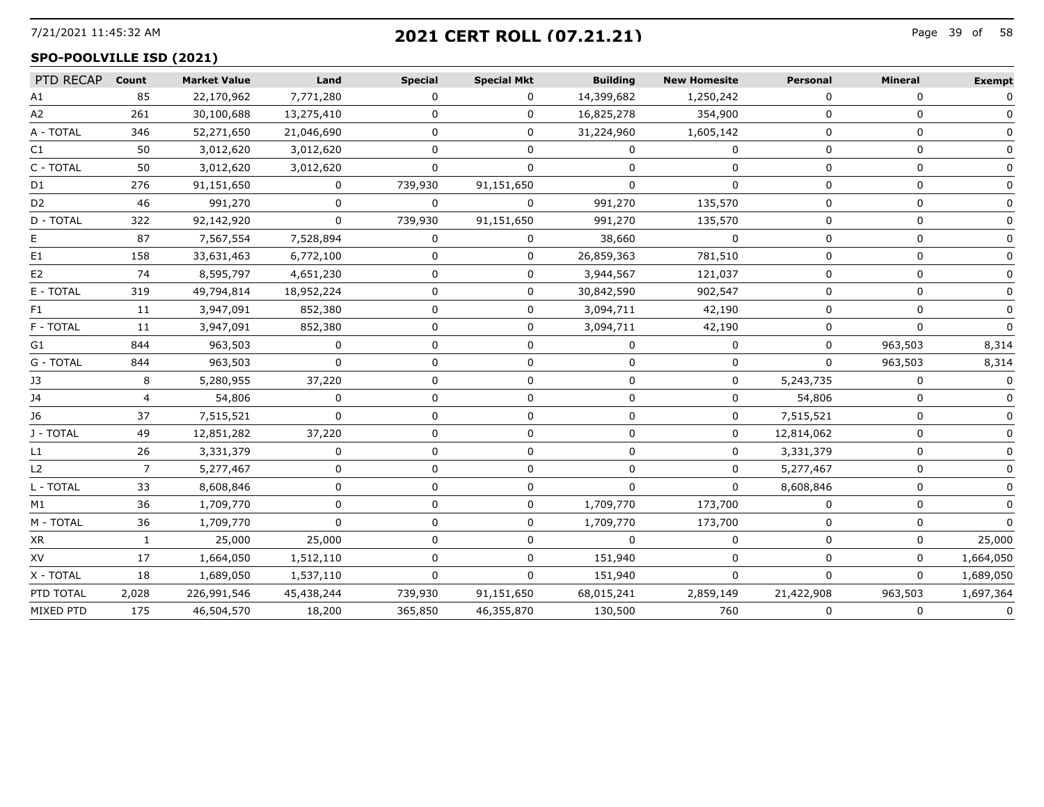## 2021 CERT ROLL (07.21.21)

### SPO-POOLVILLE ISD (2021)

| PTD RECAP | Count | Market Value | Land | Special | Special Mkt | Building | New Homesite | Personal | Mineral | Exempt |
|---|---|---|---|---|---|---|---|---|---|---|
| A1 | 85 | 22,170,962 | 7,771,280 | 0 | 0 | 14,399,682 | 1,250,242 | 0 | 0 | 0 |
| A2 | 261 | 30,100,688 | 13,275,410 | 0 | 0 | 16,825,278 | 354,900 | 0 | 0 | 0 |
| A - TOTAL | 346 | 52,271,650 | 21,046,690 | 0 | 0 | 31,224,960 | 1,605,142 | 0 | 0 | 0 |
| C1 | 50 | 3,012,620 | 3,012,620 | 0 | 0 | 0 | 0 | 0 | 0 | 0 |
| C - TOTAL | 50 | 3,012,620 | 3,012,620 | 0 | 0 | 0 | 0 | 0 | 0 | 0 |
| D1 | 276 | 91,151,650 | 0 | 739,930 | 91,151,650 | 0 | 0 | 0 | 0 | 0 |
| D2 | 46 | 991,270 | 0 | 0 | 0 | 991,270 | 135,570 | 0 | 0 | 0 |
| D - TOTAL | 322 | 92,142,920 | 0 | 739,930 | 91,151,650 | 991,270 | 135,570 | 0 | 0 | 0 |
| E | 87 | 7,567,554 | 7,528,894 | 0 | 0 | 38,660 | 0 | 0 | 0 | 0 |
| E1 | 158 | 33,631,463 | 6,772,100 | 0 | 0 | 26,859,363 | 781,510 | 0 | 0 | 0 |
| E2 | 74 | 8,595,797 | 4,651,230 | 0 | 0 | 3,944,567 | 121,037 | 0 | 0 | 0 |
| E - TOTAL | 319 | 49,794,814 | 18,952,224 | 0 | 0 | 30,842,590 | 902,547 | 0 | 0 | 0 |
| F1 | 11 | 3,947,091 | 852,380 | 0 | 0 | 3,094,711 | 42,190 | 0 | 0 | 0 |
| F - TOTAL | 11 | 3,947,091 | 852,380 | 0 | 0 | 3,094,711 | 42,190 | 0 | 0 | 0 |
| G1 | 844 | 963,503 | 0 | 0 | 0 | 0 | 0 | 0 | 963,503 | 8,314 |
| G - TOTAL | 844 | 963,503 | 0 | 0 | 0 | 0 | 0 | 0 | 963,503 | 8,314 |
| J3 | 8 | 5,280,955 | 37,220 | 0 | 0 | 0 | 0 | 5,243,735 | 0 | 0 |
| J4 | 4 | 54,806 | 0 | 0 | 0 | 0 | 0 | 54,806 | 0 | 0 |
| J6 | 37 | 7,515,521 | 0 | 0 | 0 | 0 | 0 | 7,515,521 | 0 | 0 |
| J - TOTAL | 49 | 12,851,282 | 37,220 | 0 | 0 | 0 | 0 | 12,814,062 | 0 | 0 |
| L1 | 26 | 3,331,379 | 0 | 0 | 0 | 0 | 0 | 3,331,379 | 0 | 0 |
| L2 | 7 | 5,277,467 | 0 | 0 | 0 | 0 | 0 | 5,277,467 | 0 | 0 |
| L - TOTAL | 33 | 8,608,846 | 0 | 0 | 0 | 0 | 0 | 8,608,846 | 0 | 0 |
| M1 | 36 | 1,709,770 | 0 | 0 | 0 | 1,709,770 | 173,700 | 0 | 0 | 0 |
| M - TOTAL | 36 | 1,709,770 | 0 | 0 | 0 | 1,709,770 | 173,700 | 0 | 0 | 0 |
| XR | 1 | 25,000 | 25,000 | 0 | 0 | 0 | 0 | 0 | 0 | 25,000 |
| XV | 17 | 1,664,050 | 1,512,110 | 0 | 0 | 151,940 | 0 | 0 | 0 | 1,664,050 |
| X - TOTAL | 18 | 1,689,050 | 1,537,110 | 0 | 0 | 151,940 | 0 | 0 | 0 | 1,689,050 |
| PTD TOTAL | 2,028 | 226,991,546 | 45,438,244 | 739,930 | 91,151,650 | 68,015,241 | 2,859,149 | 21,422,908 | 963,503 | 1,697,364 |
| MIXED PTD | 175 | 46,504,570 | 18,200 | 365,850 | 46,355,870 | 130,500 | 760 | 0 | 0 | 0 |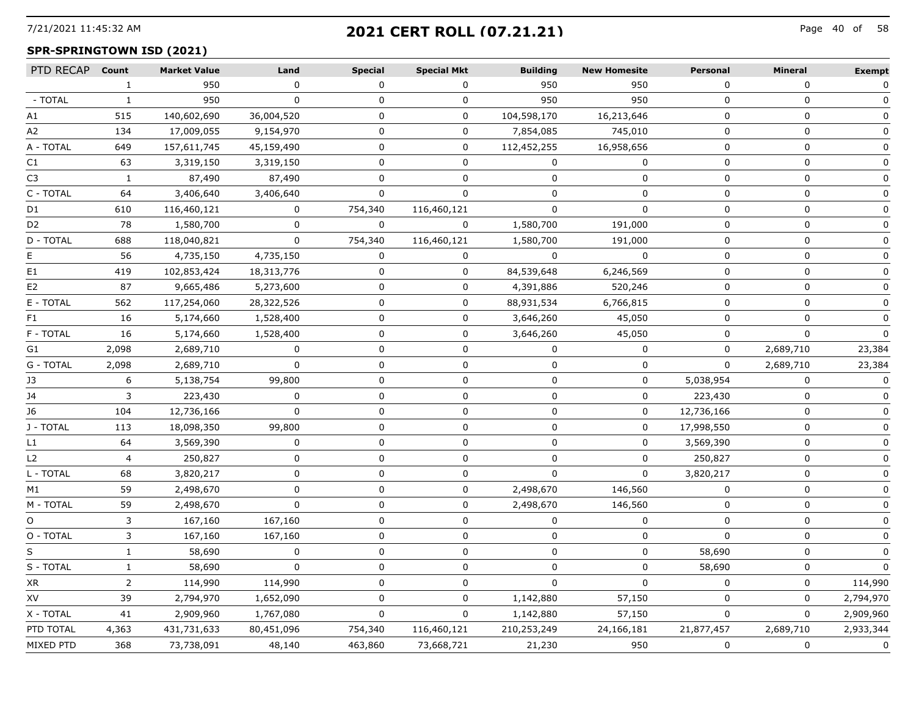# 2021 CERT ROLL (07.21.21)

## SPR-SPRINGTOWN ISD (2021)

| PTD RECAP | Count | Market Value | Land | Special | Special Mkt | Building | New Homesite | Personal | Mineral | Exempt |
|---|---|---|---|---|---|---|---|---|---|---|
| | 1 | 950 | 0 | 0 | 0 | 950 | 950 | 0 | 0 | 0 |
| - TOTAL | 1 | 950 | 0 | 0 | 0 | 950 | 950 | 0 | 0 | 0 |
| A1 | 515 | 140,602,690 | 36,004,520 | 0 | 0 | 104,598,170 | 16,213,646 | 0 | 0 | 0 |
| A2 | 134 | 17,009,055 | 9,154,970 | 0 | 0 | 7,854,085 | 745,010 | 0 | 0 | 0 |
| A - TOTAL | 649 | 157,611,745 | 45,159,490 | 0 | 0 | 112,452,255 | 16,958,656 | 0 | 0 | 0 |
| C1 | 63 | 3,319,150 | 3,319,150 | 0 | 0 | 0 | 0 | 0 | 0 | 0 |
| C3 | 1 | 87,490 | 87,490 | 0 | 0 | 0 | 0 | 0 | 0 | 0 |
| C - TOTAL | 64 | 3,406,640 | 3,406,640 | 0 | 0 | 0 | 0 | 0 | 0 | 0 |
| D1 | 610 | 116,460,121 | 0 | 754,340 | 116,460,121 | 0 | 0 | 0 | 0 | 0 |
| D2 | 78 | 1,580,700 | 0 | 0 | 0 | 1,580,700 | 191,000 | 0 | 0 | 0 |
| D - TOTAL | 688 | 118,040,821 | 0 | 754,340 | 116,460,121 | 1,580,700 | 191,000 | 0 | 0 | 0 |
| E | 56 | 4,735,150 | 4,735,150 | 0 | 0 | 0 | 0 | 0 | 0 | 0 |
| E1 | 419 | 102,853,424 | 18,313,776 | 0 | 0 | 84,539,648 | 6,246,569 | 0 | 0 | 0 |
| E2 | 87 | 9,665,486 | 5,273,600 | 0 | 0 | 4,391,886 | 520,246 | 0 | 0 | 0 |
| E - TOTAL | 562 | 117,254,060 | 28,322,526 | 0 | 0 | 88,931,534 | 6,766,815 | 0 | 0 | 0 |
| F1 | 16 | 5,174,660 | 1,528,400 | 0 | 0 | 3,646,260 | 45,050 | 0 | 0 | 0 |
| F - TOTAL | 16 | 5,174,660 | 1,528,400 | 0 | 0 | 3,646,260 | 45,050 | 0 | 0 | 0 |
| G1 | 2,098 | 2,689,710 | 0 | 0 | 0 | 0 | 0 | 0 | 2,689,710 | 23,384 |
| G - TOTAL | 2,098 | 2,689,710 | 0 | 0 | 0 | 0 | 0 | 0 | 2,689,710 | 23,384 |
| J3 | 6 | 5,138,754 | 99,800 | 0 | 0 | 0 | 0 | 5,038,954 | 0 | 0 |
| J4 | 3 | 223,430 | 0 | 0 | 0 | 0 | 0 | 223,430 | 0 | 0 |
| J6 | 104 | 12,736,166 | 0 | 0 | 0 | 0 | 0 | 12,736,166 | 0 | 0 |
| J - TOTAL | 113 | 18,098,350 | 99,800 | 0 | 0 | 0 | 0 | 17,998,550 | 0 | 0 |
| L1 | 64 | 3,569,390 | 0 | 0 | 0 | 0 | 0 | 3,569,390 | 0 | 0 |
| L2 | 4 | 250,827 | 0 | 0 | 0 | 0 | 0 | 250,827 | 0 | 0 |
| L - TOTAL | 68 | 3,820,217 | 0 | 0 | 0 | 0 | 0 | 3,820,217 | 0 | 0 |
| M1 | 59 | 2,498,670 | 0 | 0 | 0 | 2,498,670 | 146,560 | 0 | 0 | 0 |
| M - TOTAL | 59 | 2,498,670 | 0 | 0 | 0 | 2,498,670 | 146,560 | 0 | 0 | 0 |
| O | 3 | 167,160 | 167,160 | 0 | 0 | 0 | 0 | 0 | 0 | 0 |
| O - TOTAL | 3 | 167,160 | 167,160 | 0 | 0 | 0 | 0 | 0 | 0 | 0 |
| S | 1 | 58,690 | 0 | 0 | 0 | 0 | 0 | 58,690 | 0 | 0 |
| S - TOTAL | 1 | 58,690 | 0 | 0 | 0 | 0 | 0 | 58,690 | 0 | 0 |
| XR | 2 | 114,990 | 114,990 | 0 | 0 | 0 | 0 | 0 | 0 | 114,990 |
| XV | 39 | 2,794,970 | 1,652,090 | 0 | 0 | 1,142,880 | 57,150 | 0 | 0 | 2,794,970 |
| X - TOTAL | 41 | 2,909,960 | 1,767,080 | 0 | 0 | 1,142,880 | 57,150 | 0 | 0 | 2,909,960 |
| PTD TOTAL | 4,363 | 431,731,633 | 80,451,096 | 754,340 | 116,460,121 | 210,253,249 | 24,166,181 | 21,877,457 | 2,689,710 | 2,933,344 |
| MIXED PTD | 368 | 73,738,091 | 48,140 | 463,860 | 73,668,721 | 21,230 | 950 | 0 | 0 | 0 |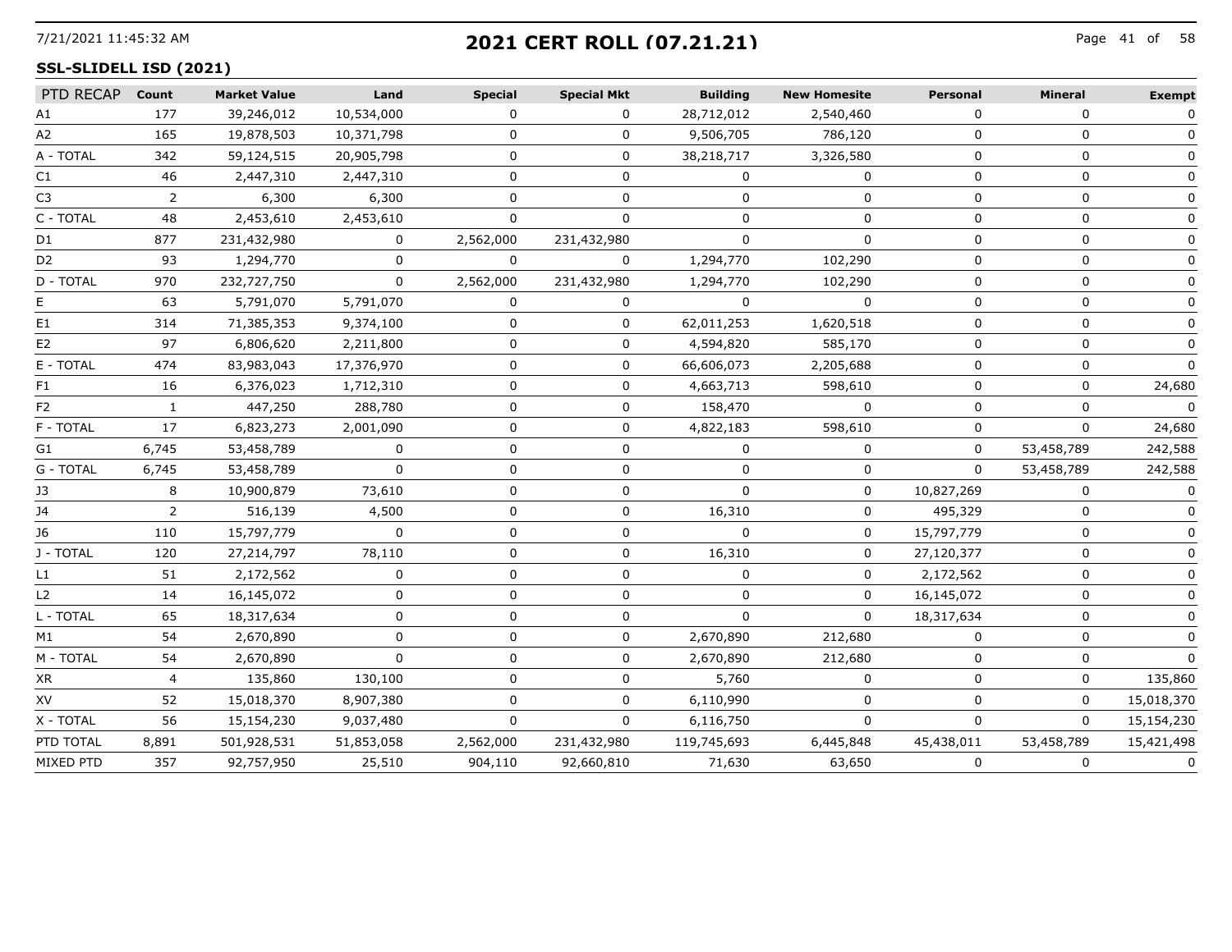# 2021 CERT ROLL (07.21.21)

## SSL-SLIDELL ISD (2021)

| PTD RECAP | Count | Market Value | Land | Special | Special Mkt | Building | New Homesite | Personal | Mineral | Exempt |
|---|---|---|---|---|---|---|---|---|---|---|
| A1 | 177 | 39,246,012 | 10,534,000 | 0 | 0 | 28,712,012 | 2,540,460 | 0 | 0 | 0 |
| A2 | 165 | 19,878,503 | 10,371,798 | 0 | 0 | 9,506,705 | 786,120 | 0 | 0 | 0 |
| A - TOTAL | 342 | 59,124,515 | 20,905,798 | 0 | 0 | 38,218,717 | 3,326,580 | 0 | 0 | 0 |
| C1 | 46 | 2,447,310 | 2,447,310 | 0 | 0 | 0 | 0 | 0 | 0 | 0 |
| C3 | 2 | 6,300 | 6,300 | 0 | 0 | 0 | 0 | 0 | 0 | 0 |
| C - TOTAL | 48 | 2,453,610 | 2,453,610 | 0 | 0 | 0 | 0 | 0 | 0 | 0 |
| D1 | 877 | 231,432,980 | 0 | 2,562,000 | 231,432,980 | 0 | 0 | 0 | 0 | 0 |
| D2 | 93 | 1,294,770 | 0 | 0 | 0 | 1,294,770 | 102,290 | 0 | 0 | 0 |
| D - TOTAL | 970 | 232,727,750 | 0 | 2,562,000 | 231,432,980 | 1,294,770 | 102,290 | 0 | 0 | 0 |
| E | 63 | 5,791,070 | 5,791,070 | 0 | 0 | 0 | 0 | 0 | 0 | 0 |
| E1 | 314 | 71,385,353 | 9,374,100 | 0 | 0 | 62,011,253 | 1,620,518 | 0 | 0 | 0 |
| E2 | 97 | 6,806,620 | 2,211,800 | 0 | 0 | 4,594,820 | 585,170 | 0 | 0 | 0 |
| E - TOTAL | 474 | 83,983,043 | 17,376,970 | 0 | 0 | 66,606,073 | 2,205,688 | 0 | 0 | 0 |
| F1 | 16 | 6,376,023 | 1,712,310 | 0 | 0 | 4,663,713 | 598,610 | 0 | 0 | 24,680 |
| F2 | 1 | 447,250 | 288,780 | 0 | 0 | 158,470 | 0 | 0 | 0 | 0 |
| F - TOTAL | 17 | 6,823,273 | 2,001,090 | 0 | 0 | 4,822,183 | 598,610 | 0 | 0 | 24,680 |
| G1 | 6,745 | 53,458,789 | 0 | 0 | 0 | 0 | 0 | 0 | 53,458,789 | 242,588 |
| G - TOTAL | 6,745 | 53,458,789 | 0 | 0 | 0 | 0 | 0 | 0 | 53,458,789 | 242,588 |
| J3 | 8 | 10,900,879 | 73,610 | 0 | 0 | 0 | 0 | 10,827,269 | 0 | 0 |
| J4 | 2 | 516,139 | 4,500 | 0 | 0 | 16,310 | 0 | 495,329 | 0 | 0 |
| J6 | 110 | 15,797,779 | 0 | 0 | 0 | 0 | 0 | 15,797,779 | 0 | 0 |
| J - TOTAL | 120 | 27,214,797 | 78,110 | 0 | 0 | 16,310 | 0 | 27,120,377 | 0 | 0 |
| L1 | 51 | 2,172,562 | 0 | 0 | 0 | 0 | 0 | 2,172,562 | 0 | 0 |
| L2 | 14 | 16,145,072 | 0 | 0 | 0 | 0 | 0 | 16,145,072 | 0 | 0 |
| L - TOTAL | 65 | 18,317,634 | 0 | 0 | 0 | 0 | 0 | 18,317,634 | 0 | 0 |
| M1 | 54 | 2,670,890 | 0 | 0 | 0 | 2,670,890 | 212,680 | 0 | 0 | 0 |
| M - TOTAL | 54 | 2,670,890 | 0 | 0 | 0 | 2,670,890 | 212,680 | 0 | 0 | 0 |
| XR | 4 | 135,860 | 130,100 | 0 | 0 | 5,760 | 0 | 0 | 0 | 135,860 |
| XV | 52 | 15,018,370 | 8,907,380 | 0 | 0 | 6,110,990 | 0 | 0 | 0 | 15,018,370 |
| X - TOTAL | 56 | 15,154,230 | 9,037,480 | 0 | 0 | 6,116,750 | 0 | 0 | 0 | 15,154,230 |
| PTD TOTAL | 8,891 | 501,928,531 | 51,853,058 | 2,562,000 | 231,432,980 | 119,745,693 | 6,445,848 | 45,438,011 | 53,458,789 | 15,421,498 |
| MIXED PTD | 357 | 92,757,950 | 25,510 | 904,110 | 92,660,810 | 71,630 | 63,650 | 0 | 0 | 0 |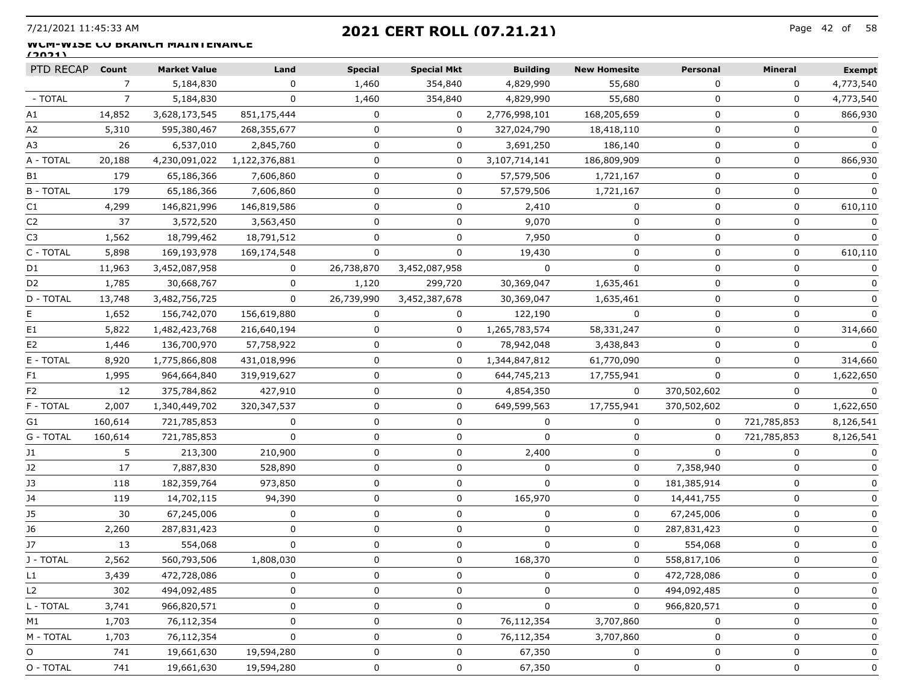## 2021 CERT ROLL (07.21.21)

### WCM-WISE CO BRANCH MAINTENANCE (2021)

| PTD RECAP | Count | Market Value | Land | Special | Special Mkt | Building | New Homesite | Personal | Mineral | Exempt |
|---|---|---|---|---|---|---|---|---|---|---|
| | 7 | 5,184,830 | 0 | 1,460 | 354,840 | 4,829,990 | 55,680 | 0 | 0 | 4,773,540 |
| - TOTAL | 7 | 5,184,830 | 0 | 1,460 | 354,840 | 4,829,990 | 55,680 | 0 | 0 | 4,773,540 |
| A1 | 14,852 | 3,628,173,545 | 851,175,444 | 0 | 0 | 2,776,998,101 | 168,205,659 | 0 | 0 | 866,930 |
| A2 | 5,310 | 595,380,467 | 268,355,677 | 0 | 0 | 327,024,790 | 18,418,110 | 0 | 0 | 0 |
| A3 | 26 | 6,537,010 | 2,845,760 | 0 | 0 | 3,691,250 | 186,140 | 0 | 0 | 0 |
| A - TOTAL | 20,188 | 4,230,091,022 | 1,122,376,881 | 0 | 0 | 3,107,714,141 | 186,809,909 | 0 | 0 | 866,930 |
| B1 | 179 | 65,186,366 | 7,606,860 | 0 | 0 | 57,579,506 | 1,721,167 | 0 | 0 | 0 |
| B - TOTAL | 179 | 65,186,366 | 7,606,860 | 0 | 0 | 57,579,506 | 1,721,167 | 0 | 0 | 0 |
| C1 | 4,299 | 146,821,996 | 146,819,586 | 0 | 0 | 2,410 | 0 | 0 | 0 | 610,110 |
| C2 | 37 | 3,572,520 | 3,563,450 | 0 | 0 | 9,070 | 0 | 0 | 0 | 0 |
| C3 | 1,562 | 18,799,462 | 18,791,512 | 0 | 0 | 7,950 | 0 | 0 | 0 | 0 |
| C - TOTAL | 5,898 | 169,193,978 | 169,174,548 | 0 | 0 | 19,430 | 0 | 0 | 0 | 610,110 |
| D1 | 11,963 | 3,452,087,958 | 0 | 26,738,870 | 3,452,087,958 | 0 | 0 | 0 | 0 | 0 |
| D2 | 1,785 | 30,668,767 | 0 | 1,120 | 299,720 | 30,369,047 | 1,635,461 | 0 | 0 | 0 |
| D - TOTAL | 13,748 | 3,482,756,725 | 0 | 26,739,990 | 3,452,387,678 | 30,369,047 | 1,635,461 | 0 | 0 | 0 |
| E | 1,652 | 156,742,070 | 156,619,880 | 0 | 0 | 122,190 | 0 | 0 | 0 | 0 |
| E1 | 5,822 | 1,482,423,768 | 216,640,194 | 0 | 0 | 1,265,783,574 | 58,331,247 | 0 | 0 | 314,660 |
| E2 | 1,446 | 136,700,970 | 57,758,922 | 0 | 0 | 78,942,048 | 3,438,843 | 0 | 0 | 0 |
| E - TOTAL | 8,920 | 1,775,866,808 | 431,018,996 | 0 | 0 | 1,344,847,812 | 61,770,090 | 0 | 0 | 314,660 |
| F1 | 1,995 | 964,664,840 | 319,919,627 | 0 | 0 | 644,745,213 | 17,755,941 | 0 | 0 | 1,622,650 |
| F2 | 12 | 375,784,862 | 427,910 | 0 | 0 | 4,854,350 | 0 | 370,502,602 | 0 | 0 |
| F - TOTAL | 2,007 | 1,340,449,702 | 320,347,537 | 0 | 0 | 649,599,563 | 17,755,941 | 370,502,602 | 0 | 1,622,650 |
| G1 | 160,614 | 721,785,853 | 0 | 0 | 0 | 0 | 0 | 0 | 721,785,853 | 8,126,541 |
| G - TOTAL | 160,614 | 721,785,853 | 0 | 0 | 0 | 0 | 0 | 0 | 721,785,853 | 8,126,541 |
| J1 | 5 | 213,300 | 210,900 | 0 | 0 | 2,400 | 0 | 0 | 0 | 0 |
| J2 | 17 | 7,887,830 | 528,890 | 0 | 0 | 0 | 0 | 7,358,940 | 0 | 0 |
| J3 | 118 | 182,359,764 | 973,850 | 0 | 0 | 0 | 0 | 181,385,914 | 0 | 0 |
| J4 | 119 | 14,702,115 | 94,390 | 0 | 0 | 165,970 | 0 | 14,441,755 | 0 | 0 |
| J5 | 30 | 67,245,006 | 0 | 0 | 0 | 0 | 0 | 67,245,006 | 0 | 0 |
| J6 | 2,260 | 287,831,423 | 0 | 0 | 0 | 0 | 0 | 287,831,423 | 0 | 0 |
| J7 | 13 | 554,068 | 0 | 0 | 0 | 0 | 0 | 554,068 | 0 | 0 |
| J - TOTAL | 2,562 | 560,793,506 | 1,808,030 | 0 | 0 | 168,370 | 0 | 558,817,106 | 0 | 0 |
| L1 | 3,439 | 472,728,086 | 0 | 0 | 0 | 0 | 0 | 472,728,086 | 0 | 0 |
| L2 | 302 | 494,092,485 | 0 | 0 | 0 | 0 | 0 | 494,092,485 | 0 | 0 |
| L - TOTAL | 3,741 | 966,820,571 | 0 | 0 | 0 | 0 | 0 | 966,820,571 | 0 | 0 |
| M1 | 1,703 | 76,112,354 | 0 | 0 | 0 | 76,112,354 | 3,707,860 | 0 | 0 | 0 |
| M - TOTAL | 1,703 | 76,112,354 | 0 | 0 | 0 | 76,112,354 | 3,707,860 | 0 | 0 | 0 |
| O | 741 | 19,661,630 | 19,594,280 | 0 | 0 | 67,350 | 0 | 0 | 0 | 0 |
| O - TOTAL | 741 | 19,661,630 | 19,594,280 | 0 | 0 | 67,350 | 0 | 0 | 0 | 0 |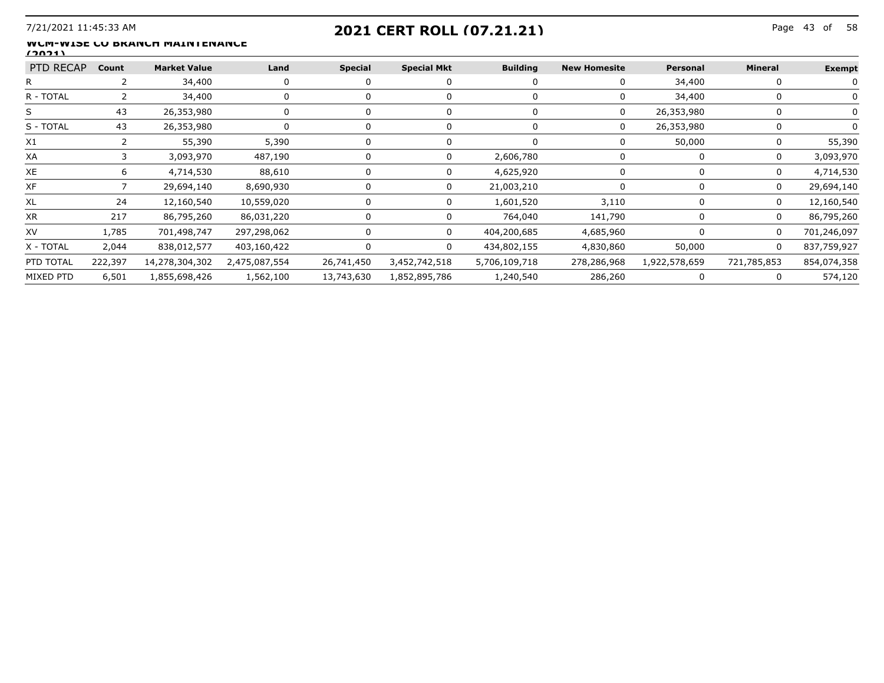**WCM-WISE CO BRANCH MAINTENANCE (2021)**

| PTD RECAP | Count | Market Value | Land | Special | Special Mkt | Building | New Homesite | Personal | Mineral | Exempt |
|---|---|---|---|---|---|---|---|---|---|---|
| R | 2 | 34,400 | 0 | 0 | 0 | 0 | 0 | 34,400 | 0 | 0 |
| R - TOTAL | 2 | 34,400 | 0 | 0 | 0 | 0 | 0 | 34,400 | 0 | 0 |
| S | 43 | 26,353,980 | 0 | 0 | 0 | 0 | 0 | 26,353,980 | 0 | 0 |
| S - TOTAL | 43 | 26,353,980 | 0 | 0 | 0 | 0 | 0 | 26,353,980 | 0 | 0 |
| X1 | 2 | 55,390 | 5,390 | 0 | 0 | 0 | 0 | 50,000 | 0 | 55,390 |
| XA | 3 | 3,093,970 | 487,190 | 0 | 0 | 2,606,780 | 0 | 0 | 0 | 3,093,970 |
| XE | 6 | 4,714,530 | 88,610 | 0 | 0 | 4,625,920 | 0 | 0 | 0 | 4,714,530 |
| XF | 7 | 29,694,140 | 8,690,930 | 0 | 0 | 21,003,210 | 0 | 0 | 0 | 29,694,140 |
| XL | 24 | 12,160,540 | 10,559,020 | 0 | 0 | 1,601,520 | 3,110 | 0 | 0 | 12,160,540 |
| XR | 217 | 86,795,260 | 86,031,220 | 0 | 0 | 764,040 | 141,790 | 0 | 0 | 86,795,260 |
| XV | 1,785 | 701,498,747 | 297,298,062 | 0 | 0 | 404,200,685 | 4,685,960 | 0 | 0 | 701,246,097 |
| X - TOTAL | 2,044 | 838,012,577 | 403,160,422 | 0 | 0 | 434,802,155 | 4,830,860 | 50,000 | 0 | 837,759,927 |
| PTD TOTAL | 222,397 | 14,278,304,302 | 2,475,087,554 | 26,741,450 | 3,452,742,518 | 5,706,109,718 | 278,286,968 | 1,922,578,659 | 721,785,853 | 854,074,358 |
| MIXED PTD | 6,501 | 1,855,698,426 | 1,562,100 | 13,743,630 | 1,852,895,786 | 1,240,540 | 286,260 | 0 | 0 | 574,120 |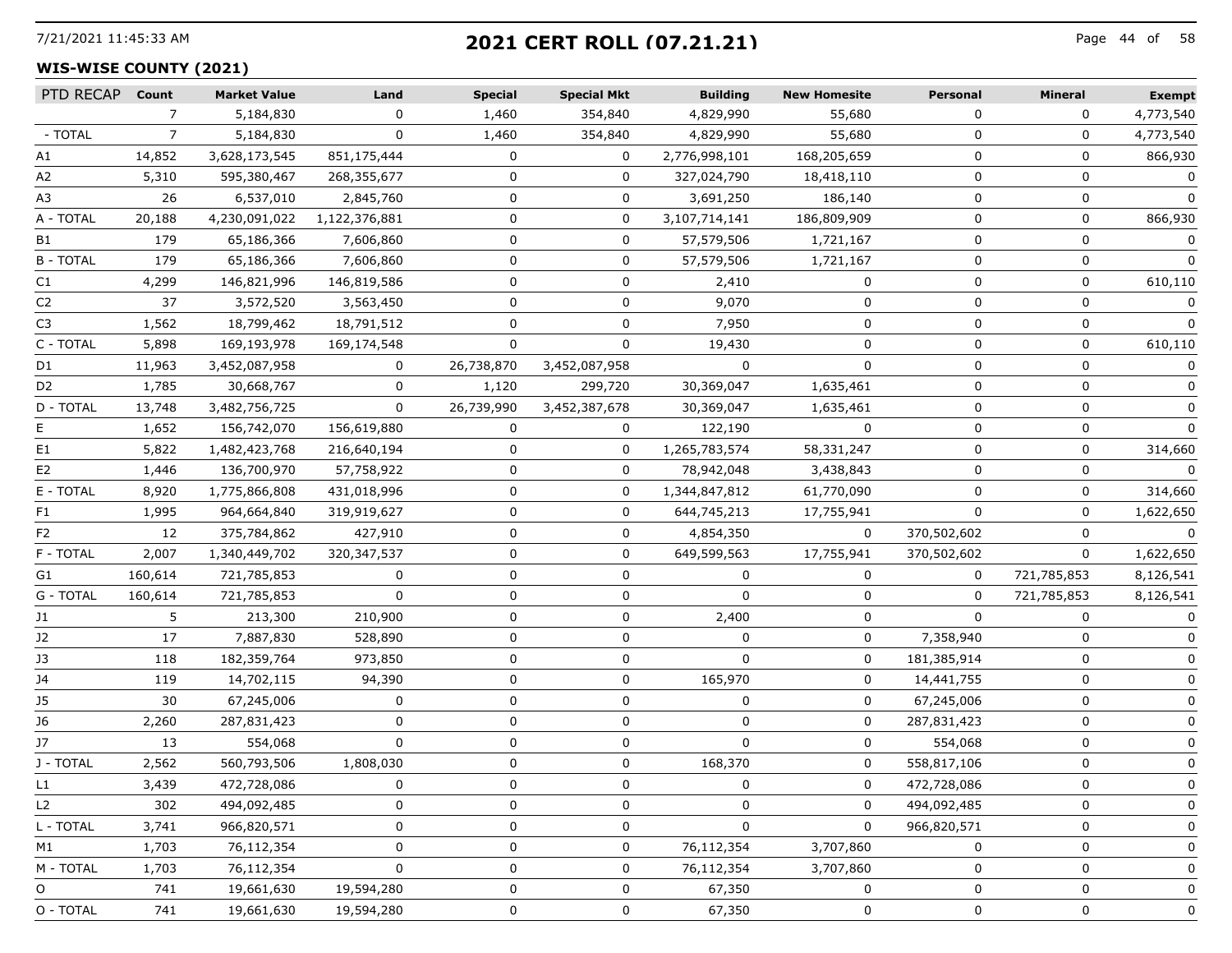# 2021 CERT ROLL (07.21.21)

## WIS-WISE COUNTY (2021)

| PTD RECAP | Count | Market Value | Land | Special | Special Mkt | Building | New Homesite | Personal | Mineral | Exempt |
|---|---|---|---|---|---|---|---|---|---|---|
| | 7 | 5,184,830 | 0 | 1,460 | 354,840 | 4,829,990 | 55,680 | 0 | 0 | 4,773,540 |
| - TOTAL | 7 | 5,184,830 | 0 | 1,460 | 354,840 | 4,829,990 | 55,680 | 0 | 0 | 4,773,540 |
| A1 | 14,852 | 3,628,173,545 | 851,175,444 | 0 | 0 | 2,776,998,101 | 168,205,659 | 0 | 0 | 866,930 |
| A2 | 5,310 | 595,380,467 | 268,355,677 | 0 | 0 | 327,024,790 | 18,418,110 | 0 | 0 | 0 |
| A3 | 26 | 6,537,010 | 2,845,760 | 0 | 0 | 3,691,250 | 186,140 | 0 | 0 | 0 |
| A - TOTAL | 20,188 | 4,230,091,022 | 1,122,376,881 | 0 | 0 | 3,107,714,141 | 186,809,909 | 0 | 0 | 866,930 |
| B1 | 179 | 65,186,366 | 7,606,860 | 0 | 0 | 57,579,506 | 1,721,167 | 0 | 0 | 0 |
| B - TOTAL | 179 | 65,186,366 | 7,606,860 | 0 | 0 | 57,579,506 | 1,721,167 | 0 | 0 | 0 |
| C1 | 4,299 | 146,821,996 | 146,819,586 | 0 | 0 | 2,410 | 0 | 0 | 0 | 610,110 |
| C2 | 37 | 3,572,520 | 3,563,450 | 0 | 0 | 9,070 | 0 | 0 | 0 | 0 |
| C3 | 1,562 | 18,799,462 | 18,791,512 | 0 | 0 | 7,950 | 0 | 0 | 0 | 0 |
| C - TOTAL | 5,898 | 169,193,978 | 169,174,548 | 0 | 0 | 19,430 | 0 | 0 | 0 | 610,110 |
| D1 | 11,963 | 3,452,087,958 | 0 | 26,738,870 | 3,452,087,958 | 0 | 0 | 0 | 0 | 0 |
| D2 | 1,785 | 30,668,767 | 0 | 1,120 | 299,720 | 30,369,047 | 1,635,461 | 0 | 0 | 0 |
| D - TOTAL | 13,748 | 3,482,756,725 | 0 | 26,739,990 | 3,452,387,678 | 30,369,047 | 1,635,461 | 0 | 0 | 0 |
| E | 1,652 | 156,742,070 | 156,619,880 | 0 | 0 | 122,190 | 0 | 0 | 0 | 0 |
| E1 | 5,822 | 1,482,423,768 | 216,640,194 | 0 | 0 | 1,265,783,574 | 58,331,247 | 0 | 0 | 314,660 |
| E2 | 1,446 | 136,700,970 | 57,758,922 | 0 | 0 | 78,942,048 | 3,438,843 | 0 | 0 | 0 |
| E - TOTAL | 8,920 | 1,775,866,808 | 431,018,996 | 0 | 0 | 1,344,847,812 | 61,770,090 | 0 | 0 | 314,660 |
| F1 | 1,995 | 964,664,840 | 319,919,627 | 0 | 0 | 644,745,213 | 17,755,941 | 0 | 0 | 1,622,650 |
| F2 | 12 | 375,784,862 | 427,910 | 0 | 0 | 4,854,350 | 0 | 370,502,602 | 0 | 0 |
| F - TOTAL | 2,007 | 1,340,449,702 | 320,347,537 | 0 | 0 | 649,599,563 | 17,755,941 | 370,502,602 | 0 | 1,622,650 |
| G1 | 160,614 | 721,785,853 | 0 | 0 | 0 | 0 | 0 | 0 | 721,785,853 | 8,126,541 |
| G - TOTAL | 160,614 | 721,785,853 | 0 | 0 | 0 | 0 | 0 | 0 | 721,785,853 | 8,126,541 |
| J1 | 5 | 213,300 | 210,900 | 0 | 0 | 2,400 | 0 | 0 | 0 | 0 |
| J2 | 17 | 7,887,830 | 528,890 | 0 | 0 | 0 | 0 | 7,358,940 | 0 | 0 |
| J3 | 118 | 182,359,764 | 973,850 | 0 | 0 | 0 | 0 | 181,385,914 | 0 | 0 |
| J4 | 119 | 14,702,115 | 94,390 | 0 | 0 | 165,970 | 0 | 14,441,755 | 0 | 0 |
| J5 | 30 | 67,245,006 | 0 | 0 | 0 | 0 | 0 | 67,245,006 | 0 | 0 |
| J6 | 2,260 | 287,831,423 | 0 | 0 | 0 | 0 | 0 | 287,831,423 | 0 | 0 |
| J7 | 13 | 554,068 | 0 | 0 | 0 | 0 | 0 | 554,068 | 0 | 0 |
| J - TOTAL | 2,562 | 560,793,506 | 1,808,030 | 0 | 0 | 168,370 | 0 | 558,817,106 | 0 | 0 |
| L1 | 3,439 | 472,728,086 | 0 | 0 | 0 | 0 | 0 | 472,728,086 | 0 | 0 |
| L2 | 302 | 494,092,485 | 0 | 0 | 0 | 0 | 0 | 494,092,485 | 0 | 0 |
| L - TOTAL | 3,741 | 966,820,571 | 0 | 0 | 0 | 0 | 0 | 966,820,571 | 0 | 0 |
| M1 | 1,703 | 76,112,354 | 0 | 0 | 0 | 76,112,354 | 3,707,860 | 0 | 0 | 0 |
| M - TOTAL | 1,703 | 76,112,354 | 0 | 0 | 0 | 76,112,354 | 3,707,860 | 0 | 0 | 0 |
| O | 741 | 19,661,630 | 19,594,280 | 0 | 0 | 67,350 | 0 | 0 | 0 | 0 |
| O - TOTAL | 741 | 19,661,630 | 19,594,280 | 0 | 0 | 67,350 | 0 | 0 | 0 | 0 |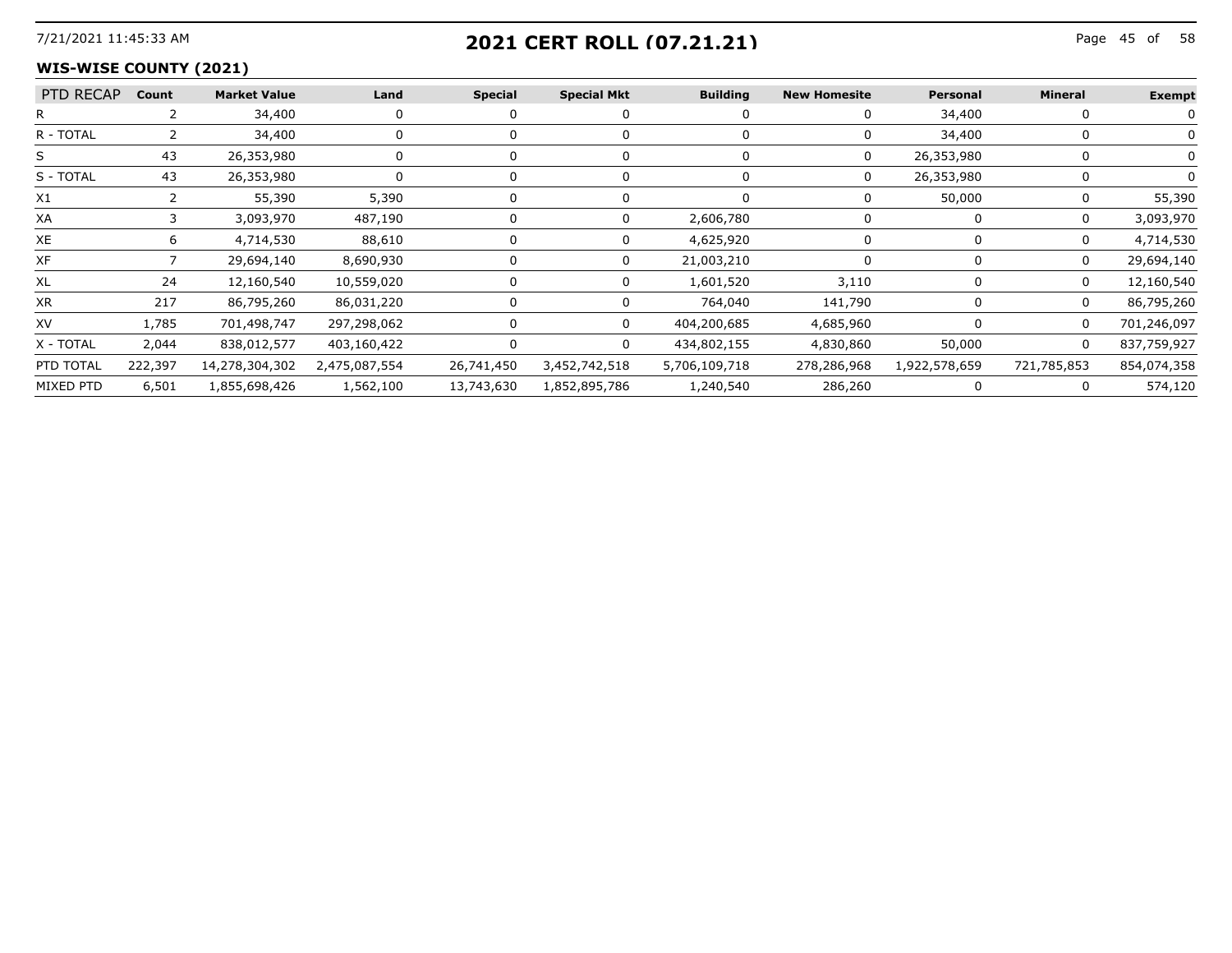## 2021 CERT ROLL (07.21.21)

### WIS-WISE COUNTY (2021)

| PTD RECAP | Count | Market Value | Land | Special | Special Mkt | Building | New Homesite | Personal | Mineral | Exempt |
|---|---|---|---|---|---|---|---|---|---|---|
| R | 2 | 34,400 | 0 | 0 | 0 | 0 | 0 | 34,400 | 0 | 0 |
| R - TOTAL | 2 | 34,400 | 0 | 0 | 0 | 0 | 0 | 34,400 | 0 | 0 |
| S | 43 | 26,353,980 | 0 | 0 | 0 | 0 | 0 | 26,353,980 | 0 | 0 |
| S - TOTAL | 43 | 26,353,980 | 0 | 0 | 0 | 0 | 0 | 26,353,980 | 0 | 0 |
| X1 | 2 | 55,390 | 5,390 | 0 | 0 | 0 | 0 | 50,000 | 0 | 55,390 |
| XA | 3 | 3,093,970 | 487,190 | 0 | 0 | 2,606,780 | 0 | 0 | 0 | 3,093,970 |
| XE | 6 | 4,714,530 | 88,610 | 0 | 0 | 4,625,920 | 0 | 0 | 0 | 4,714,530 |
| XF | 7 | 29,694,140 | 8,690,930 | 0 | 0 | 21,003,210 | 0 | 0 | 0 | 29,694,140 |
| XL | 24 | 12,160,540 | 10,559,020 | 0 | 0 | 1,601,520 | 3,110 | 0 | 0 | 12,160,540 |
| XR | 217 | 86,795,260 | 86,031,220 | 0 | 0 | 764,040 | 141,790 | 0 | 0 | 86,795,260 |
| XV | 1,785 | 701,498,747 | 297,298,062 | 0 | 0 | 404,200,685 | 4,685,960 | 0 | 0 | 701,246,097 |
| X - TOTAL | 2,044 | 838,012,577 | 403,160,422 | 0 | 0 | 434,802,155 | 4,830,860 | 50,000 | 0 | 837,759,927 |
| PTD TOTAL | 222,397 | 14,278,304,302 | 2,475,087,554 | 26,741,450 | 3,452,742,518 | 5,706,109,718 | 278,286,968 | 1,922,578,659 | 721,785,853 | 854,074,358 |
| MIXED PTD | 6,501 | 1,855,698,426 | 1,562,100 | 13,743,630 | 1,852,895,786 | 1,240,540 | 286,260 | 0 | 0 | 574,120 |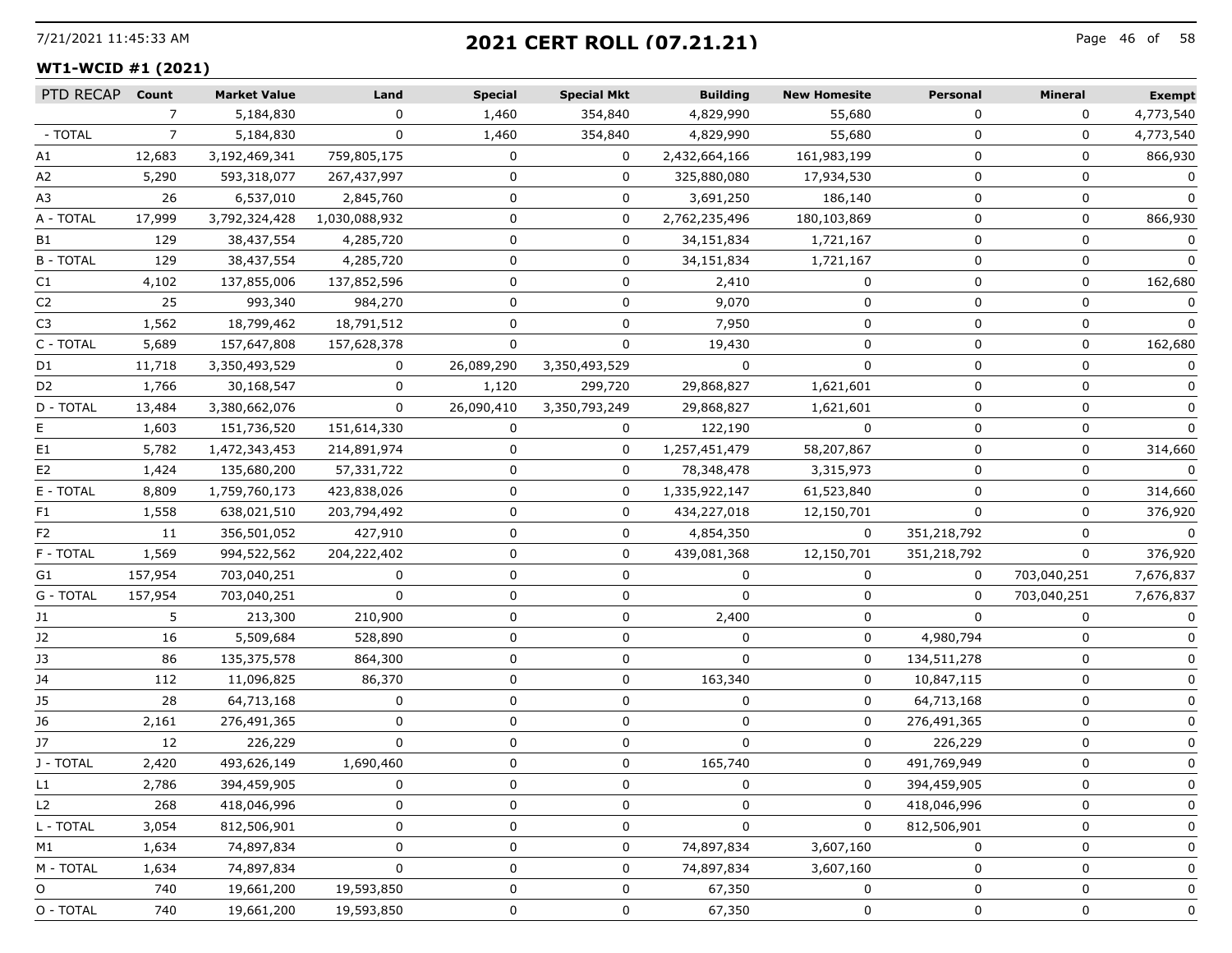# 2021 CERT ROLL (07.21.21)

**WT1-WCID #1 (2021)**

| PTD RECAP | Count | Market Value | Land | Special | Special Mkt | Building | New Homesite | Personal | Mineral | Exempt |
|---|---|---|---|---|---|---|---|---|---|---|
| | 7 | 5,184,830 | 0 | 1,460 | 354,840 | 4,829,990 | 55,680 | 0 | 0 | 4,773,540 |
| - TOTAL | 7 | 5,184,830 | 0 | 1,460 | 354,840 | 4,829,990 | 55,680 | 0 | 0 | 4,773,540 |
| A1 | 12,683 | 3,192,469,341 | 759,805,175 | 0 | 0 | 2,432,664,166 | 161,983,199 | 0 | 0 | 866,930 |
| A2 | 5,290 | 593,318,077 | 267,437,997 | 0 | 0 | 325,880,080 | 17,934,530 | 0 | 0 | 0 |
| A3 | 26 | 6,537,010 | 2,845,760 | 0 | 0 | 3,691,250 | 186,140 | 0 | 0 | 0 |
| A - TOTAL | 17,999 | 3,792,324,428 | 1,030,088,932 | 0 | 0 | 2,762,235,496 | 180,103,869 | 0 | 0 | 866,930 |
| B1 | 129 | 38,437,554 | 4,285,720 | 0 | 0 | 34,151,834 | 1,721,167 | 0 | 0 | 0 |
| B - TOTAL | 129 | 38,437,554 | 4,285,720 | 0 | 0 | 34,151,834 | 1,721,167 | 0 | 0 | 0 |
| C1 | 4,102 | 137,855,006 | 137,852,596 | 0 | 0 | 2,410 | 0 | 0 | 0 | 162,680 |
| C2 | 25 | 993,340 | 984,270 | 0 | 0 | 9,070 | 0 | 0 | 0 | 0 |
| C3 | 1,562 | 18,799,462 | 18,791,512 | 0 | 0 | 7,950 | 0 | 0 | 0 | 0 |
| C - TOTAL | 5,689 | 157,647,808 | 157,628,378 | 0 | 0 | 19,430 | 0 | 0 | 0 | 162,680 |
| D1 | 11,718 | 3,350,493,529 | 0 | 26,089,290 | 3,350,493,529 | 0 | 0 | 0 | 0 | 0 |
| D2 | 1,766 | 30,168,547 | 0 | 1,120 | 299,720 | 29,868,827 | 1,621,601 | 0 | 0 | 0 |
| D - TOTAL | 13,484 | 3,380,662,076 | 0 | 26,090,410 | 3,350,793,249 | 29,868,827 | 1,621,601 | 0 | 0 | 0 |
| E | 1,603 | 151,736,520 | 151,614,330 | 0 | 0 | 122,190 | 0 | 0 | 0 | 0 |
| E1 | 5,782 | 1,472,343,453 | 214,891,974 | 0 | 0 | 1,257,451,479 | 58,207,867 | 0 | 0 | 314,660 |
| E2 | 1,424 | 135,680,200 | 57,331,722 | 0 | 0 | 78,348,478 | 3,315,973 | 0 | 0 | 0 |
| E - TOTAL | 8,809 | 1,759,760,173 | 423,838,026 | 0 | 0 | 1,335,922,147 | 61,523,840 | 0 | 0 | 314,660 |
| F1 | 1,558 | 638,021,510 | 203,794,492 | 0 | 0 | 434,227,018 | 12,150,701 | 0 | 0 | 376,920 |
| F2 | 11 | 356,501,052 | 427,910 | 0 | 0 | 4,854,350 | 0 | 351,218,792 | 0 | 0 |
| F - TOTAL | 1,569 | 994,522,562 | 204,222,402 | 0 | 0 | 439,081,368 | 12,150,701 | 351,218,792 | 0 | 376,920 |
| G1 | 157,954 | 703,040,251 | 0 | 0 | 0 | 0 | 0 | 0 | 703,040,251 | 7,676,837 |
| G - TOTAL | 157,954 | 703,040,251 | 0 | 0 | 0 | 0 | 0 | 0 | 703,040,251 | 7,676,837 |
| J1 | 5 | 213,300 | 210,900 | 0 | 0 | 2,400 | 0 | 0 | 0 | 0 |
| J2 | 16 | 5,509,684 | 528,890 | 0 | 0 | 0 | 0 | 4,980,794 | 0 | 0 |
| J3 | 86 | 135,375,578 | 864,300 | 0 | 0 | 0 | 0 | 134,511,278 | 0 | 0 |
| J4 | 112 | 11,096,825 | 86,370 | 0 | 0 | 163,340 | 0 | 10,847,115 | 0 | 0 |
| J5 | 28 | 64,713,168 | 0 | 0 | 0 | 0 | 0 | 64,713,168 | 0 | 0 |
| J6 | 2,161 | 276,491,365 | 0 | 0 | 0 | 0 | 0 | 276,491,365 | 0 | 0 |
| J7 | 12 | 226,229 | 0 | 0 | 0 | 0 | 0 | 226,229 | 0 | 0 |
| J - TOTAL | 2,420 | 493,626,149 | 1,690,460 | 0 | 0 | 165,740 | 0 | 491,769,949 | 0 | 0 |
| L1 | 2,786 | 394,459,905 | 0 | 0 | 0 | 0 | 0 | 394,459,905 | 0 | 0 |
| L2 | 268 | 418,046,996 | 0 | 0 | 0 | 0 | 0 | 418,046,996 | 0 | 0 |
| L - TOTAL | 3,054 | 812,506,901 | 0 | 0 | 0 | 0 | 0 | 812,506,901 | 0 | 0 |
| M1 | 1,634 | 74,897,834 | 0 | 0 | 0 | 74,897,834 | 3,607,160 | 0 | 0 | 0 |
| M - TOTAL | 1,634 | 74,897,834 | 0 | 0 | 0 | 74,897,834 | 3,607,160 | 0 | 0 | 0 |
| O | 740 | 19,661,200 | 19,593,850 | 0 | 0 | 67,350 | 0 | 0 | 0 | 0 |
| O - TOTAL | 740 | 19,661,200 | 19,593,850 | 0 | 0 | 67,350 | 0 | 0 | 0 | 0 |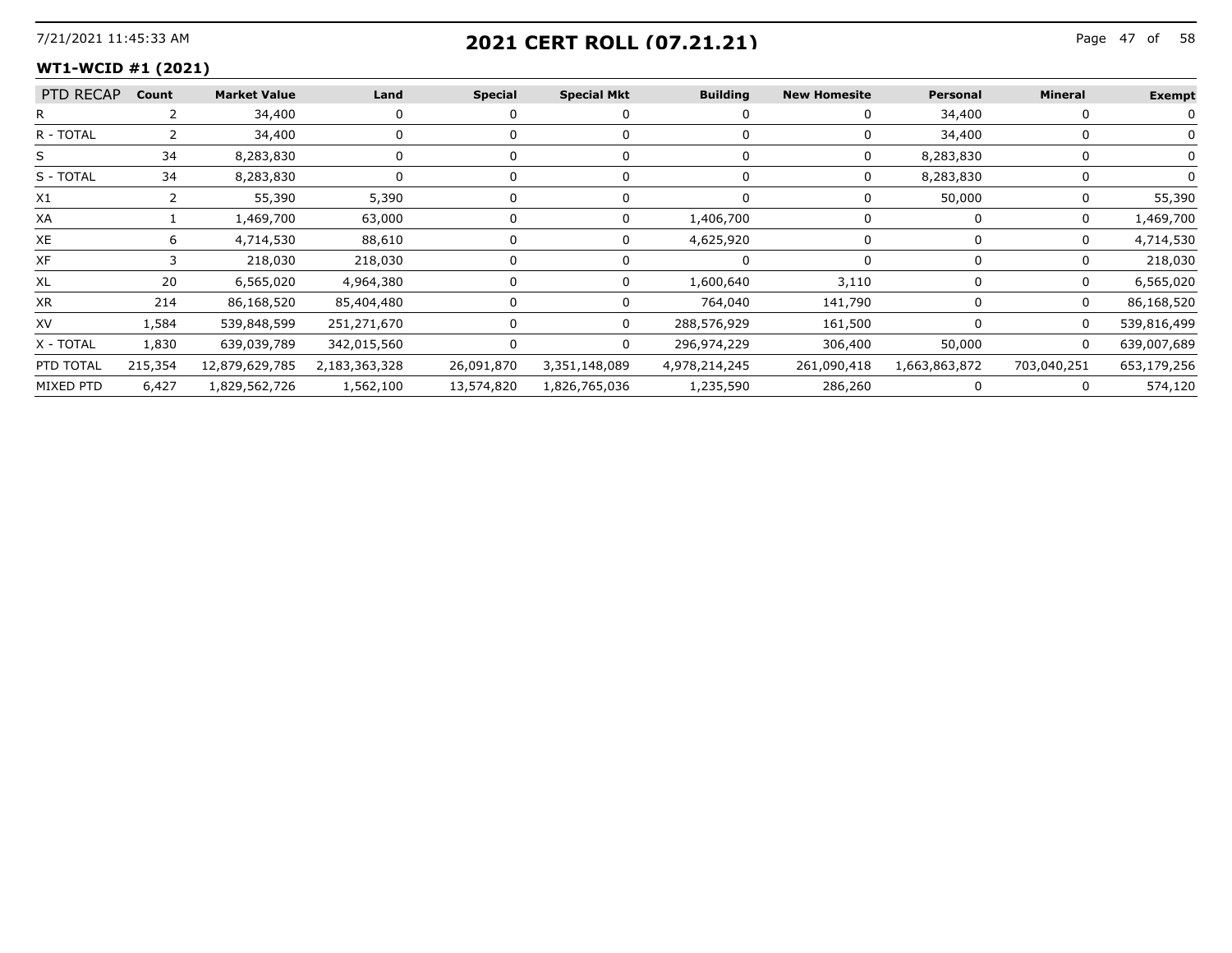## 2021 CERT ROLL (07.21.21)

**WT1-WCID #1 (2021)**

| PTD RECAP | Count | Market Value | Land | Special | Special Mkt | Building | New Homesite | Personal | Mineral | Exempt |
|---|---|---|---|---|---|---|---|---|---|---|
| R | 2 | 34,400 | 0 | 0 | 0 | 0 | 0 | 34,400 | 0 | 0 |
| R - TOTAL | 2 | 34,400 | 0 | 0 | 0 | 0 | 0 | 34,400 | 0 | 0 |
| S | 34 | 8,283,830 | 0 | 0 | 0 | 0 | 0 | 8,283,830 | 0 | 0 |
| S - TOTAL | 34 | 8,283,830 | 0 | 0 | 0 | 0 | 0 | 8,283,830 | 0 | 0 |
| X1 | 2 | 55,390 | 5,390 | 0 | 0 | 0 | 0 | 50,000 | 0 | 55,390 |
| XA | 1 | 1,469,700 | 63,000 | 0 | 0 | 1,406,700 | 0 | 0 | 0 | 1,469,700 |
| XE | 6 | 4,714,530 | 88,610 | 0 | 0 | 4,625,920 | 0 | 0 | 0 | 4,714,530 |
| XF | 3 | 218,030 | 218,030 | 0 | 0 | 0 | 0 | 0 | 0 | 218,030 |
| XL | 20 | 6,565,020 | 4,964,380 | 0 | 0 | 1,600,640 | 3,110 | 0 | 0 | 6,565,020 |
| XR | 214 | 86,168,520 | 85,404,480 | 0 | 0 | 764,040 | 141,790 | 0 | 0 | 86,168,520 |
| XV | 1,584 | 539,848,599 | 251,271,670 | 0 | 0 | 288,576,929 | 161,500 | 0 | 0 | 539,816,499 |
| X - TOTAL | 1,830 | 639,039,789 | 342,015,560 | 0 | 0 | 296,974,229 | 306,400 | 50,000 | 0 | 639,007,689 |
| PTD TOTAL | 215,354 | 12,879,629,785 | 2,183,363,328 | 26,091,870 | 3,351,148,089 | 4,978,214,245 | 261,090,418 | 1,663,863,872 | 703,040,251 | 653,179,256 |
| MIXED PTD | 6,427 | 1,829,562,726 | 1,562,100 | 13,574,820 | 1,826,765,036 | 1,235,590 | 286,260 | 0 | 0 | 574,120 |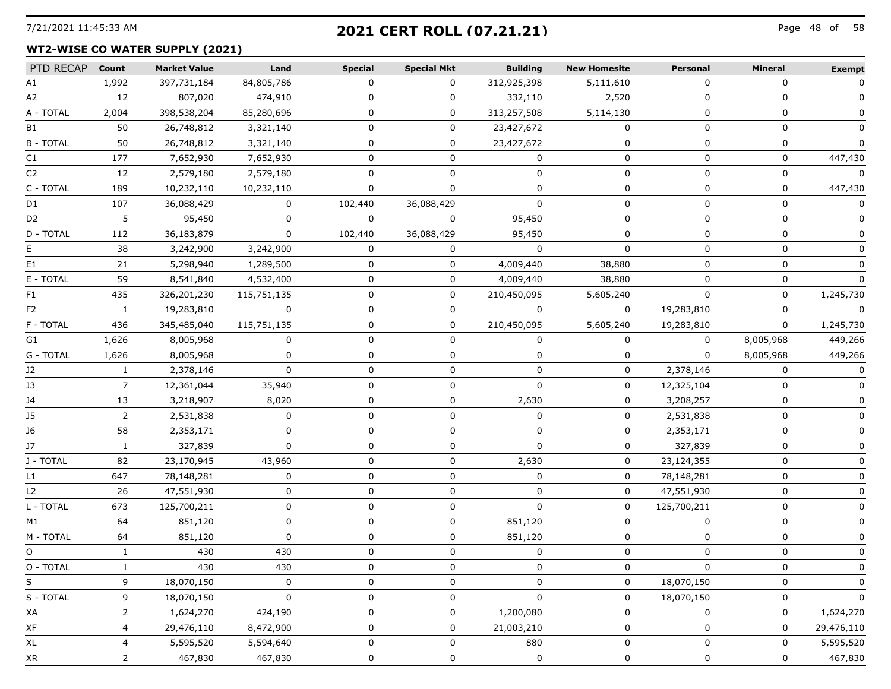# 2021 CERT ROLL (07.21.21)

## WT2-WISE CO WATER SUPPLY (2021)

| PTD RECAP | Count | Market Value | Land | Special | Special Mkt | Building | New Homesite | Personal | Mineral | Exempt |
|---|---|---|---|---|---|---|---|---|---|---|
| A1 | 1,992 | 397,731,184 | 84,805,786 | 0 | 0 | 312,925,398 | 5,111,610 | 0 | 0 | 0 |
| A2 | 12 | 807,020 | 474,910 | 0 | 0 | 332,110 | 2,520 | 0 | 0 | 0 |
| A - TOTAL | 2,004 | 398,538,204 | 85,280,696 | 0 | 0 | 313,257,508 | 5,114,130 | 0 | 0 | 0 |
| B1 | 50 | 26,748,812 | 3,321,140 | 0 | 0 | 23,427,672 | 0 | 0 | 0 | 0 |
| B - TOTAL | 50 | 26,748,812 | 3,321,140 | 0 | 0 | 23,427,672 | 0 | 0 | 0 | 0 |
| C1 | 177 | 7,652,930 | 7,652,930 | 0 | 0 | 0 | 0 | 0 | 0 | 447,430 |
| C2 | 12 | 2,579,180 | 2,579,180 | 0 | 0 | 0 | 0 | 0 | 0 | 0 |
| C - TOTAL | 189 | 10,232,110 | 10,232,110 | 0 | 0 | 0 | 0 | 0 | 0 | 447,430 |
| D1 | 107 | 36,088,429 | 0 | 102,440 | 36,088,429 | 0 | 0 | 0 | 0 | 0 |
| D2 | 5 | 95,450 | 0 | 0 | 0 | 95,450 | 0 | 0 | 0 | 0 |
| D - TOTAL | 112 | 36,183,879 | 0 | 102,440 | 36,088,429 | 95,450 | 0 | 0 | 0 | 0 |
| E | 38 | 3,242,900 | 3,242,900 | 0 | 0 | 0 | 0 | 0 | 0 | 0 |
| E1 | 21 | 5,298,940 | 1,289,500 | 0 | 0 | 4,009,440 | 38,880 | 0 | 0 | 0 |
| E - TOTAL | 59 | 8,541,840 | 4,532,400 | 0 | 0 | 4,009,440 | 38,880 | 0 | 0 | 0 |
| F1 | 435 | 326,201,230 | 115,751,135 | 0 | 0 | 210,450,095 | 5,605,240 | 0 | 0 | 1,245,730 |
| F2 | 1 | 19,283,810 | 0 | 0 | 0 | 0 | 0 | 19,283,810 | 0 | 0 |
| F - TOTAL | 436 | 345,485,040 | 115,751,135 | 0 | 0 | 210,450,095 | 5,605,240 | 19,283,810 | 0 | 1,245,730 |
| G1 | 1,626 | 8,005,968 | 0 | 0 | 0 | 0 | 0 | 0 | 8,005,968 | 449,266 |
| G - TOTAL | 1,626 | 8,005,968 | 0 | 0 | 0 | 0 | 0 | 0 | 8,005,968 | 449,266 |
| J2 | 1 | 2,378,146 | 0 | 0 | 0 | 0 | 0 | 2,378,146 | 0 | 0 |
| J3 | 7 | 12,361,044 | 35,940 | 0 | 0 | 0 | 0 | 12,325,104 | 0 | 0 |
| J4 | 13 | 3,218,907 | 8,020 | 0 | 0 | 2,630 | 0 | 3,208,257 | 0 | 0 |
| J5 | 2 | 2,531,838 | 0 | 0 | 0 | 0 | 0 | 2,531,838 | 0 | 0 |
| J6 | 58 | 2,353,171 | 0 | 0 | 0 | 0 | 0 | 2,353,171 | 0 | 0 |
| J7 | 1 | 327,839 | 0 | 0 | 0 | 0 | 0 | 327,839 | 0 | 0 |
| J - TOTAL | 82 | 23,170,945 | 43,960 | 0 | 0 | 2,630 | 0 | 23,124,355 | 0 | 0 |
| L1 | 647 | 78,148,281 | 0 | 0 | 0 | 0 | 0 | 78,148,281 | 0 | 0 |
| L2 | 26 | 47,551,930 | 0 | 0 | 0 | 0 | 0 | 47,551,930 | 0 | 0 |
| L - TOTAL | 673 | 125,700,211 | 0 | 0 | 0 | 0 | 0 | 125,700,211 | 0 | 0 |
| M1 | 64 | 851,120 | 0 | 0 | 0 | 851,120 | 0 | 0 | 0 | 0 |
| M - TOTAL | 64 | 851,120 | 0 | 0 | 0 | 851,120 | 0 | 0 | 0 | 0 |
| O | 1 | 430 | 430 | 0 | 0 | 0 | 0 | 0 | 0 | 0 |
| O - TOTAL | 1 | 430 | 430 | 0 | 0 | 0 | 0 | 0 | 0 | 0 |
| S | 9 | 18,070,150 | 0 | 0 | 0 | 0 | 0 | 18,070,150 | 0 | 0 |
| S - TOTAL | 9 | 18,070,150 | 0 | 0 | 0 | 0 | 0 | 18,070,150 | 0 | 0 |
| XA | 2 | 1,624,270 | 424,190 | 0 | 0 | 1,200,080 | 0 | 0 | 0 | 1,624,270 |
| XF | 4 | 29,476,110 | 8,472,900 | 0 | 0 | 21,003,210 | 0 | 0 | 0 | 29,476,110 |
| XL | 4 | 5,595,520 | 5,594,640 | 0 | 0 | 880 | 0 | 0 | 0 | 5,595,520 |
| XR | 2 | 467,830 | 467,830 | 0 | 0 | 0 | 0 | 0 | 0 | 467,830 |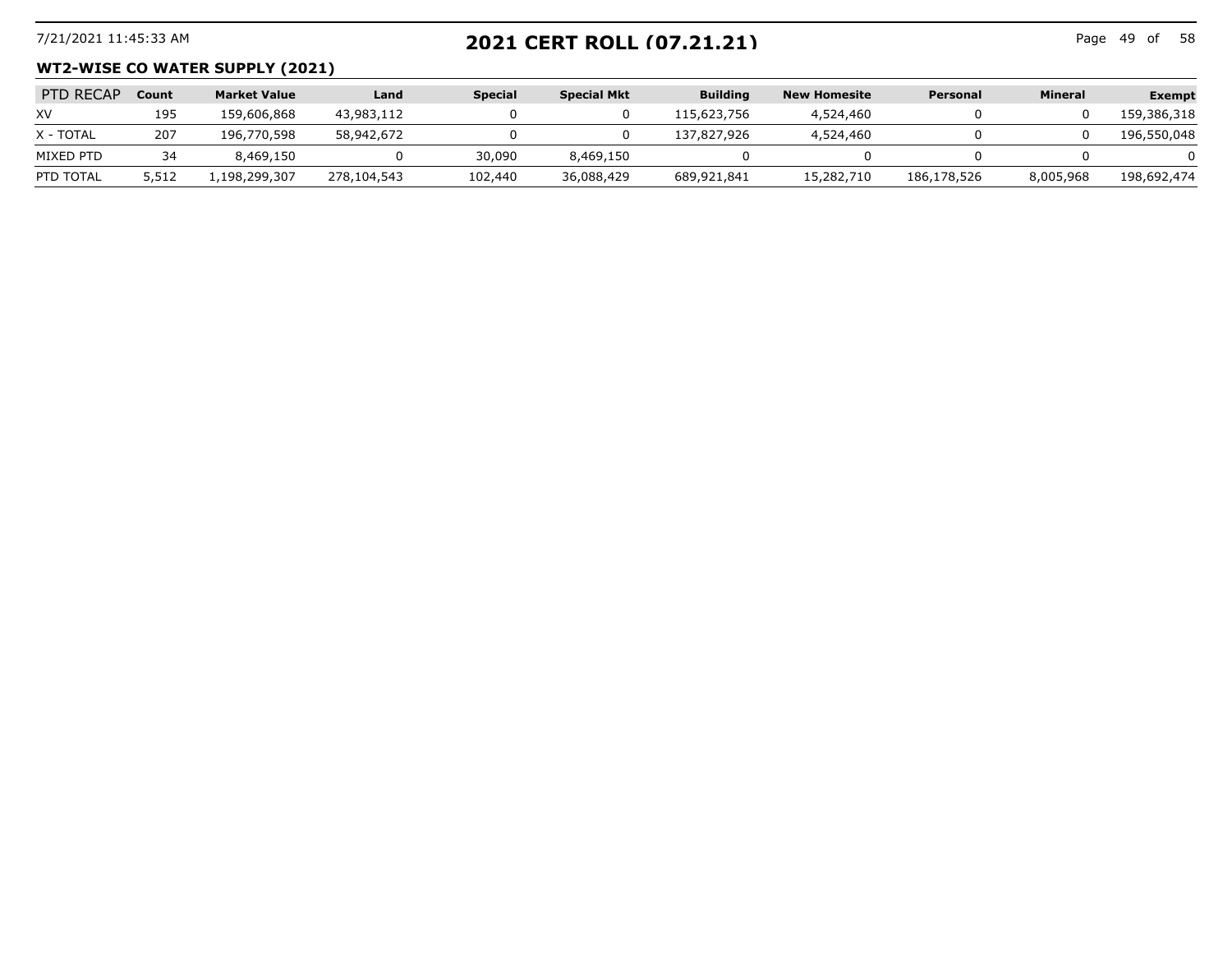# 2021 CERT ROLL (07.21.21)

## WT2-WISE CO WATER SUPPLY (2021)

| PTD RECAP | Count | Market Value | Land | Special | Special Mkt | Building | New Homesite | Personal | Mineral | Exempt |
|---|---|---|---|---|---|---|---|---|---|---|
| XV | 195 | 159,606,868 | 43,983,112 | 0 | 0 | 115,623,756 | 4,524,460 | 0 | 0 | 159,386,318 |
| X - TOTAL | 207 | 196,770,598 | 58,942,672 | 0 | 0 | 137,827,926 | 4,524,460 | 0 | 0 | 196,550,048 |
| MIXED PTD | 34 | 8,469,150 | 0 | 30,090 | 8,469,150 | 0 | 0 | 0 | 0 | 0 |
| PTD TOTAL | 5,512 | 1,198,299,307 | 278,104,543 | 102,440 | 36,088,429 | 689,921,841 | 15,282,710 | 186,178,526 | 8,005,968 | 198,692,474 |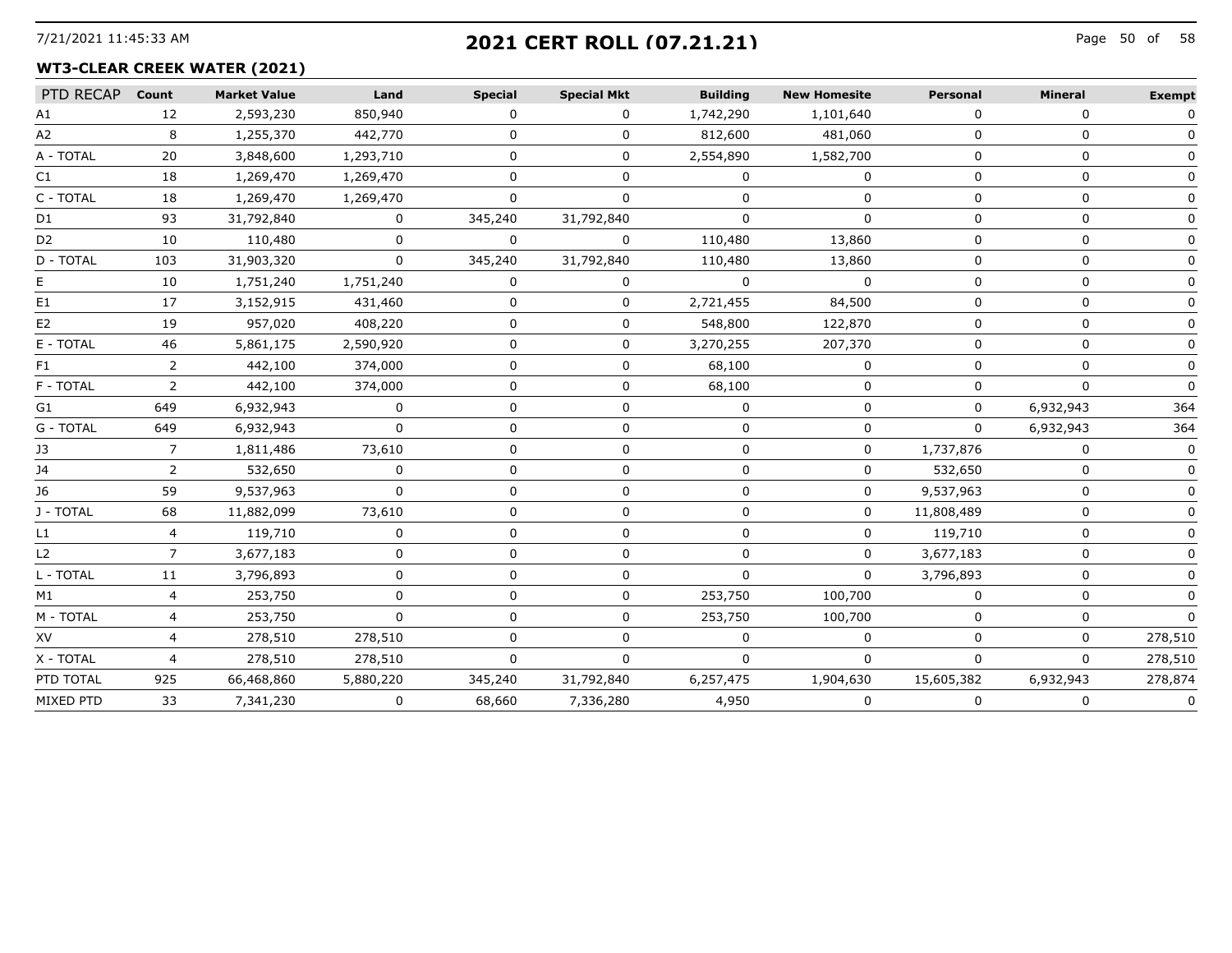# 2021 CERT ROLL (07.21.21)

## WT3-CLEAR CREEK WATER (2021)

| PTD RECAP | Count | Market Value | Land | Special | Special Mkt | Building | New Homesite | Personal | Mineral | Exempt |
|---|---|---|---|---|---|---|---|---|---|---|
| A1 | 12 | 2,593,230 | 850,940 | 0 | 0 | 1,742,290 | 1,101,640 | 0 | 0 | 0 |
| A2 | 8 | 1,255,370 | 442,770 | 0 | 0 | 812,600 | 481,060 | 0 | 0 | 0 |
| A - TOTAL | 20 | 3,848,600 | 1,293,710 | 0 | 0 | 2,554,890 | 1,582,700 | 0 | 0 | 0 |
| C1 | 18 | 1,269,470 | 1,269,470 | 0 | 0 | 0 | 0 | 0 | 0 | 0 |
| C - TOTAL | 18 | 1,269,470 | 1,269,470 | 0 | 0 | 0 | 0 | 0 | 0 | 0 |
| D1 | 93 | 31,792,840 | 0 | 345,240 | 31,792,840 | 0 | 0 | 0 | 0 | 0 |
| D2 | 10 | 110,480 | 0 | 0 | 0 | 110,480 | 13,860 | 0 | 0 | 0 |
| D - TOTAL | 103 | 31,903,320 | 0 | 345,240 | 31,792,840 | 110,480 | 13,860 | 0 | 0 | 0 |
| E | 10 | 1,751,240 | 1,751,240 | 0 | 0 | 0 | 0 | 0 | 0 | 0 |
| E1 | 17 | 3,152,915 | 431,460 | 0 | 0 | 2,721,455 | 84,500 | 0 | 0 | 0 |
| E2 | 19 | 957,020 | 408,220 | 0 | 0 | 548,800 | 122,870 | 0 | 0 | 0 |
| E - TOTAL | 46 | 5,861,175 | 2,590,920 | 0 | 0 | 3,270,255 | 207,370 | 0 | 0 | 0 |
| F1 | 2 | 442,100 | 374,000 | 0 | 0 | 68,100 | 0 | 0 | 0 | 0 |
| F - TOTAL | 2 | 442,100 | 374,000 | 0 | 0 | 68,100 | 0 | 0 | 0 | 0 |
| G1 | 649 | 6,932,943 | 0 | 0 | 0 | 0 | 0 | 0 | 6,932,943 | 364 |
| G - TOTAL | 649 | 6,932,943 | 0 | 0 | 0 | 0 | 0 | 0 | 6,932,943 | 364 |
| J3 | 7 | 1,811,486 | 73,610 | 0 | 0 | 0 | 0 | 1,737,876 | 0 | 0 |
| J4 | 2 | 532,650 | 0 | 0 | 0 | 0 | 0 | 532,650 | 0 | 0 |
| J6 | 59 | 9,537,963 | 0 | 0 | 0 | 0 | 0 | 9,537,963 | 0 | 0 |
| J - TOTAL | 68 | 11,882,099 | 73,610 | 0 | 0 | 0 | 0 | 11,808,489 | 0 | 0 |
| L1 | 4 | 119,710 | 0 | 0 | 0 | 0 | 0 | 119,710 | 0 | 0 |
| L2 | 7 | 3,677,183 | 0 | 0 | 0 | 0 | 0 | 3,677,183 | 0 | 0 |
| L - TOTAL | 11 | 3,796,893 | 0 | 0 | 0 | 0 | 0 | 3,796,893 | 0 | 0 |
| M1 | 4 | 253,750 | 0 | 0 | 0 | 253,750 | 100,700 | 0 | 0 | 0 |
| M - TOTAL | 4 | 253,750 | 0 | 0 | 0 | 253,750 | 100,700 | 0 | 0 | 0 |
| XV | 4 | 278,510 | 278,510 | 0 | 0 | 0 | 0 | 0 | 0 | 278,510 |
| X - TOTAL | 4 | 278,510 | 278,510 | 0 | 0 | 0 | 0 | 0 | 0 | 278,510 |
| PTD TOTAL | 925 | 66,468,860 | 5,880,220 | 345,240 | 31,792,840 | 6,257,475 | 1,904,630 | 15,605,382 | 6,932,943 | 278,874 |
| MIXED PTD | 33 | 7,341,230 | 0 | 68,660 | 7,336,280 | 4,950 | 0 | 0 | 0 | 0 |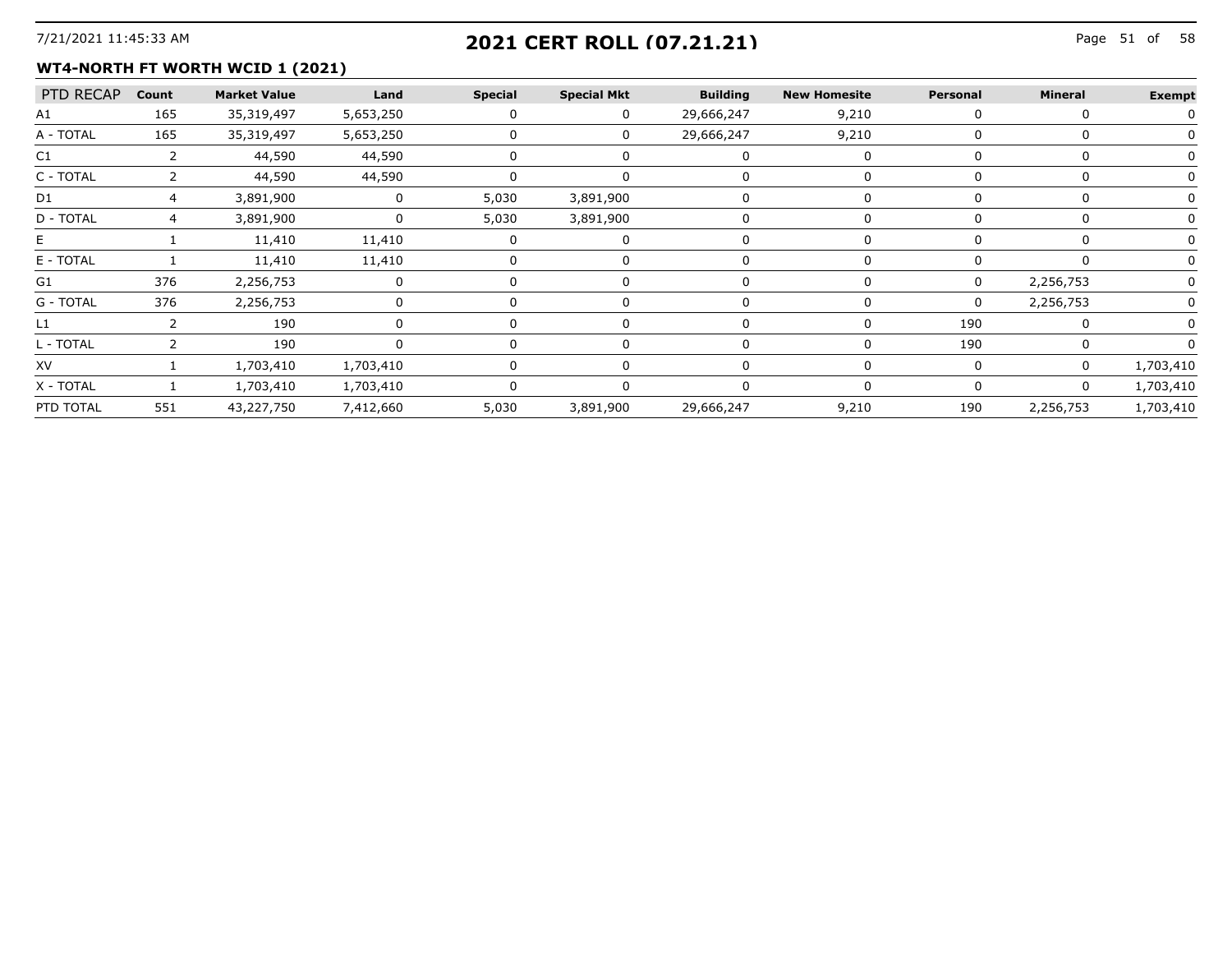# 2021 CERT ROLL (07.21.21)

## WT4-NORTH FT WORTH WCID 1 (2021)

| PTD RECAP | Count | Market Value | Land | Special | Special Mkt | Building | New Homesite | Personal | Mineral | Exempt |
|---|---|---|---|---|---|---|---|---|---|---|
| A1 | 165 | 35,319,497 | 5,653,250 | 0 | 0 | 29,666,247 | 9,210 | 0 | 0 | 0 |
| A - TOTAL | 165 | 35,319,497 | 5,653,250 | 0 | 0 | 29,666,247 | 9,210 | 0 | 0 | 0 |
| C1 | 2 | 44,590 | 44,590 | 0 | 0 | 0 | 0 | 0 | 0 | 0 |
| C - TOTAL | 2 | 44,590 | 44,590 | 0 | 0 | 0 | 0 | 0 | 0 | 0 |
| D1 | 4 | 3,891,900 | 0 | 5,030 | 3,891,900 | 0 | 0 | 0 | 0 | 0 |
| D - TOTAL | 4 | 3,891,900 | 0 | 5,030 | 3,891,900 | 0 | 0 | 0 | 0 | 0 |
| E | 1 | 11,410 | 11,410 | 0 | 0 | 0 | 0 | 0 | 0 | 0 |
| E - TOTAL | 1 | 11,410 | 11,410 | 0 | 0 | 0 | 0 | 0 | 0 | 0 |
| G1 | 376 | 2,256,753 | 0 | 0 | 0 | 0 | 0 | 0 | 2,256,753 | 0 |
| G - TOTAL | 376 | 2,256,753 | 0 | 0 | 0 | 0 | 0 | 0 | 2,256,753 | 0 |
| L1 | 2 | 190 | 0 | 0 | 0 | 0 | 0 | 190 | 0 | 0 |
| L - TOTAL | 2 | 190 | 0 | 0 | 0 | 0 | 0 | 190 | 0 | 0 |
| XV | 1 | 1,703,410 | 1,703,410 | 0 | 0 | 0 | 0 | 0 | 0 | 1,703,410 |
| X - TOTAL | 1 | 1,703,410 | 1,703,410 | 0 | 0 | 0 | 0 | 0 | 0 | 1,703,410 |
| PTD TOTAL | 551 | 43,227,750 | 7,412,660 | 5,030 | 3,891,900 | 29,666,247 | 9,210 | 190 | 2,256,753 | 1,703,410 |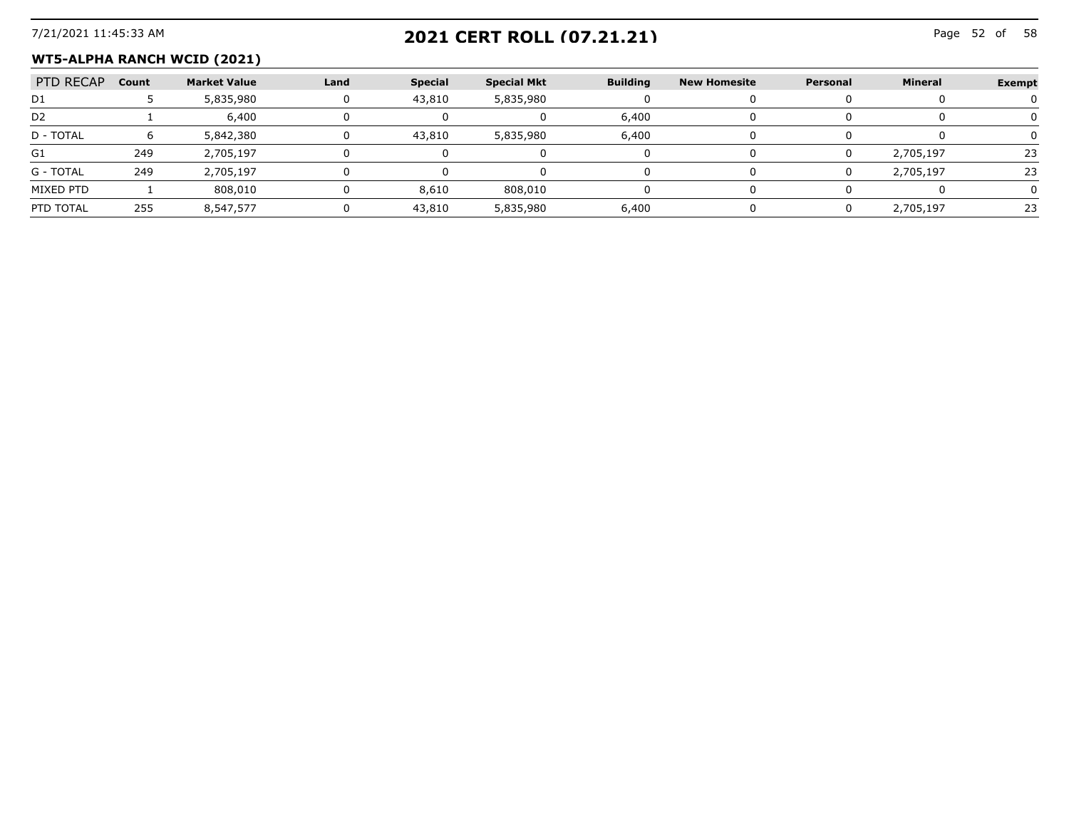# 2021 CERT ROLL (07.21.21)

## WT5-ALPHA RANCH WCID (2021)

| PTD RECAP | Count | Market Value | Land | Special | Special Mkt | Building | New Homesite | Personal | Mineral | Exempt |
|---|---|---|---|---|---|---|---|---|---|---|
| D1 | 5 | 5,835,980 | 0 | 43,810 | 5,835,980 | 0 | 0 | 0 | 0 | 0 |
| D2 | 1 | 6,400 | 0 | 0 | 0 | 6,400 | 0 | 0 | 0 | 0 |
| D - TOTAL | 6 | 5,842,380 | 0 | 43,810 | 5,835,980 | 6,400 | 0 | 0 | 0 | 0 |
| G1 | 249 | 2,705,197 | 0 | 0 | 0 | 0 | 0 | 0 | 2,705,197 | 23 |
| G - TOTAL | 249 | 2,705,197 | 0 | 0 | 0 | 0 | 0 | 0 | 2,705,197 | 23 |
| MIXED PTD | 1 | 808,010 | 0 | 8,610 | 808,010 | 0 | 0 | 0 | 0 | 0 |
| PTD TOTAL | 255 | 8,547,577 | 0 | 43,810 | 5,835,980 | 6,400 | 0 | 0 | 2,705,197 | 23 |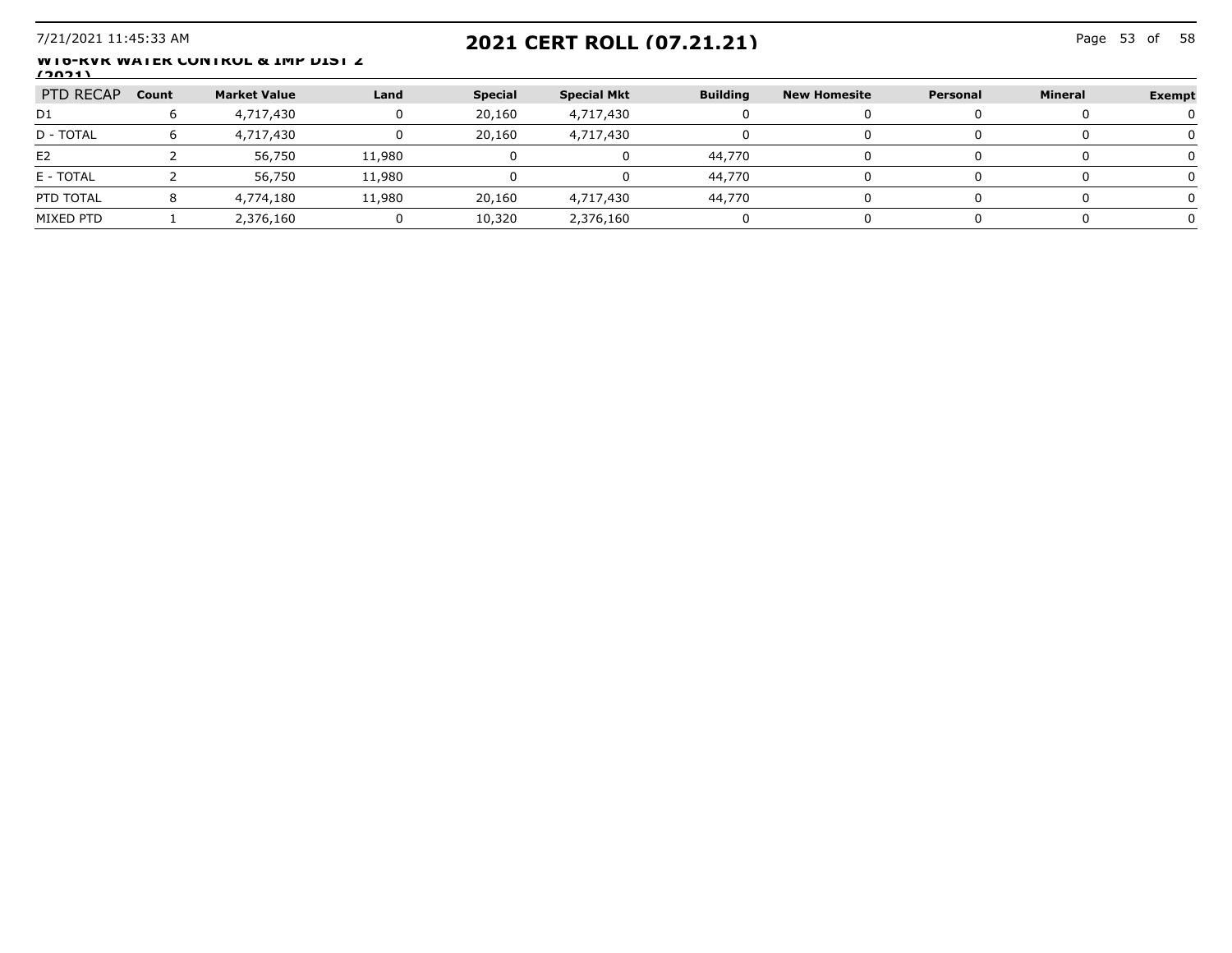## WT6-RVR WATER CONTROL & IMP DIST 2 (2021)

| PTD RECAP | Count | Market Value | Land | Special | Special Mkt | Building | New Homesite | Personal | Mineral | Exempt |
|---|---|---|---|---|---|---|---|---|---|---|
| D1 | 6 | 4,717,430 | 0 | 20,160 | 4,717,430 | 0 | 0 | 0 | 0 | 0 |
| D - TOTAL | 6 | 4,717,430 | 0 | 20,160 | 4,717,430 | 0 | 0 | 0 | 0 | 0 |
| E2 | 2 | 56,750 | 11,980 | 0 | 0 | 44,770 | 0 | 0 | 0 | 0 |
| E - TOTAL | 2 | 56,750 | 11,980 | 0 | 0 | 44,770 | 0 | 0 | 0 | 0 |
| PTD TOTAL | 8 | 4,774,180 | 11,980 | 20,160 | 4,717,430 | 44,770 | 0 | 0 | 0 | 0 |
| MIXED PTD | 1 | 2,376,160 | 0 | 10,320 | 2,376,160 | 0 | 0 | 0 | 0 | 0 |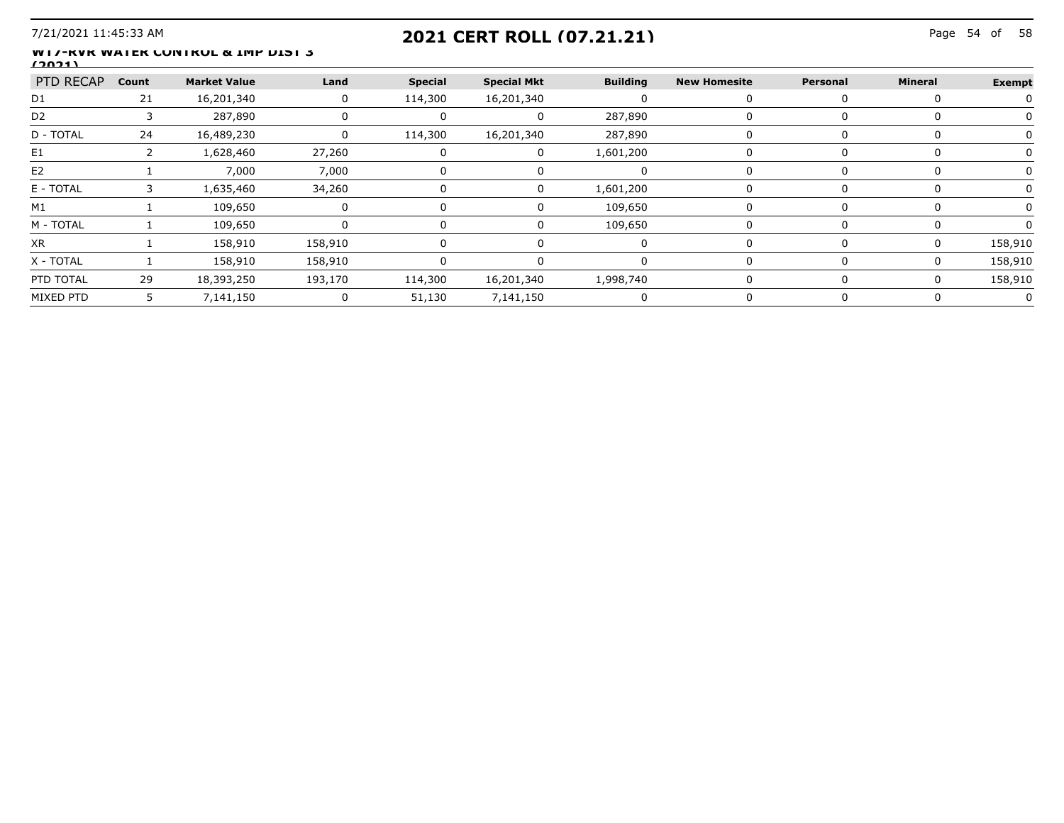## 2021 CERT ROLL (07.21.21)

**W17-RVR WATER CONTROL & IMP DIST 3 (2021)**

| PTD RECAP | Count | Market Value | Land | Special | Special Mkt | Building | New Homesite | Personal | Mineral | Exempt |
|---|---|---|---|---|---|---|---|---|---|---|
| D1 | 21 | 16,201,340 | 0 | 114,300 | 16,201,340 | 0 | 0 | 0 | 0 | 0 |
| D2 | 3 | 287,890 | 0 | 0 | 0 | 287,890 | 0 | 0 | 0 | 0 |
| D - TOTAL | 24 | 16,489,230 | 0 | 114,300 | 16,201,340 | 287,890 | 0 | 0 | 0 | 0 |
| E1 | 2 | 1,628,460 | 27,260 | 0 | 0 | 1,601,200 | 0 | 0 | 0 | 0 |
| E2 | 1 | 7,000 | 7,000 | 0 | 0 | 0 | 0 | 0 | 0 | 0 |
| E - TOTAL | 3 | 1,635,460 | 34,260 | 0 | 0 | 1,601,200 | 0 | 0 | 0 | 0 |
| M1 | 1 | 109,650 | 0 | 0 | 0 | 109,650 | 0 | 0 | 0 | 0 |
| M - TOTAL | 1 | 109,650 | 0 | 0 | 0 | 109,650 | 0 | 0 | 0 | 0 |
| XR | 1 | 158,910 | 158,910 | 0 | 0 | 0 | 0 | 0 | 0 | 158,910 |
| X - TOTAL | 1 | 158,910 | 158,910 | 0 | 0 | 0 | 0 | 0 | 0 | 158,910 |
| PTD TOTAL | 29 | 18,393,250 | 193,170 | 114,300 | 16,201,340 | 1,998,740 | 0 | 0 | 0 | 158,910 |
| MIXED PTD | 5 | 7,141,150 | 0 | 51,130 | 7,141,150 | 0 | 0 | 0 | 0 | 0 |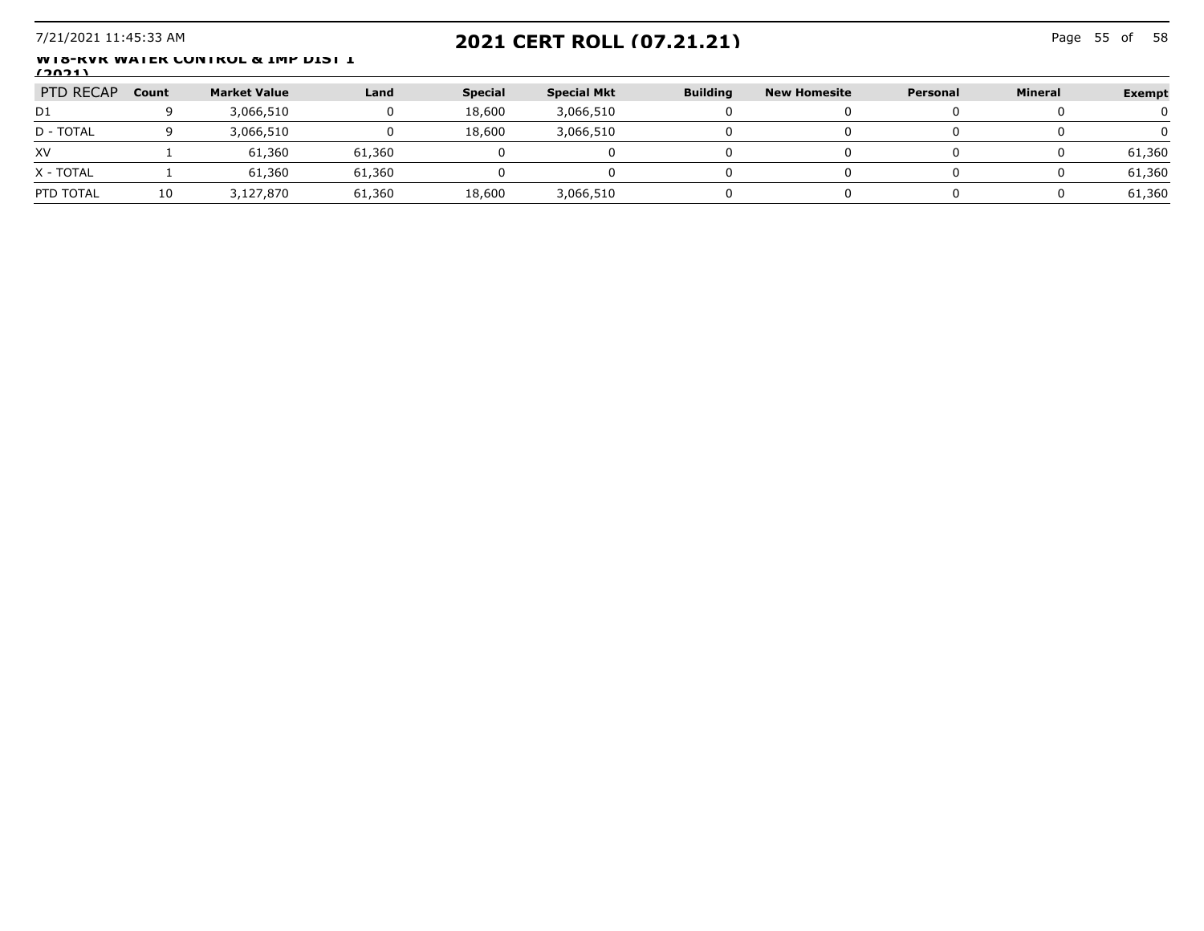## WT8-RVR WATER CONTROL & IMP DIST 1 (2021)

| PTD RECAP | Count | Market Value | Land | Special | Special Mkt | Building | New Homesite | Personal | Mineral | Exempt |
|---|---|---|---|---|---|---|---|---|---|---|
| D1 | 9 | 3,066,510 | 0 | 18,600 | 3,066,510 | 0 | 0 | 0 | 0 | 0 |
| D - TOTAL | 9 | 3,066,510 | 0 | 18,600 | 3,066,510 | 0 | 0 | 0 | 0 | 0 |
| XV | 1 | 61,360 | 61,360 | 0 | 0 | 0 | 0 | 0 | 0 | 61,360 |
| X - TOTAL | 1 | 61,360 | 61,360 | 0 | 0 | 0 | 0 | 0 | 0 | 61,360 |
| PTD TOTAL | 10 | 3,127,870 | 61,360 | 18,600 | 3,066,510 | 0 | 0 | 0 | 0 | 61,360 |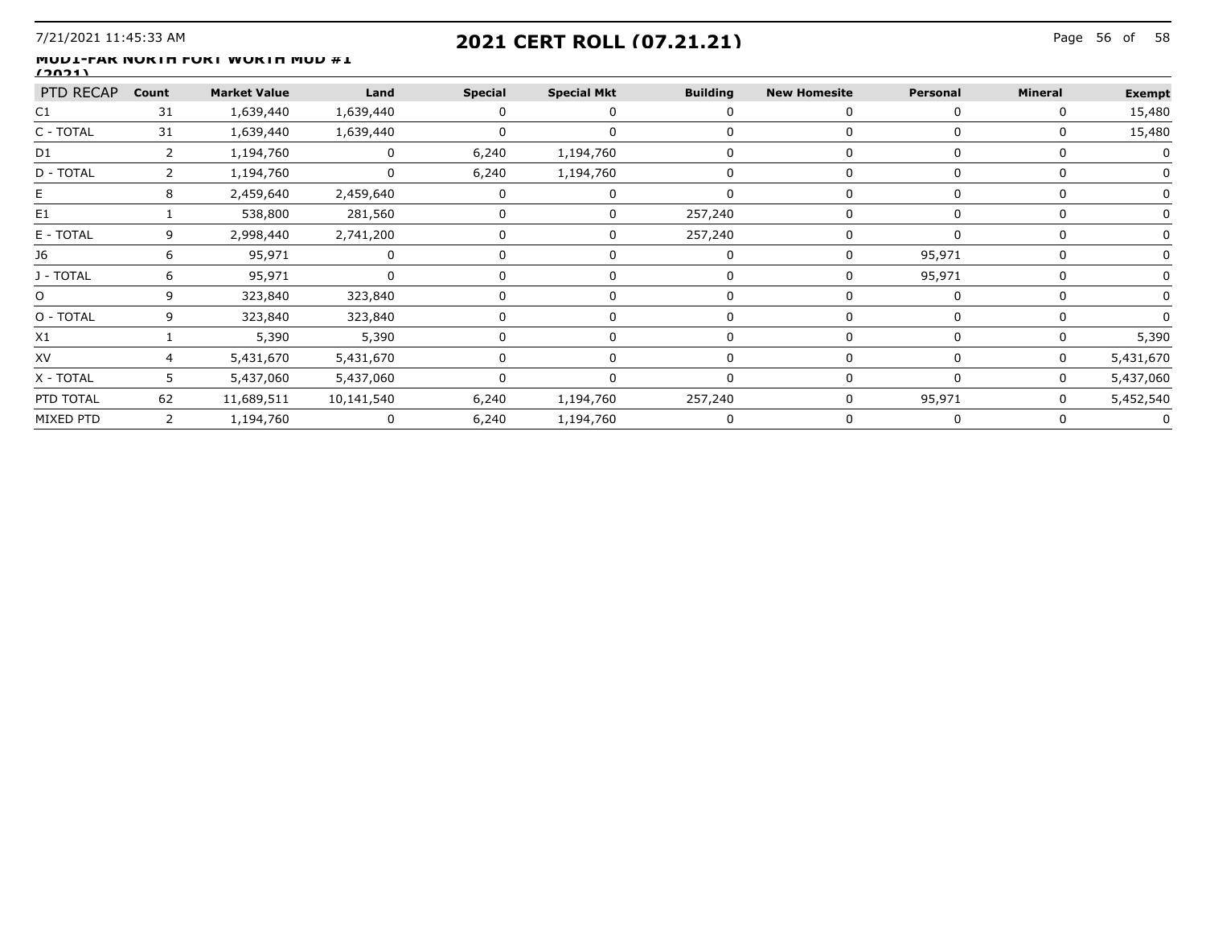# 2021 CERT ROLL (07.21.21)

## MUD1-FAR NORTH FORT WORTH MUD #1 (2021)

| PTD RECAP | Count | Market Value | Land | Special | Special Mkt | Building | New Homesite | Personal | Mineral | Exempt |
|---|---|---|---|---|---|---|---|---|---|---|
| C1 | 31 | 1,639,440 | 1,639,440 | 0 | 0 | 0 | 0 | 0 | 0 | 15,480 |
| C - TOTAL | 31 | 1,639,440 | 1,639,440 | 0 | 0 | 0 | 0 | 0 | 0 | 15,480 |
| D1 | 2 | 1,194,760 | 0 | 6,240 | 1,194,760 | 0 | 0 | 0 | 0 | 0 |
| D - TOTAL | 2 | 1,194,760 | 0 | 6,240 | 1,194,760 | 0 | 0 | 0 | 0 | 0 |
| E | 8 | 2,459,640 | 2,459,640 | 0 | 0 | 0 | 0 | 0 | 0 | 0 |
| E1 | 1 | 538,800 | 281,560 | 0 | 0 | 257,240 | 0 | 0 | 0 | 0 |
| E - TOTAL | 9 | 2,998,440 | 2,741,200 | 0 | 0 | 257,240 | 0 | 0 | 0 | 0 |
| J6 | 6 | 95,971 | 0 | 0 | 0 | 0 | 0 | 95,971 | 0 | 0 |
| J - TOTAL | 6 | 95,971 | 0 | 0 | 0 | 0 | 0 | 95,971 | 0 | 0 |
| O | 9 | 323,840 | 323,840 | 0 | 0 | 0 | 0 | 0 | 0 | 0 |
| O - TOTAL | 9 | 323,840 | 323,840 | 0 | 0 | 0 | 0 | 0 | 0 | 0 |
| X1 | 1 | 5,390 | 5,390 | 0 | 0 | 0 | 0 | 0 | 0 | 5,390 |
| XV | 4 | 5,431,670 | 5,431,670 | 0 | 0 | 0 | 0 | 0 | 0 | 5,431,670 |
| X - TOTAL | 5 | 5,437,060 | 5,437,060 | 0 | 0 | 0 | 0 | 0 | 0 | 5,437,060 |
| PTD TOTAL | 62 | 11,689,511 | 10,141,540 | 6,240 | 1,194,760 | 257,240 | 0 | 95,971 | 0 | 5,452,540 |
| MIXED PTD | 2 | 1,194,760 | 0 | 6,240 | 1,194,760 | 0 | 0 | 0 | 0 | 0 |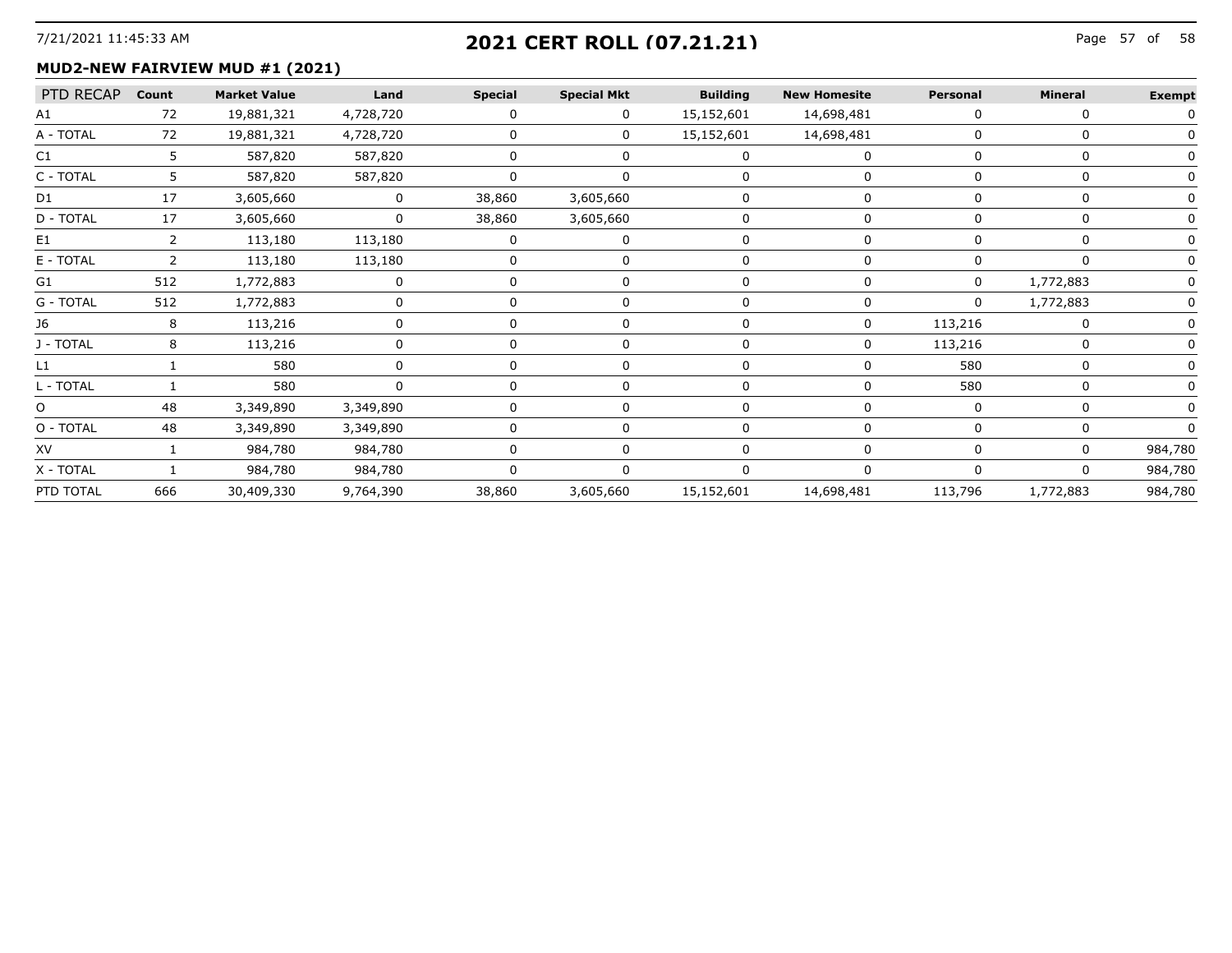# 2021 CERT ROLL (07.21.21)

## MUD2-NEW FAIRVIEW MUD #1 (2021)

| PTD RECAP | Count | Market Value | Land | Special | Special Mkt | Building | New Homesite | Personal | Mineral | Exempt |
|---|---|---|---|---|---|---|---|---|---|---|
| A1 | 72 | 19,881,321 | 4,728,720 | 0 | 0 | 15,152,601 | 14,698,481 | 0 | 0 | 0 |
| A - TOTAL | 72 | 19,881,321 | 4,728,720 | 0 | 0 | 15,152,601 | 14,698,481 | 0 | 0 | 0 |
| C1 | 5 | 587,820 | 587,820 | 0 | 0 | 0 | 0 | 0 | 0 | 0 |
| C - TOTAL | 5 | 587,820 | 587,820 | 0 | 0 | 0 | 0 | 0 | 0 | 0 |
| D1 | 17 | 3,605,660 | 0 | 38,860 | 3,605,660 | 0 | 0 | 0 | 0 | 0 |
| D - TOTAL | 17 | 3,605,660 | 0 | 38,860 | 3,605,660 | 0 | 0 | 0 | 0 | 0 |
| E1 | 2 | 113,180 | 113,180 | 0 | 0 | 0 | 0 | 0 | 0 | 0 |
| E - TOTAL | 2 | 113,180 | 113,180 | 0 | 0 | 0 | 0 | 0 | 0 | 0 |
| G1 | 512 | 1,772,883 | 0 | 0 | 0 | 0 | 0 | 0 | 1,772,883 | 0 |
| G - TOTAL | 512 | 1,772,883 | 0 | 0 | 0 | 0 | 0 | 0 | 1,772,883 | 0 |
| J6 | 8 | 113,216 | 0 | 0 | 0 | 0 | 0 | 113,216 | 0 | 0 |
| J - TOTAL | 8 | 113,216 | 0 | 0 | 0 | 0 | 0 | 113,216 | 0 | 0 |
| L1 | 1 | 580 | 0 | 0 | 0 | 0 | 0 | 580 | 0 | 0 |
| L - TOTAL | 1 | 580 | 0 | 0 | 0 | 0 | 0 | 580 | 0 | 0 |
| O | 48 | 3,349,890 | 3,349,890 | 0 | 0 | 0 | 0 | 0 | 0 | 0 |
| O - TOTAL | 48 | 3,349,890 | 3,349,890 | 0 | 0 | 0 | 0 | 0 | 0 | 0 |
| XV | 1 | 984,780 | 984,780 | 0 | 0 | 0 | 0 | 0 | 0 | 984,780 |
| X - TOTAL | 1 | 984,780 | 984,780 | 0 | 0 | 0 | 0 | 0 | 0 | 984,780 |
| PTD TOTAL | 666 | 30,409,330 | 9,764,390 | 38,860 | 3,605,660 | 15,152,601 | 14,698,481 | 113,796 | 1,772,883 | 984,780 |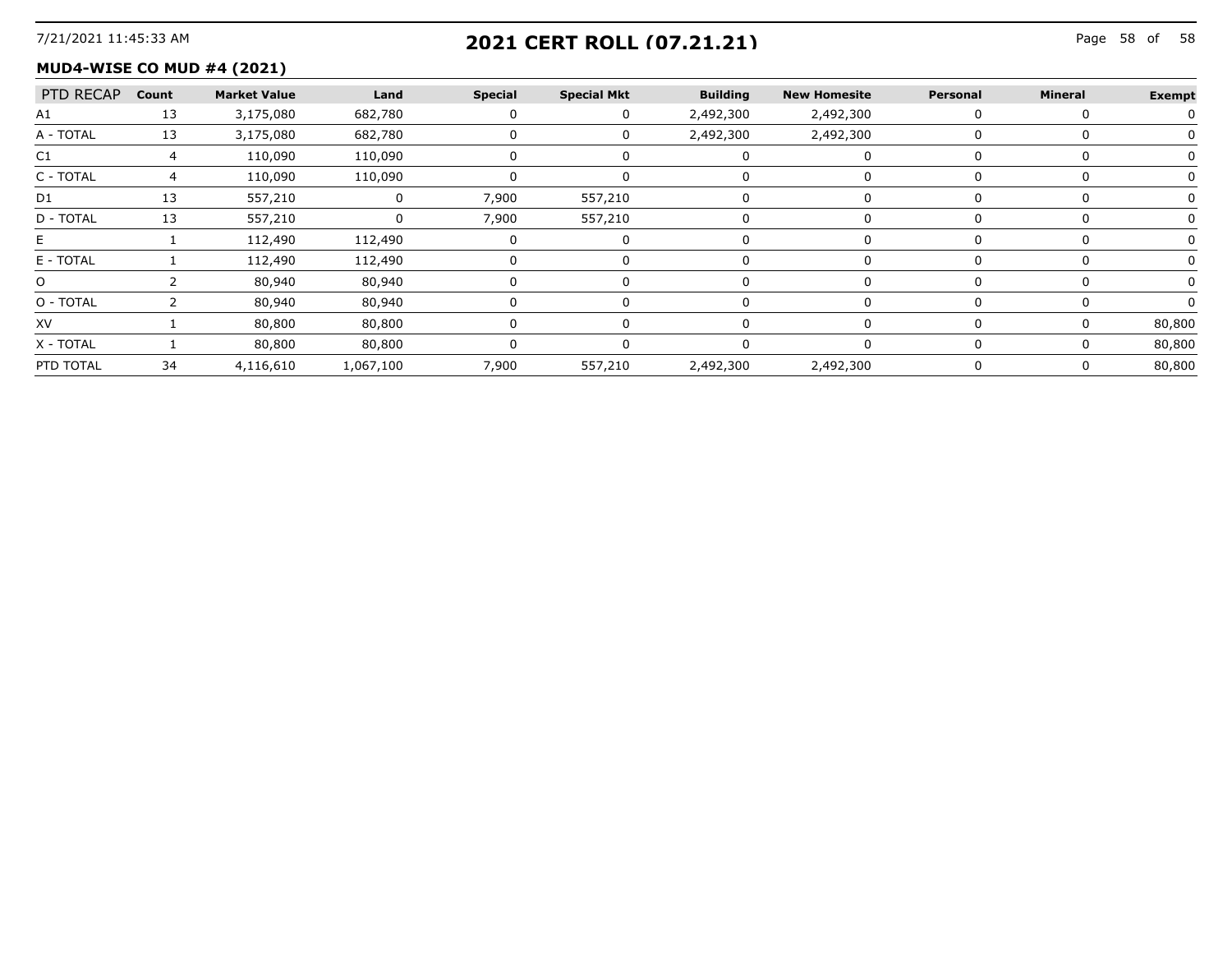## MUD4-WISE CO MUD #4 (2021)

| PTD RECAP | Count | Market Value | Land | Special | Special Mkt | Building | New Homesite | Personal | Mineral | Exempt |
|---|---|---|---|---|---|---|---|---|---|---|
| A1 | 13 | 3,175,080 | 682,780 | 0 | 0 | 2,492,300 | 2,492,300 | 0 | 0 | 0 |
| A - TOTAL | 13 | 3,175,080 | 682,780 | 0 | 0 | 2,492,300 | 2,492,300 | 0 | 0 | 0 |
| C1 | 4 | 110,090 | 110,090 | 0 | 0 | 0 | 0 | 0 | 0 | 0 |
| C - TOTAL | 4 | 110,090 | 110,090 | 0 | 0 | 0 | 0 | 0 | 0 | 0 |
| D1 | 13 | 557,210 | 0 | 7,900 | 557,210 | 0 | 0 | 0 | 0 | 0 |
| D - TOTAL | 13 | 557,210 | 0 | 7,900 | 557,210 | 0 | 0 | 0 | 0 | 0 |
| E | 1 | 112,490 | 112,490 | 0 | 0 | 0 | 0 | 0 | 0 | 0 |
| E - TOTAL | 1 | 112,490 | 112,490 | 0 | 0 | 0 | 0 | 0 | 0 | 0 |
| O | 2 | 80,940 | 80,940 | 0 | 0 | 0 | 0 | 0 | 0 | 0 |
| O - TOTAL | 2 | 80,940 | 80,940 | 0 | 0 | 0 | 0 | 0 | 0 | 0 |
| XV | 1 | 80,800 | 80,800 | 0 | 0 | 0 | 0 | 0 | 0 | 80,800 |
| X - TOTAL | 1 | 80,800 | 80,800 | 0 | 0 | 0 | 0 | 0 | 0 | 80,800 |
| PTD TOTAL | 34 | 4,116,610 | 1,067,100 | 7,900 | 557,210 | 2,492,300 | 2,492,300 | 0 | 0 | 80,800 |